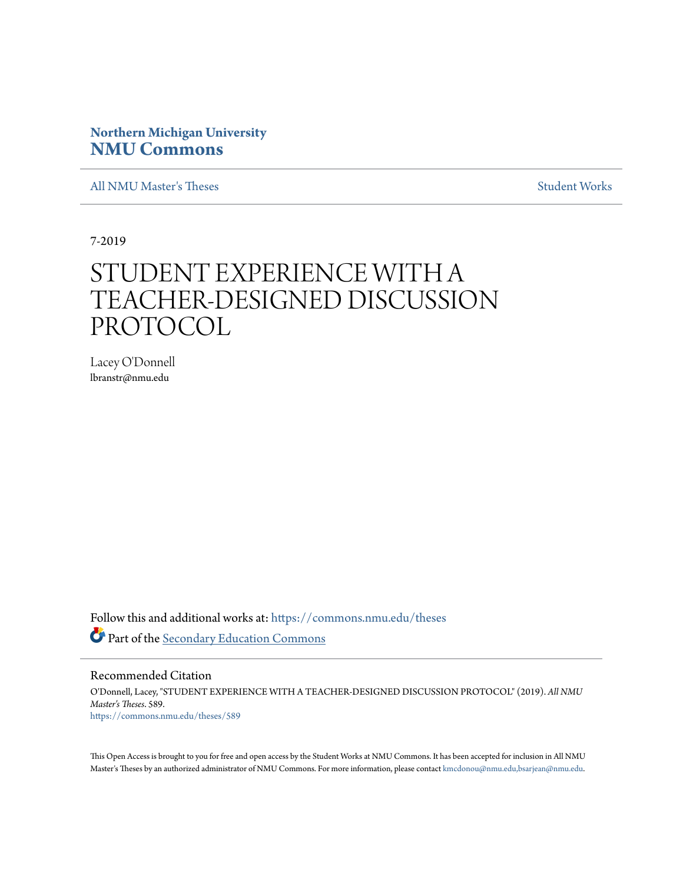**Northern Michigan University**
**NMU Commons**

All NMU Master's Theses | Student Works

7-2019

# STUDENT EXPERIENCE WITH A TEACHER-DESIGNED DISCUSSION PROTOCOL

Lacey O'Donnell
lbranstr@nmu.edu

Follow this and additional works at: https://commons.nmu.edu/theses

Part of the Secondary Education Commons

## Recommended Citation

O'Donnell, Lacey, "STUDENT EXPERIENCE WITH A TEACHER-DESIGNED DISCUSSION PROTOCOL" (2019). *All NMU Master's Theses*. 589.
https://commons.nmu.edu/theses/589

This Open Access is brought to you for free and open access by the Student Works at NMU Commons. It has been accepted for inclusion in All NMU Master's Theses by an authorized administrator of NMU Commons. For more information, please contact kmcdonou@nmu.edu,bsarjean@nmu.edu.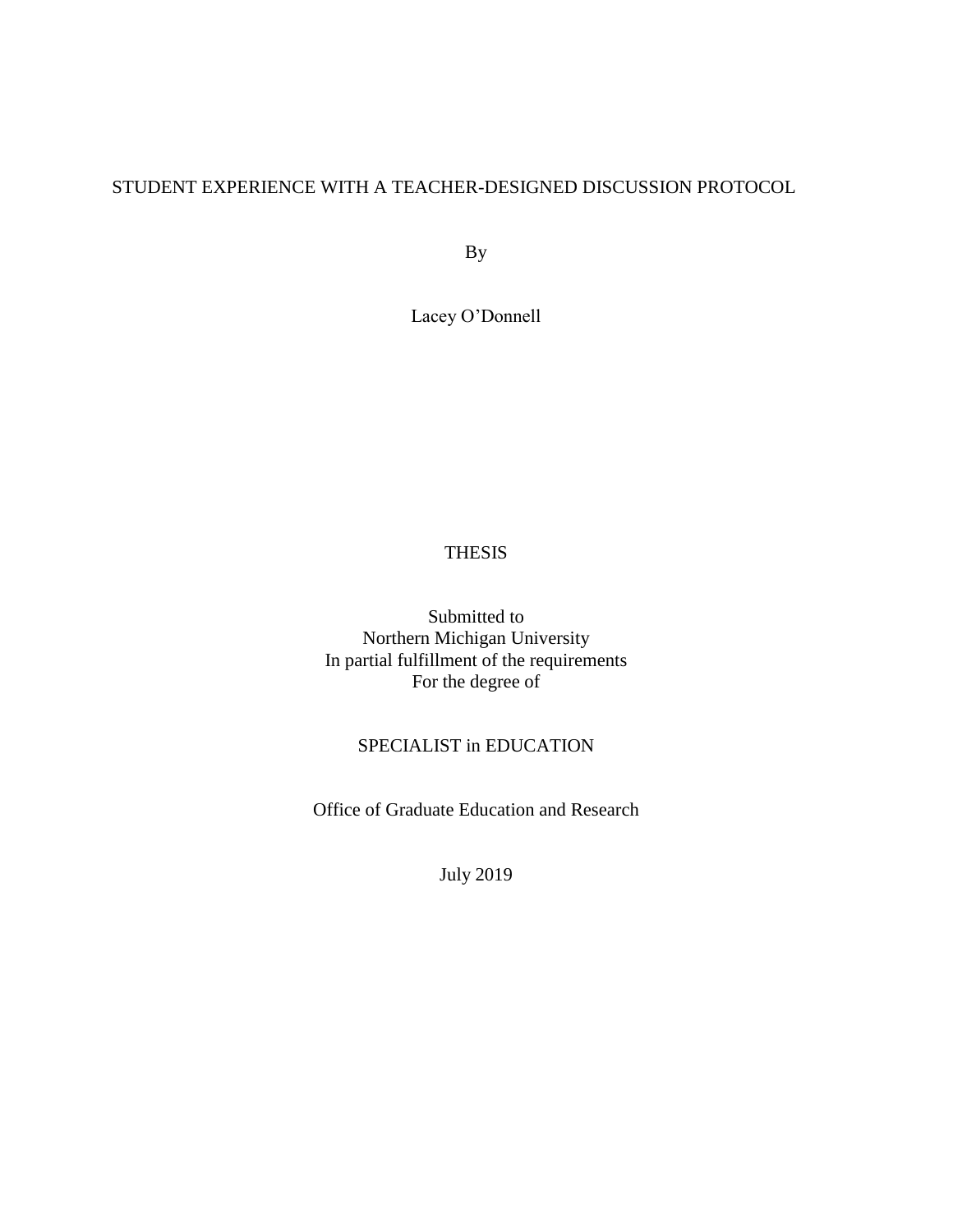STUDENT EXPERIENCE WITH A TEACHER-DESIGNED DISCUSSION PROTOCOL

By

Lacey O'Donnell

THESIS

Submitted to
Northern Michigan University
In partial fulfillment of the requirements
For the degree of

SPECIALIST in EDUCATION

Office of Graduate Education and Research

July 2019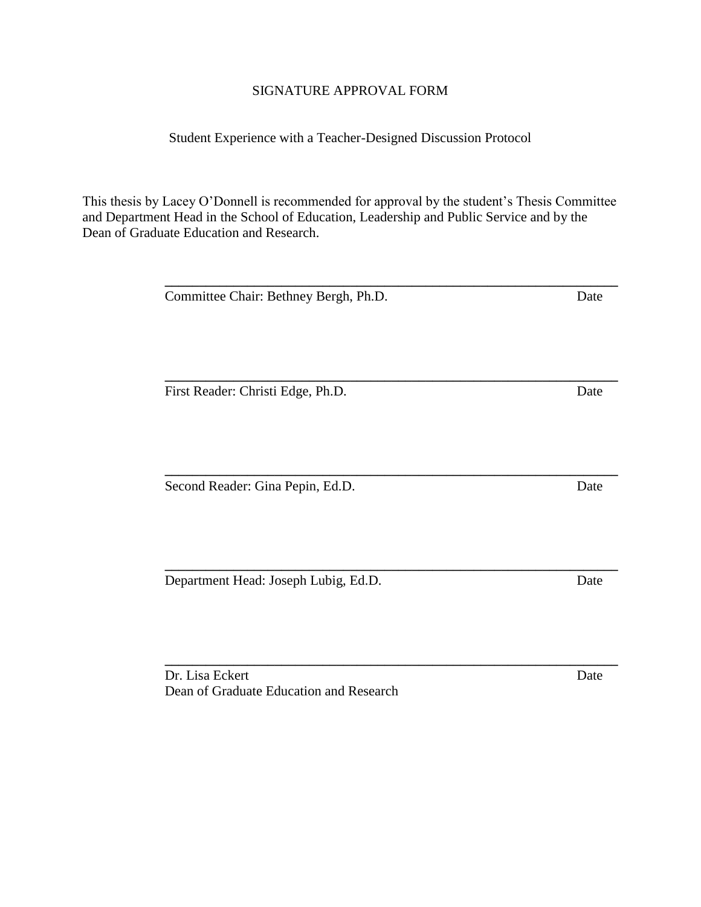SIGNATURE APPROVAL FORM

Student Experience with a Teacher-Designed Discussion Protocol

This thesis by Lacey O'Donnell is recommended for approval by the student's Thesis Committee and Department Head in the School of Education, Leadership and Public Service and by the Dean of Graduate Education and Research.

______________________________________________________________

Committee Chair: Bethney Bergh, Ph.D. Date

______________________________________________________________

First Reader: Christi Edge, Ph.D. Date

______________________________________________________________

Second Reader: Gina Pepin, Ed.D. Date

______________________________________________________________

Department Head: Joseph Lubig, Ed.D. Date

______________________________________________________________

Dr. Lisa Eckert Date
Dean of Graduate Education and Research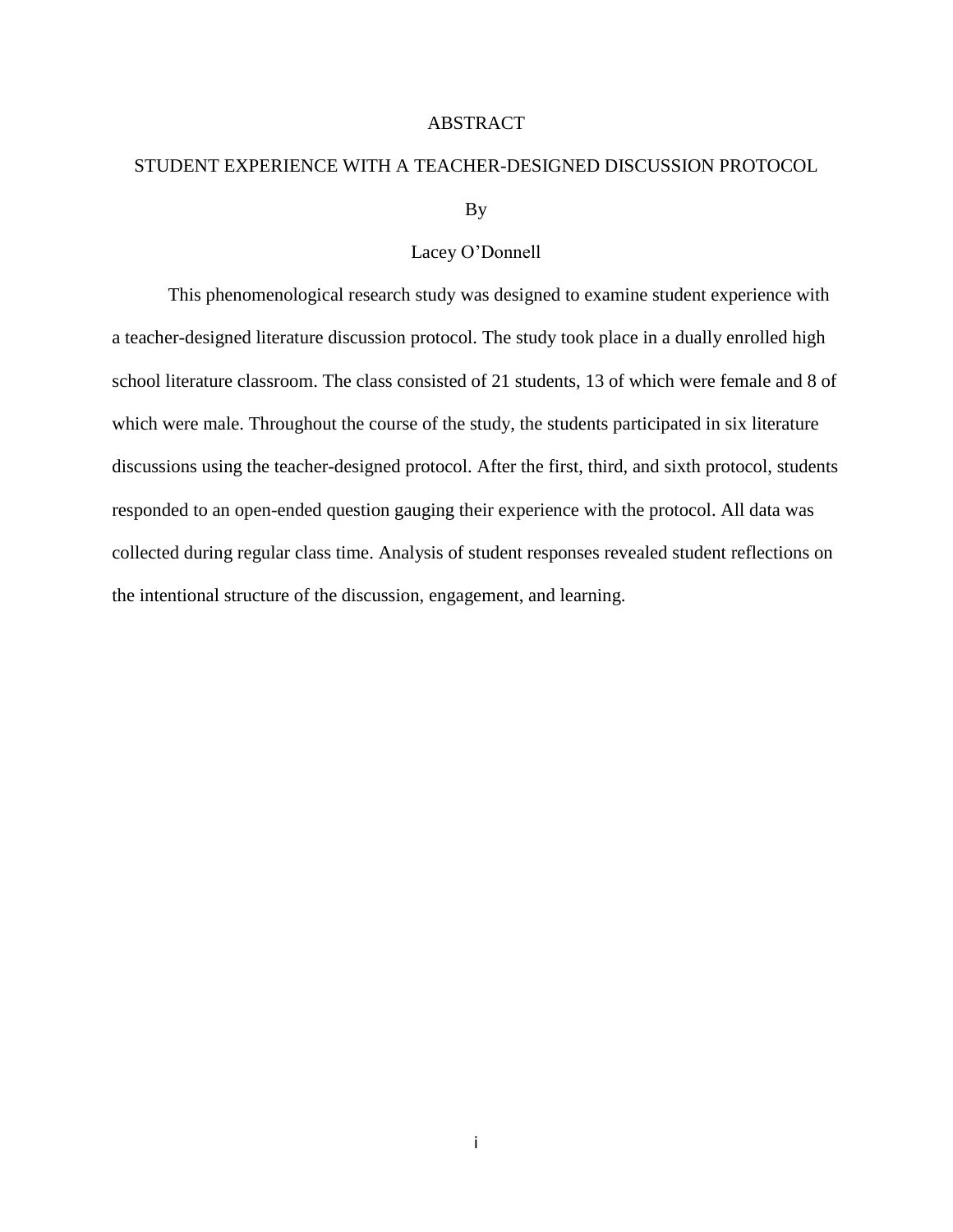# ABSTRACT

## STUDENT EXPERIENCE WITH A TEACHER-DESIGNED DISCUSSION PROTOCOL

By

Lacey O'Donnell

This phenomenological research study was designed to examine student experience with a teacher-designed literature discussion protocol. The study took place in a dually enrolled high school literature classroom. The class consisted of 21 students, 13 of which were female and 8 of which were male. Throughout the course of the study, the students participated in six literature discussions using the teacher-designed protocol. After the first, third, and sixth protocol, students responded to an open-ended question gauging their experience with the protocol. All data was collected during regular class time. Analysis of student responses revealed student reflections on the intentional structure of the discussion, engagement, and learning.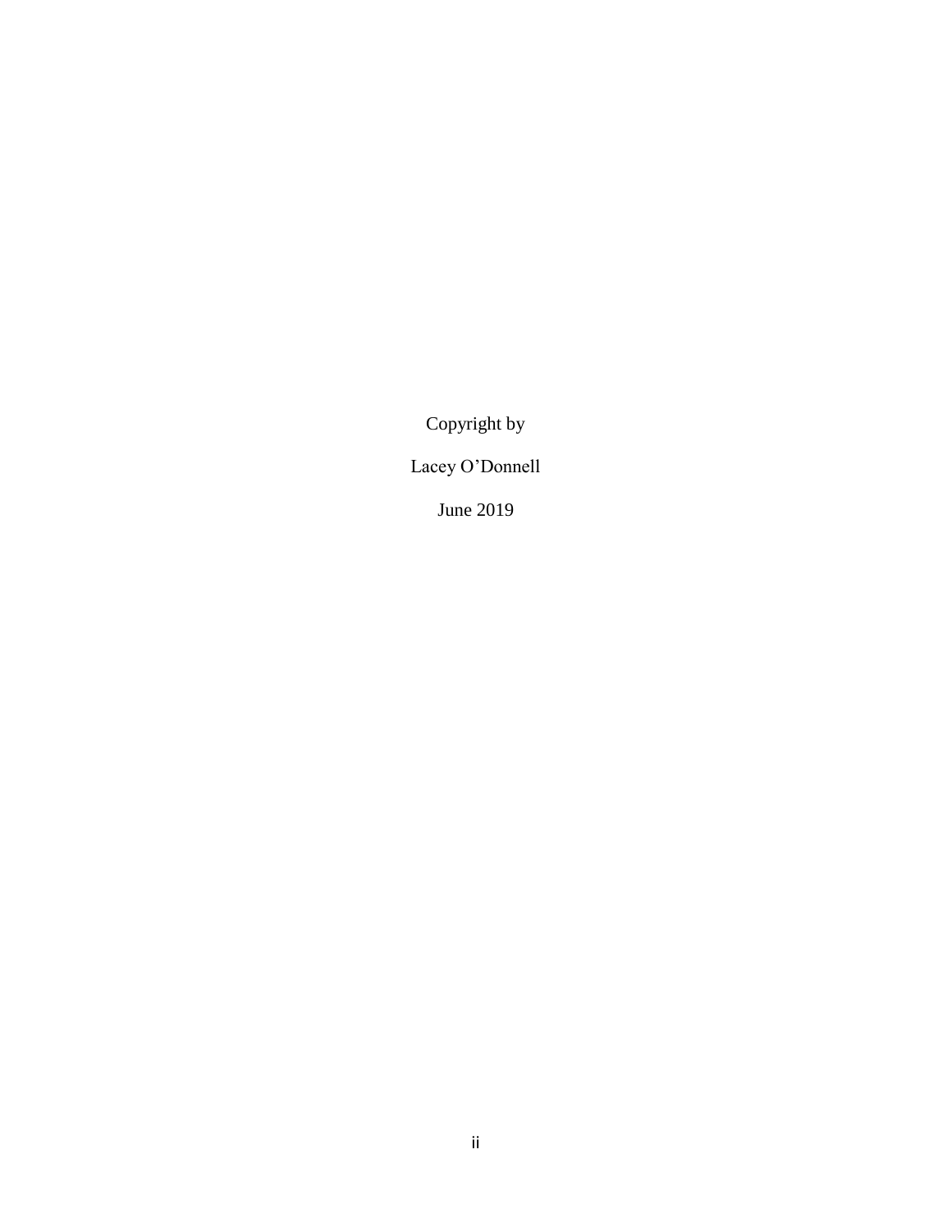Copyright by

Lacey O'Donnell

June 2019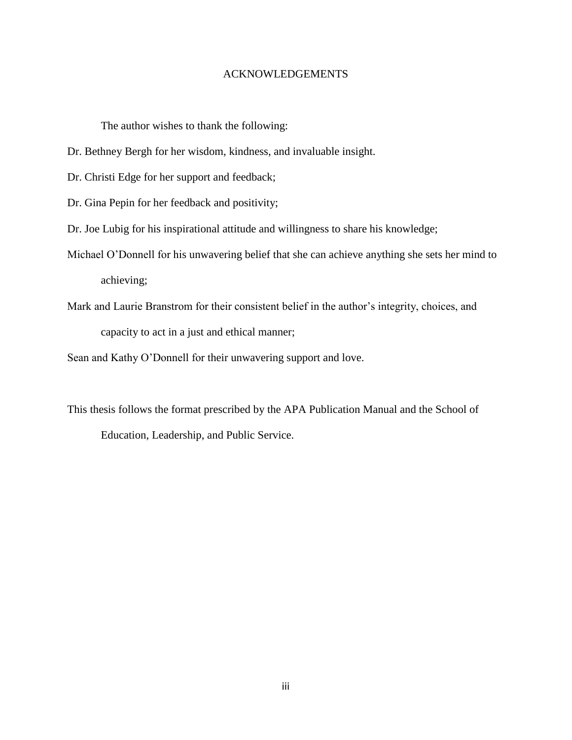# ACKNOWLEDGEMENTS

The author wishes to thank the following:

Dr. Bethney Bergh for her wisdom, kindness, and invaluable insight.

Dr. Christi Edge for her support and feedback;

Dr. Gina Pepin for her feedback and positivity;

Dr. Joe Lubig for his inspirational attitude and willingness to share his knowledge;

Michael O'Donnell for his unwavering belief that she can achieve anything she sets her mind to achieving;

Mark and Laurie Branstrom for their consistent belief in the author's integrity, choices, and capacity to act in a just and ethical manner;

Sean and Kathy O'Donnell for their unwavering support and love.

This thesis follows the format prescribed by the APA Publication Manual and the School of Education, Leadership, and Public Service.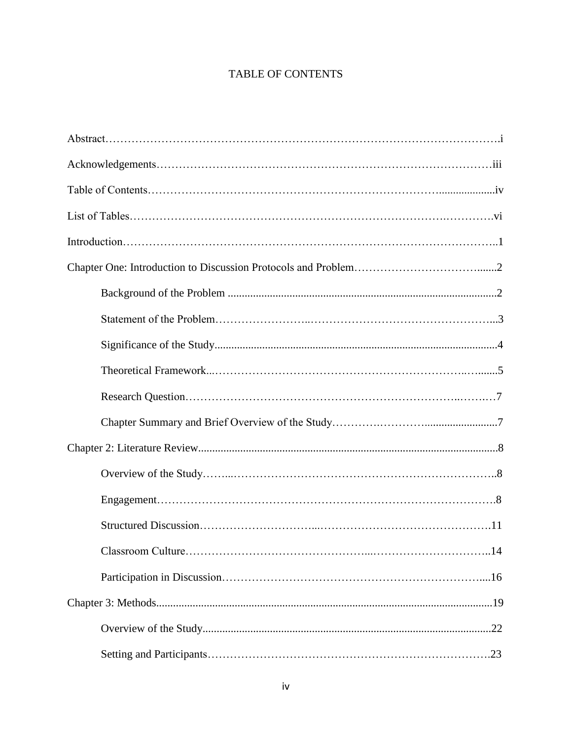# TABLE OF CONTENTS

Abstract……………………………………………………………………………………….i

Acknowledgements………………………………………………………………………iii

Table of Contents……………………………………………………………………...................iv

List of Tables………………………………………………………………….………….vi

Introduction………………………………………………………………………………..1

Chapter One: Introduction to Discussion Protocols and Problem……………………….......2

- Background of the Problem ...............................................................................2
- Statement of the Problem……………………..…………………………………...3
- Significance of the Study....................................................................................4
- Theoretical Framework...…………………………………………………..….......5
- Research Question……………………………………………………..…….…7
- Chapter Summary and Brief Overview of the Study……….………….........................7

Chapter 2: Literature Review...........................................................................................8

- Overview of the Study……...…………………………………………………………..8
- Engagement…………………………………………………………………………….8
- Structured Discussion………………………...……………………………………….11
- Classroom Culture………………………………………...…………………………..14
- Participation in Discussion……………………………………………………….....16

Chapter 3: Methods.......................................................................................................19

- Overview of the Study...................................................................................22
- Setting and Participants………………………………………………………………….23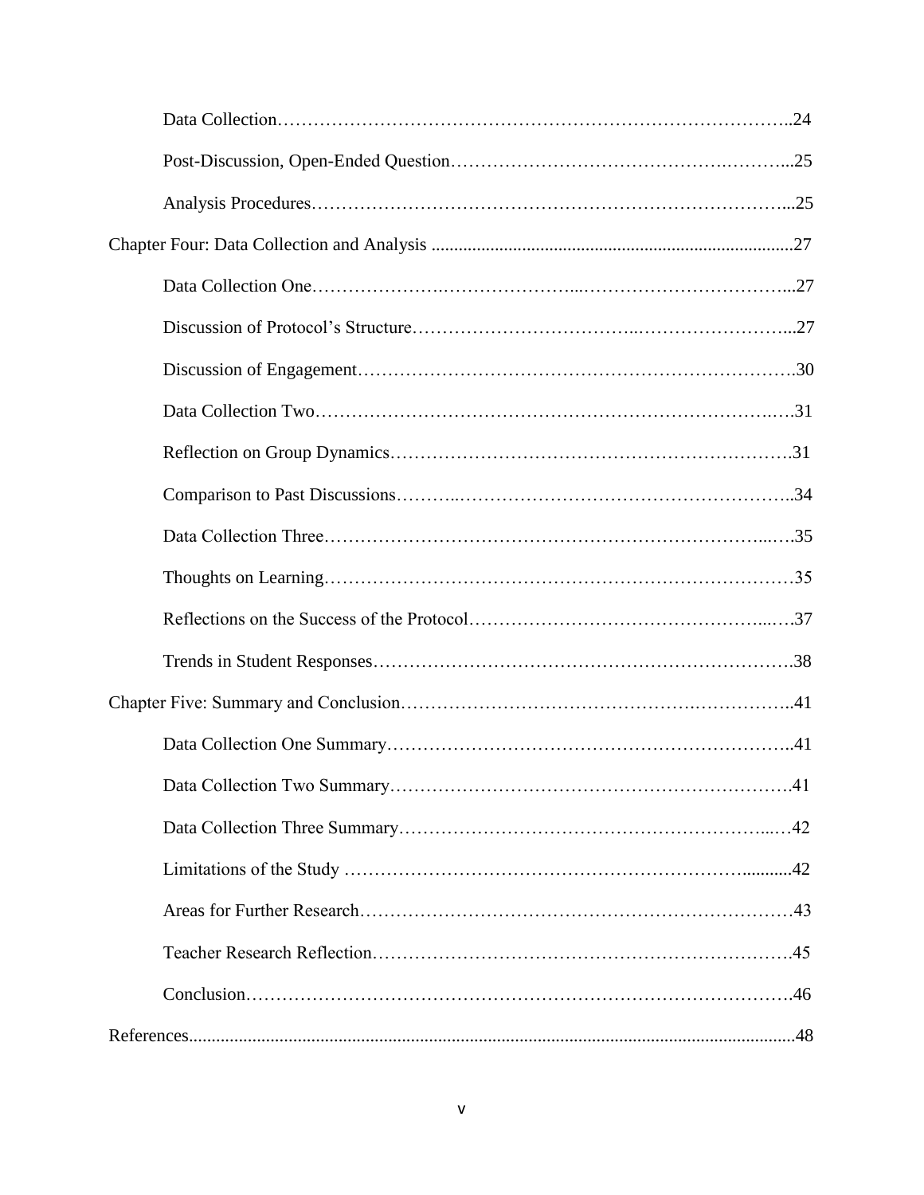Data Collection……………………………………………………………………………..24

Post-Discussion, Open-Ended Question…………………………………….………...25

Analysis Procedures…………………………………………………………………...25

Chapter Four: Data Collection and Analysis ..............................................................................27

Data Collection One………………….…………………...…………………….…………...27

Discussion of Protocol's Structure……………………………...……………………...27

Discussion of Engagement…………………………………………………………….30

Data Collection Two……………………………………………………………….….31

Reflection on Group Dynamics……………………………………………………….31

Comparison to Past Discussions………..………………………………………………..34

Data Collection Three…………………………………………………………...….35

Thoughts on Learning……………………………………………………………………35

Reflections on the Success of the Protocol……………………………………………...….37

Trends in Student Responses…………………………………………………………..38

Chapter Five: Summary and Conclusion…………………………………….……………..41

Data Collection One Summary………………………………………………………..41

Data Collection Two Summary……………………………………………………….41

Data Collection Three Summary…………………………………………………...…42

Limitations of the Study ………………………………………………………..........42

Areas for Further Research………………………………………………………………43

Teacher Research Reflection……………………………………………………………….45

Conclusion……………………………………………………………………………….46

References.....................................................................................................................................48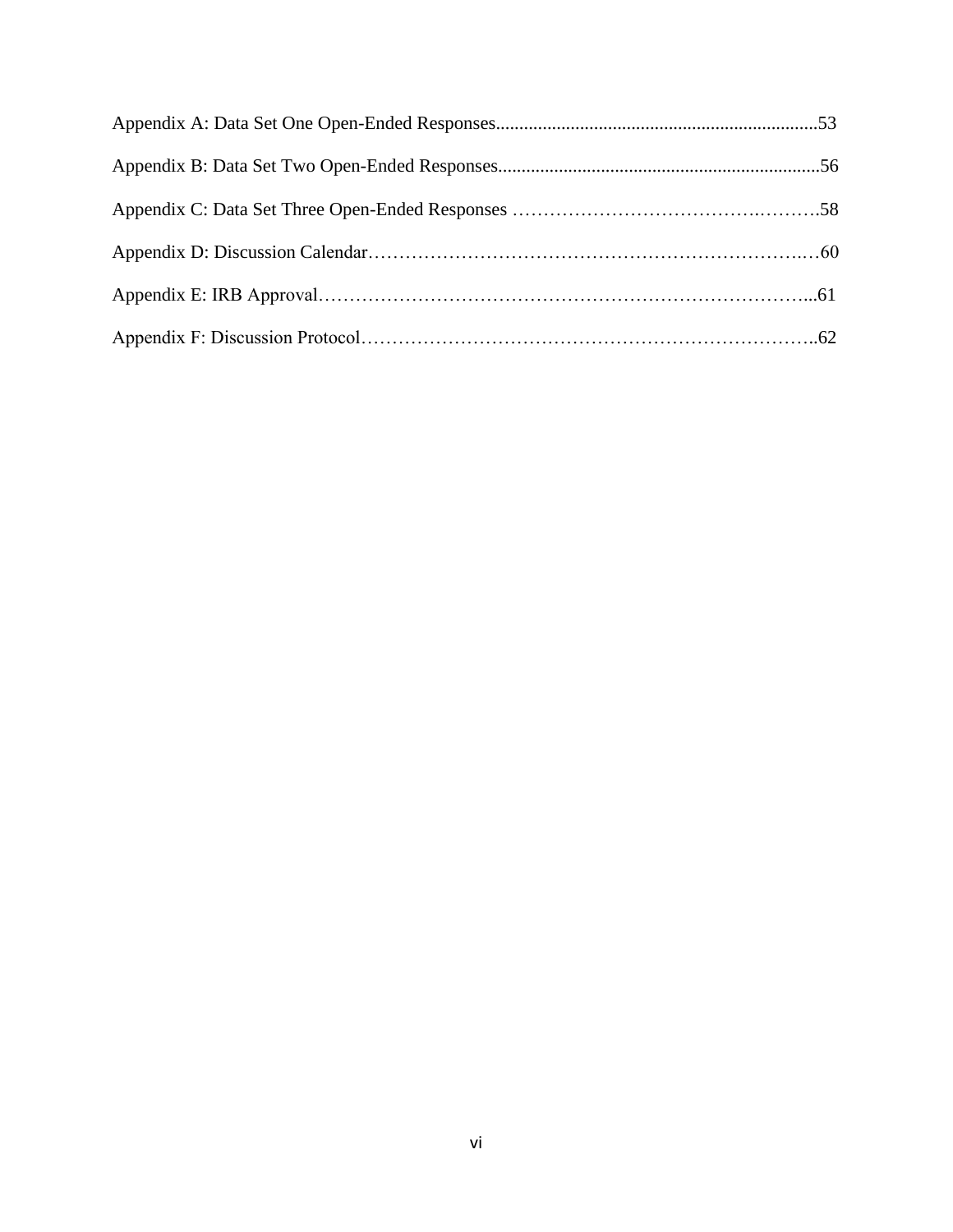Appendix A: Data Set One Open-Ended Responses....................................................................53

Appendix B: Data Set Two Open-Ended Responses....................................................................56

Appendix C: Data Set Three Open-Ended Responses ……………………………………..……….58

Appendix D: Discussion Calendar………………………………………………………………..…60

Appendix E: IRB Approval……………………………………………………………………...61

Appendix F: Discussion Protocol………………………………………………………………..62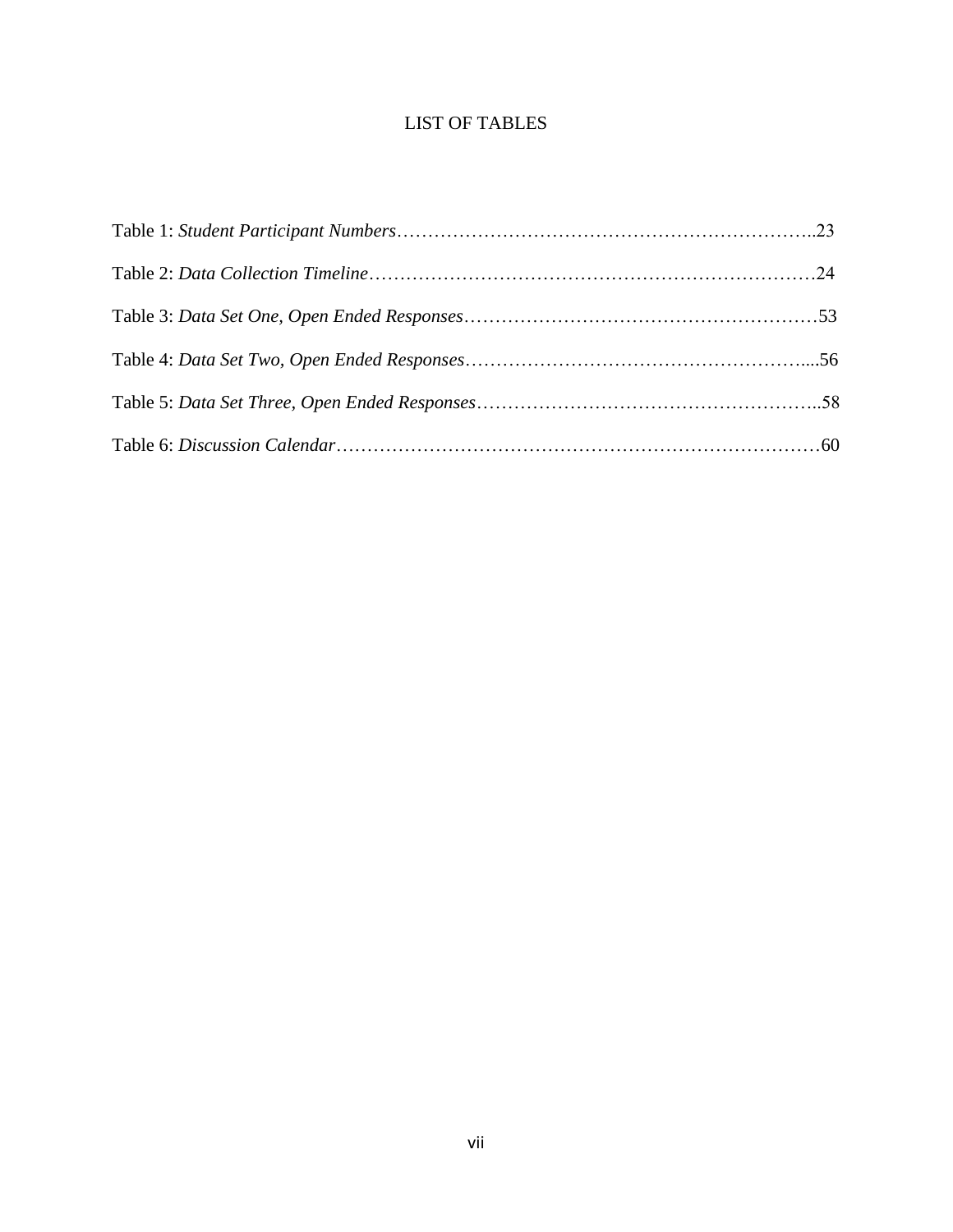# LIST OF TABLES

Table 1: *Student Participant Numbers*…………………………………………………………..23

Table 2: *Data Collection Timeline*………………………………………………………………24

Table 3: *Data Set One, Open Ended Responses*…………………………………………………53

Table 4: *Data Set Two, Open Ended Responses*……………………………………………….....56

Table 5: *Data Set Three, Open Ended Responses*………………………………………………..58

Table 6: *Discussion Calendar*……………………………………………………………………60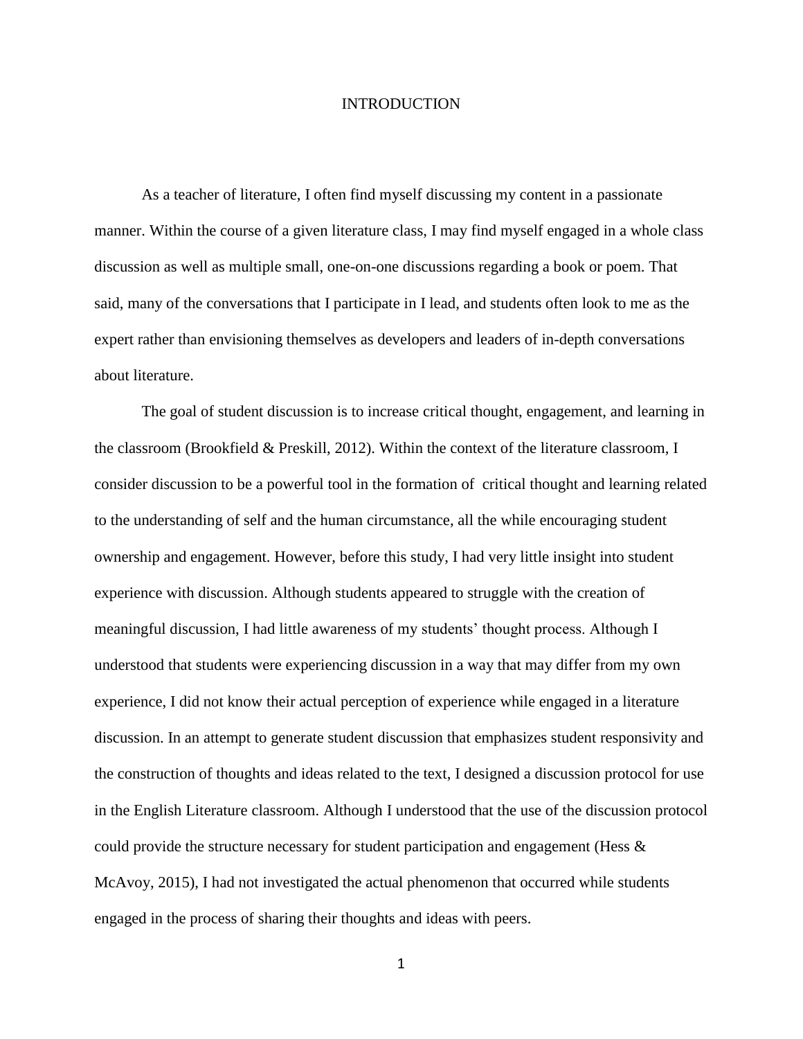# INTRODUCTION

As a teacher of literature, I often find myself discussing my content in a passionate manner. Within the course of a given literature class, I may find myself engaged in a whole class discussion as well as multiple small, one-on-one discussions regarding a book or poem. That said, many of the conversations that I participate in I lead, and students often look to me as the expert rather than envisioning themselves as developers and leaders of in-depth conversations about literature.

The goal of student discussion is to increase critical thought, engagement, and learning in the classroom (Brookfield & Preskill, 2012). Within the context of the literature classroom, I consider discussion to be a powerful tool in the formation of critical thought and learning related to the understanding of self and the human circumstance, all the while encouraging student ownership and engagement. However, before this study, I had very little insight into student experience with discussion. Although students appeared to struggle with the creation of meaningful discussion, I had little awareness of my students' thought process. Although I understood that students were experiencing discussion in a way that may differ from my own experience, I did not know their actual perception of experience while engaged in a literature discussion. In an attempt to generate student discussion that emphasizes student responsivity and the construction of thoughts and ideas related to the text, I designed a discussion protocol for use in the English Literature classroom. Although I understood that the use of the discussion protocol could provide the structure necessary for student participation and engagement (Hess & McAvoy, 2015), I had not investigated the actual phenomenon that occurred while students engaged in the process of sharing their thoughts and ideas with peers.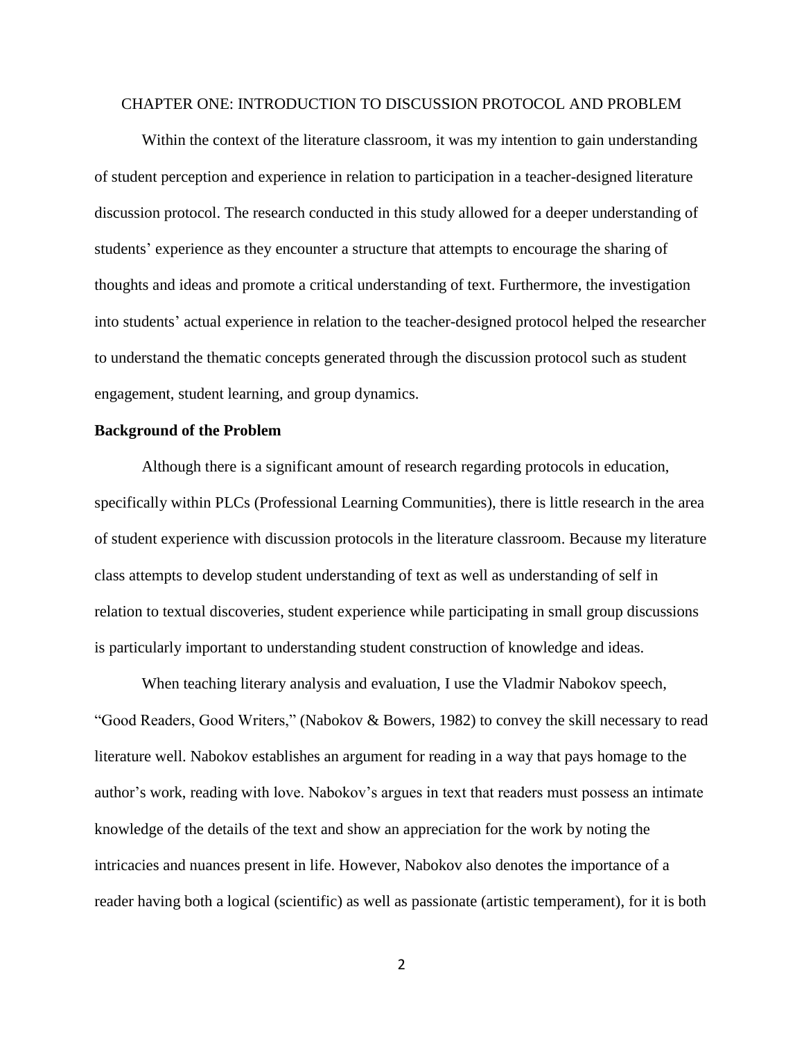# CHAPTER ONE: INTRODUCTION TO DISCUSSION PROTOCOL AND PROBLEM

Within the context of the literature classroom, it was my intention to gain understanding of student perception and experience in relation to participation in a teacher-designed literature discussion protocol. The research conducted in this study allowed for a deeper understanding of students' experience as they encounter a structure that attempts to encourage the sharing of thoughts and ideas and promote a critical understanding of text. Furthermore, the investigation into students' actual experience in relation to the teacher-designed protocol helped the researcher to understand the thematic concepts generated through the discussion protocol such as student engagement, student learning, and group dynamics.

## Background of the Problem

Although there is a significant amount of research regarding protocols in education, specifically within PLCs (Professional Learning Communities), there is little research in the area of student experience with discussion protocols in the literature classroom. Because my literature class attempts to develop student understanding of text as well as understanding of self in relation to textual discoveries, student experience while participating in small group discussions is particularly important to understanding student construction of knowledge and ideas.

When teaching literary analysis and evaluation, I use the Vladmir Nabokov speech, "Good Readers, Good Writers," (Nabokov & Bowers, 1982) to convey the skill necessary to read literature well. Nabokov establishes an argument for reading in a way that pays homage to the author's work, reading with love. Nabokov's argues in text that readers must possess an intimate knowledge of the details of the text and show an appreciation for the work by noting the intricacies and nuances present in life. However, Nabokov also denotes the importance of a reader having both a logical (scientific) as well as passionate (artistic temperament), for it is both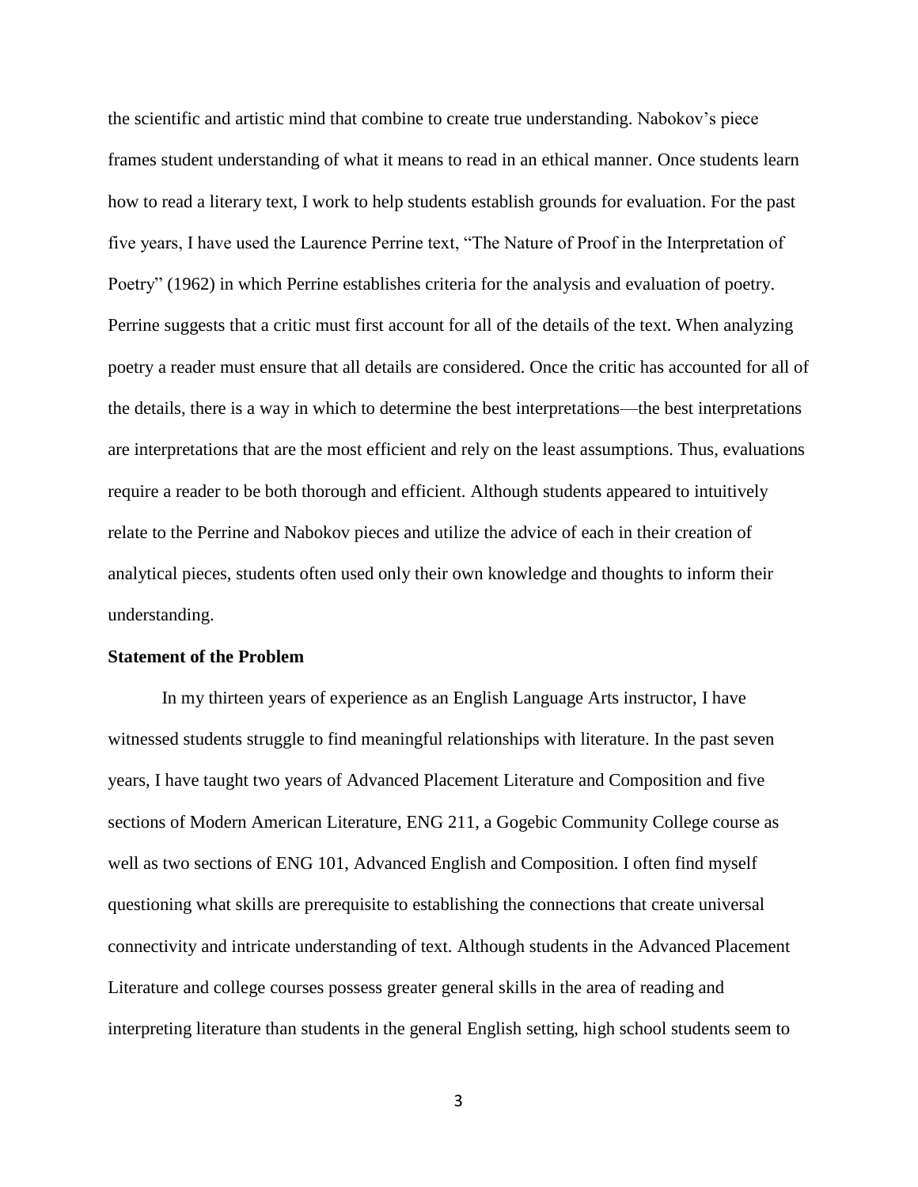the scientific and artistic mind that combine to create true understanding. Nabokov's piece frames student understanding of what it means to read in an ethical manner. Once students learn how to read a literary text, I work to help students establish grounds for evaluation. For the past five years, I have used the Laurence Perrine text, "The Nature of Proof in the Interpretation of Poetry" (1962) in which Perrine establishes criteria for the analysis and evaluation of poetry. Perrine suggests that a critic must first account for all of the details of the text. When analyzing poetry a reader must ensure that all details are considered. Once the critic has accounted for all of the details, there is a way in which to determine the best interpretations—the best interpretations are interpretations that are the most efficient and rely on the least assumptions. Thus, evaluations require a reader to be both thorough and efficient. Although students appeared to intuitively relate to the Perrine and Nabokov pieces and utilize the advice of each in their creation of analytical pieces, students often used only their own knowledge and thoughts to inform their understanding.

**Statement of the Problem**

In my thirteen years of experience as an English Language Arts instructor, I have witnessed students struggle to find meaningful relationships with literature. In the past seven years, I have taught two years of Advanced Placement Literature and Composition and five sections of Modern American Literature, ENG 211, a Gogebic Community College course as well as two sections of ENG 101, Advanced English and Composition. I often find myself questioning what skills are prerequisite to establishing the connections that create universal connectivity and intricate understanding of text. Although students in the Advanced Placement Literature and college courses possess greater general skills in the area of reading and interpreting literature than students in the general English setting, high school students seem to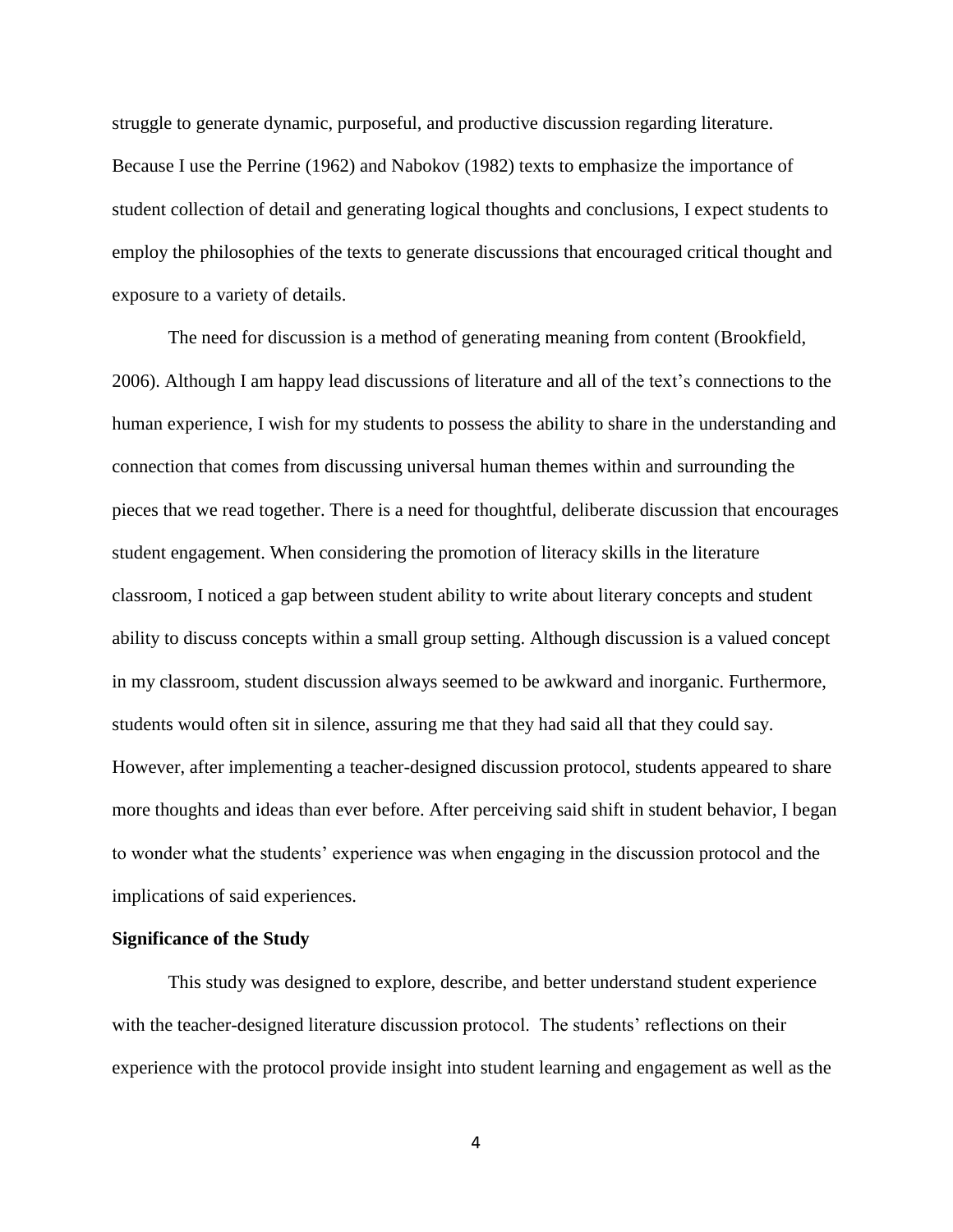struggle to generate dynamic, purposeful, and productive discussion regarding literature. Because I use the Perrine (1962) and Nabokov (1982) texts to emphasize the importance of student collection of detail and generating logical thoughts and conclusions, I expect students to employ the philosophies of the texts to generate discussions that encouraged critical thought and exposure to a variety of details.

The need for discussion is a method of generating meaning from content (Brookfield, 2006). Although I am happy lead discussions of literature and all of the text's connections to the human experience, I wish for my students to possess the ability to share in the understanding and connection that comes from discussing universal human themes within and surrounding the pieces that we read together. There is a need for thoughtful, deliberate discussion that encourages student engagement. When considering the promotion of literacy skills in the literature classroom, I noticed a gap between student ability to write about literary concepts and student ability to discuss concepts within a small group setting. Although discussion is a valued concept in my classroom, student discussion always seemed to be awkward and inorganic. Furthermore, students would often sit in silence, assuring me that they had said all that they could say. However, after implementing a teacher-designed discussion protocol, students appeared to share more thoughts and ideas than ever before. After perceiving said shift in student behavior, I began to wonder what the students' experience was when engaging in the discussion protocol and the implications of said experiences.

**Significance of the Study**

This study was designed to explore, describe, and better understand student experience with the teacher-designed literature discussion protocol. The students' reflections on their experience with the protocol provide insight into student learning and engagement as well as the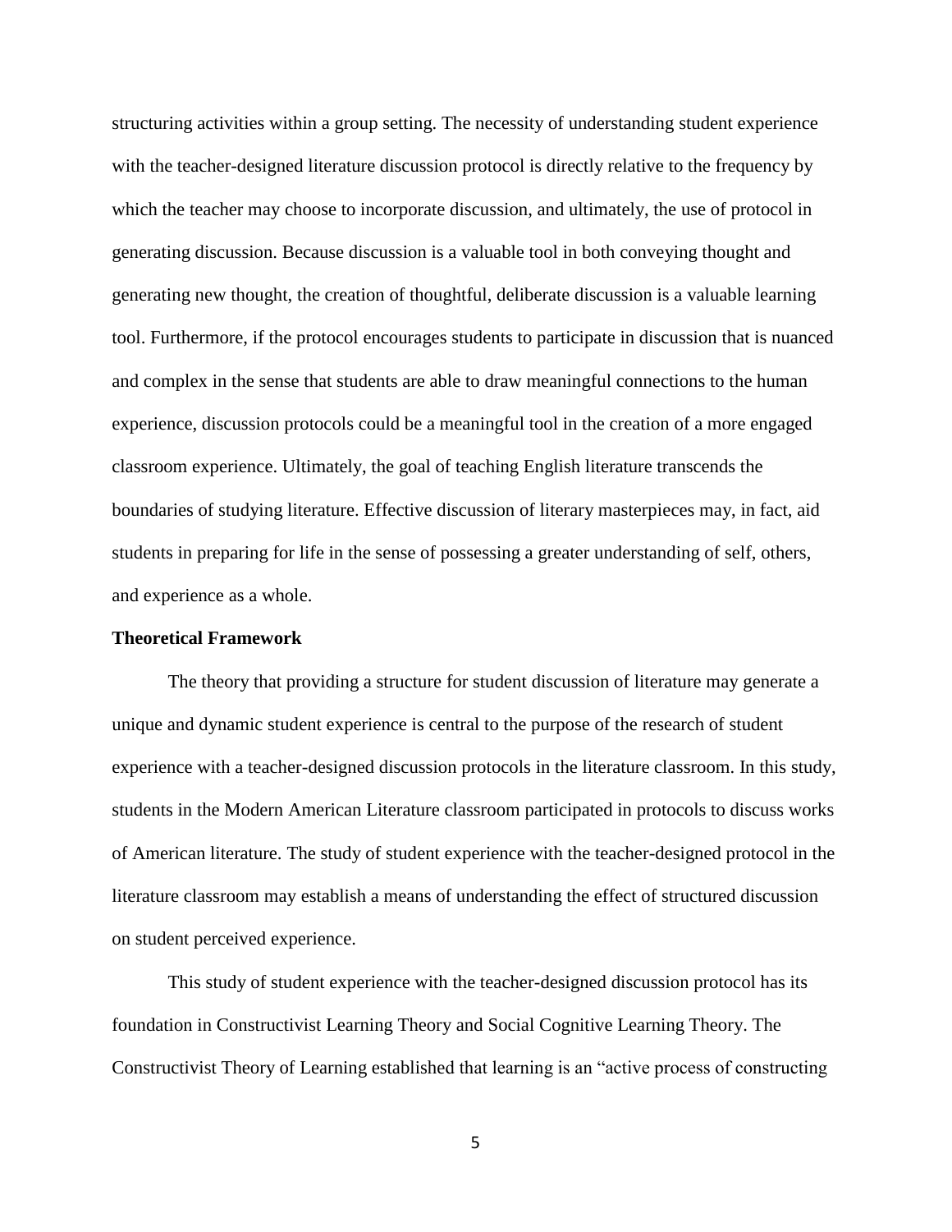structuring activities within a group setting. The necessity of understanding student experience with the teacher-designed literature discussion protocol is directly relative to the frequency by which the teacher may choose to incorporate discussion, and ultimately, the use of protocol in generating discussion. Because discussion is a valuable tool in both conveying thought and generating new thought, the creation of thoughtful, deliberate discussion is a valuable learning tool. Furthermore, if the protocol encourages students to participate in discussion that is nuanced and complex in the sense that students are able to draw meaningful connections to the human experience, discussion protocols could be a meaningful tool in the creation of a more engaged classroom experience. Ultimately, the goal of teaching English literature transcends the boundaries of studying literature. Effective discussion of literary masterpieces may, in fact, aid students in preparing for life in the sense of possessing a greater understanding of self, others, and experience as a whole.

**Theoretical Framework**

The theory that providing a structure for student discussion of literature may generate a unique and dynamic student experience is central to the purpose of the research of student experience with a teacher-designed discussion protocols in the literature classroom. In this study, students in the Modern American Literature classroom participated in protocols to discuss works of American literature. The study of student experience with the teacher-designed protocol in the literature classroom may establish a means of understanding the effect of structured discussion on student perceived experience.

This study of student experience with the teacher-designed discussion protocol has its foundation in Constructivist Learning Theory and Social Cognitive Learning Theory. The Constructivist Theory of Learning established that learning is an "active process of constructing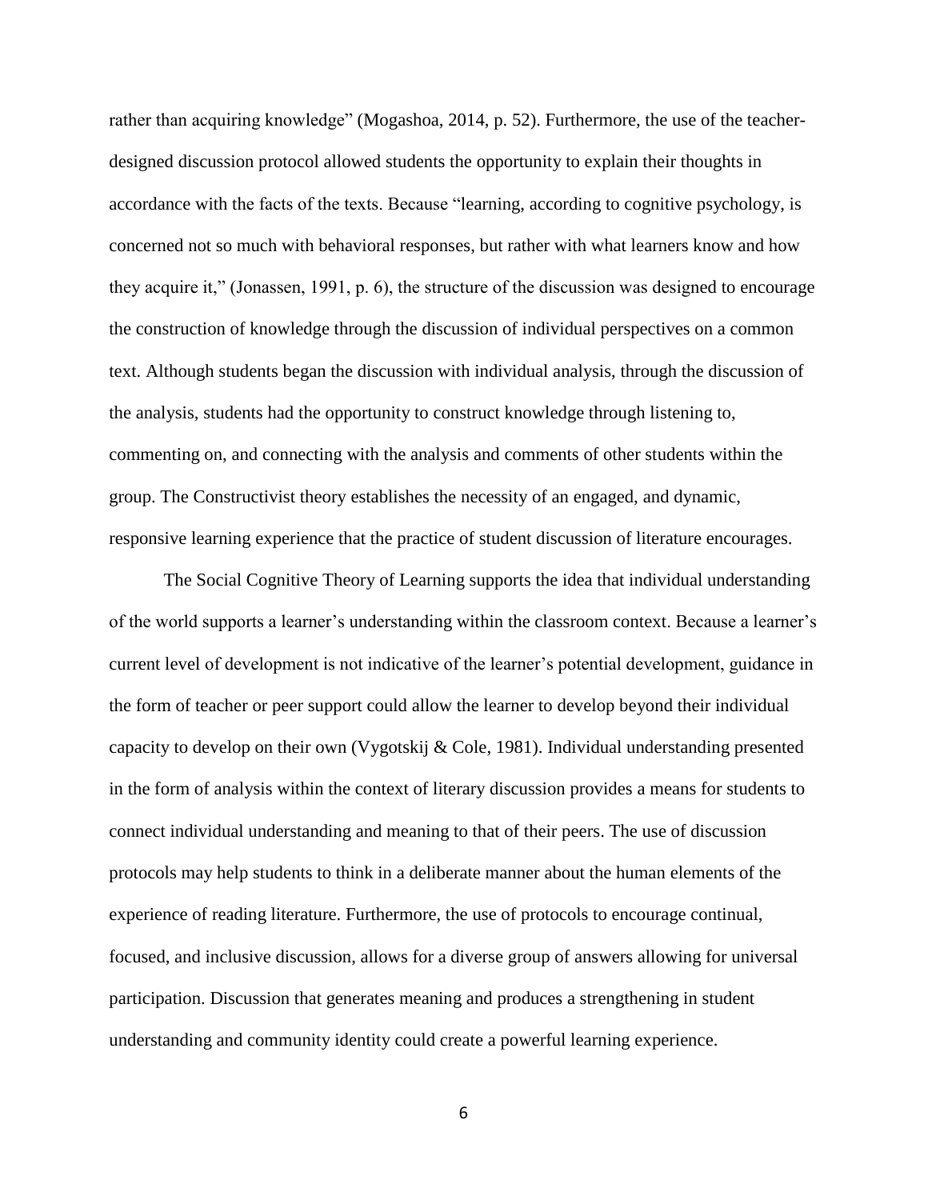rather than acquiring knowledge" (Mogashoa, 2014, p. 52). Furthermore, the use of the teacher-designed discussion protocol allowed students the opportunity to explain their thoughts in accordance with the facts of the texts. Because "learning, according to cognitive psychology, is concerned not so much with behavioral responses, but rather with what learners know and how they acquire it," (Jonassen, 1991, p. 6), the structure of the discussion was designed to encourage the construction of knowledge through the discussion of individual perspectives on a common text. Although students began the discussion with individual analysis, through the discussion of the analysis, students had the opportunity to construct knowledge through listening to, commenting on, and connecting with the analysis and comments of other students within the group. The Constructivist theory establishes the necessity of an engaged, and dynamic, responsive learning experience that the practice of student discussion of literature encourages.

The Social Cognitive Theory of Learning supports the idea that individual understanding of the world supports a learner's understanding within the classroom context. Because a learner's current level of development is not indicative of the learner's potential development, guidance in the form of teacher or peer support could allow the learner to develop beyond their individual capacity to develop on their own (Vygotskij & Cole, 1981). Individual understanding presented in the form of analysis within the context of literary discussion provides a means for students to connect individual understanding and meaning to that of their peers. The use of discussion protocols may help students to think in a deliberate manner about the human elements of the experience of reading literature. Furthermore, the use of protocols to encourage continual, focused, and inclusive discussion, allows for a diverse group of answers allowing for universal participation. Discussion that generates meaning and produces a strengthening in student understanding and community identity could create a powerful learning experience.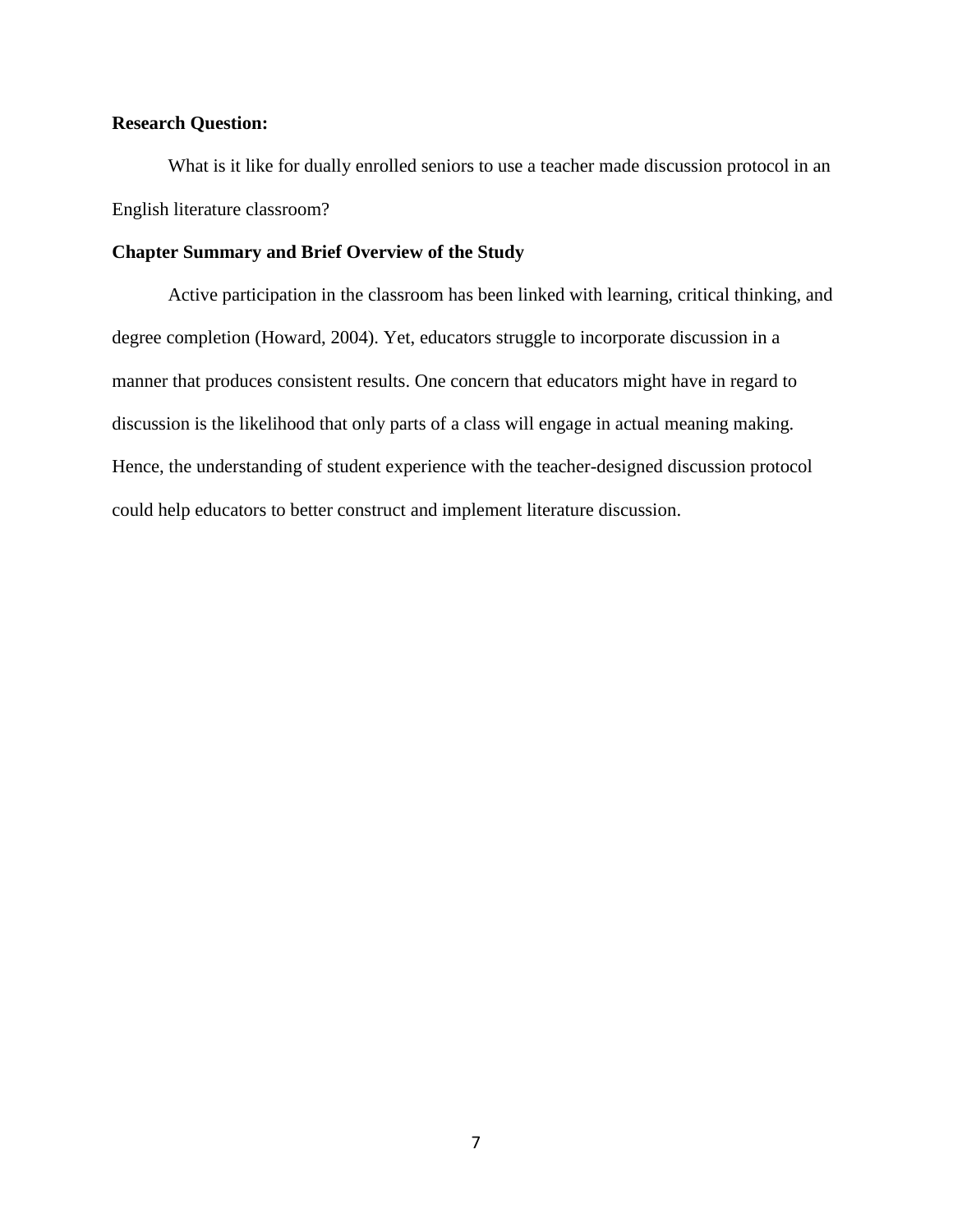**Research Question:**

What is it like for dually enrolled seniors to use a teacher made discussion protocol in an English literature classroom?

**Chapter Summary and Brief Overview of the Study**

Active participation in the classroom has been linked with learning, critical thinking, and degree completion (Howard, 2004). Yet, educators struggle to incorporate discussion in a manner that produces consistent results. One concern that educators might have in regard to discussion is the likelihood that only parts of a class will engage in actual meaning making. Hence, the understanding of student experience with the teacher-designed discussion protocol could help educators to better construct and implement literature discussion.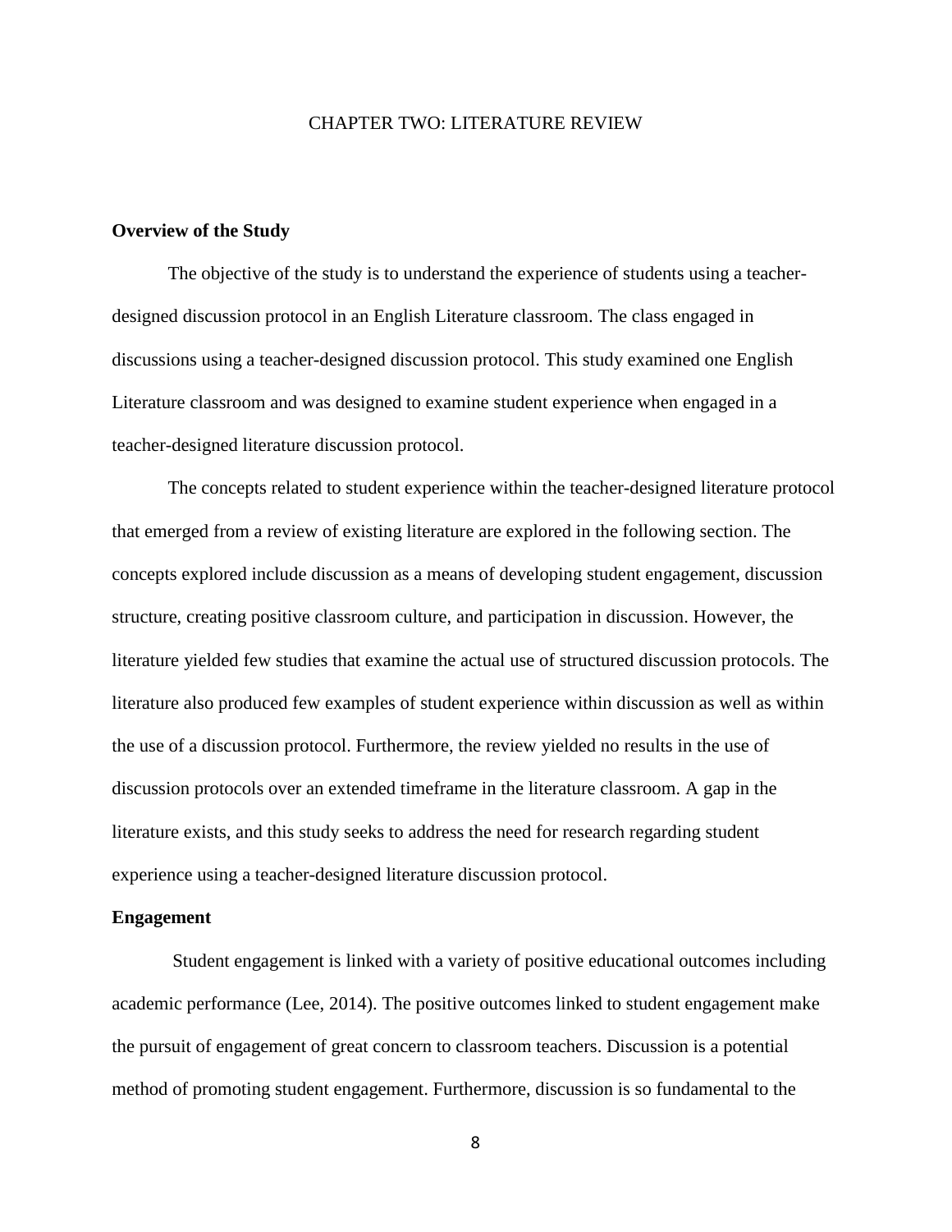# CHAPTER TWO: LITERATURE REVIEW

## Overview of the Study

The objective of the study is to understand the experience of students using a teacher-designed discussion protocol in an English Literature classroom. The class engaged in discussions using a teacher-designed discussion protocol. This study examined one English Literature classroom and was designed to examine student experience when engaged in a teacher-designed literature discussion protocol.

The concepts related to student experience within the teacher-designed literature protocol that emerged from a review of existing literature are explored in the following section. The concepts explored include discussion as a means of developing student engagement, discussion structure, creating positive classroom culture, and participation in discussion. However, the literature yielded few studies that examine the actual use of structured discussion protocols. The literature also produced few examples of student experience within discussion as well as within the use of a discussion protocol. Furthermore, the review yielded no results in the use of discussion protocols over an extended timeframe in the literature classroom. A gap in the literature exists, and this study seeks to address the need for research regarding student experience using a teacher-designed literature discussion protocol.

## Engagement

Student engagement is linked with a variety of positive educational outcomes including academic performance (Lee, 2014). The positive outcomes linked to student engagement make the pursuit of engagement of great concern to classroom teachers. Discussion is a potential method of promoting student engagement. Furthermore, discussion is so fundamental to the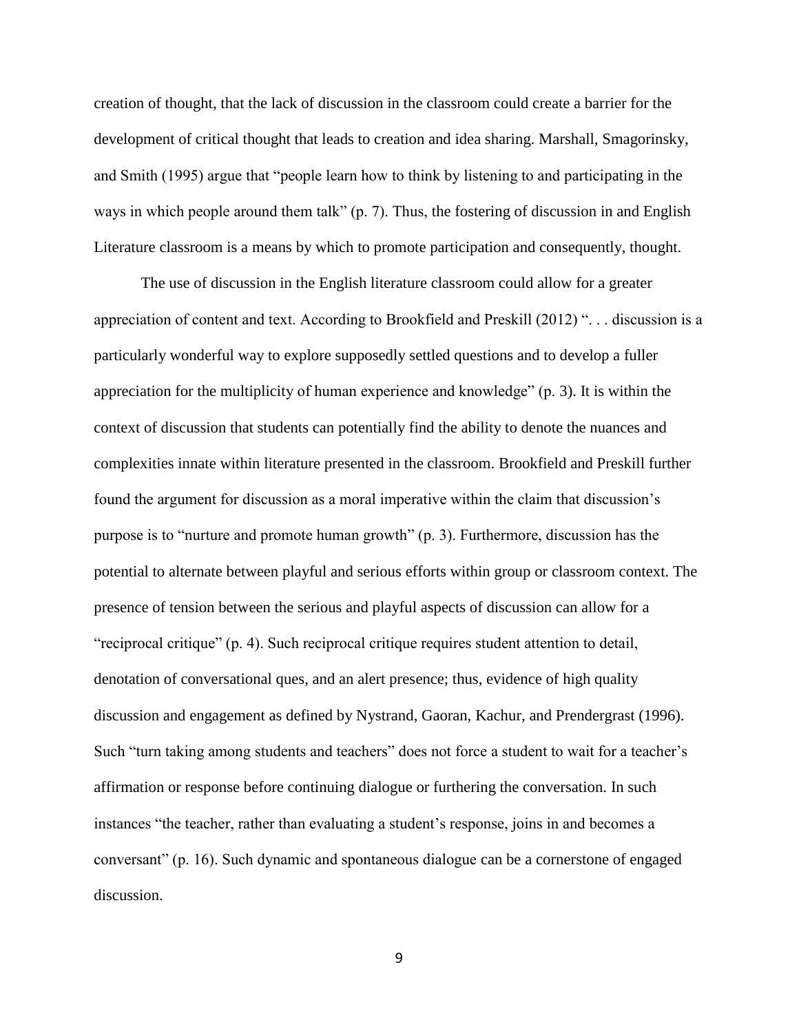creation of thought, that the lack of discussion in the classroom could create a barrier for the development of critical thought that leads to creation and idea sharing. Marshall, Smagorinsky, and Smith (1995) argue that "people learn how to think by listening to and participating in the ways in which people around them talk" (p. 7). Thus, the fostering of discussion in and English Literature classroom is a means by which to promote participation and consequently, thought.

The use of discussion in the English literature classroom could allow for a greater appreciation of content and text. According to Brookfield and Preskill (2012) ". . . discussion is a particularly wonderful way to explore supposedly settled questions and to develop a fuller appreciation for the multiplicity of human experience and knowledge" (p. 3). It is within the context of discussion that students can potentially find the ability to denote the nuances and complexities innate within literature presented in the classroom. Brookfield and Preskill further found the argument for discussion as a moral imperative within the claim that discussion's purpose is to "nurture and promote human growth" (p. 3). Furthermore, discussion has the potential to alternate between playful and serious efforts within group or classroom context. The presence of tension between the serious and playful aspects of discussion can allow for a "reciprocal critique" (p. 4). Such reciprocal critique requires student attention to detail, denotation of conversational ques, and an alert presence; thus, evidence of high quality discussion and engagement as defined by Nystrand, Gaoran, Kachur, and Prendergrast (1996). Such "turn taking among students and teachers" does not force a student to wait for a teacher's affirmation or response before continuing dialogue or furthering the conversation. In such instances "the teacher, rather than evaluating a student's response, joins in and becomes a conversant" (p. 16). Such dynamic and spontaneous dialogue can be a cornerstone of engaged discussion.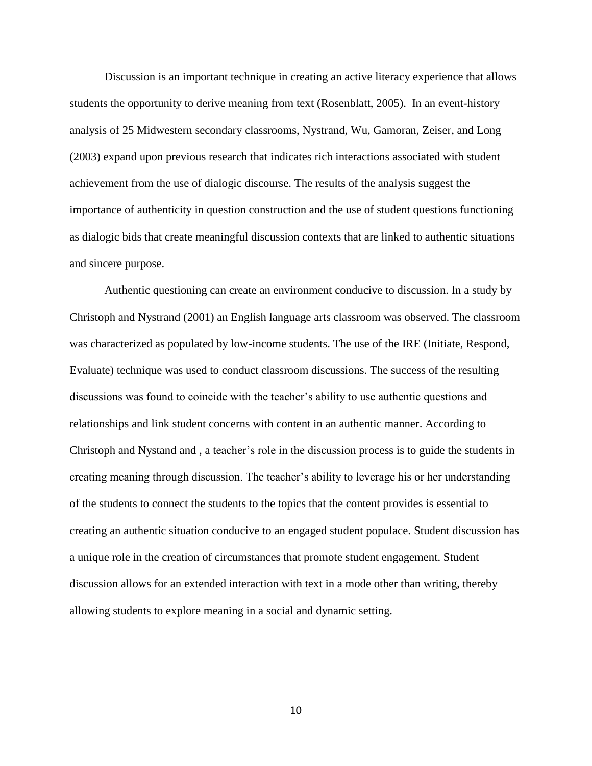Discussion is an important technique in creating an active literacy experience that allows students the opportunity to derive meaning from text (Rosenblatt, 2005). In an event-history analysis of 25 Midwestern secondary classrooms, Nystrand, Wu, Gamoran, Zeiser, and Long (2003) expand upon previous research that indicates rich interactions associated with student achievement from the use of dialogic discourse. The results of the analysis suggest the importance of authenticity in question construction and the use of student questions functioning as dialogic bids that create meaningful discussion contexts that are linked to authentic situations and sincere purpose.

Authentic questioning can create an environment conducive to discussion. In a study by Christoph and Nystrand (2001) an English language arts classroom was observed. The classroom was characterized as populated by low-income students. The use of the IRE (Initiate, Respond, Evaluate) technique was used to conduct classroom discussions. The success of the resulting discussions was found to coincide with the teacher's ability to use authentic questions and relationships and link student concerns with content in an authentic manner. According to Christoph and Nystand and , a teacher's role in the discussion process is to guide the students in creating meaning through discussion. The teacher's ability to leverage his or her understanding of the students to connect the students to the topics that the content provides is essential to creating an authentic situation conducive to an engaged student populace. Student discussion has a unique role in the creation of circumstances that promote student engagement. Student discussion allows for an extended interaction with text in a mode other than writing, thereby allowing students to explore meaning in a social and dynamic setting.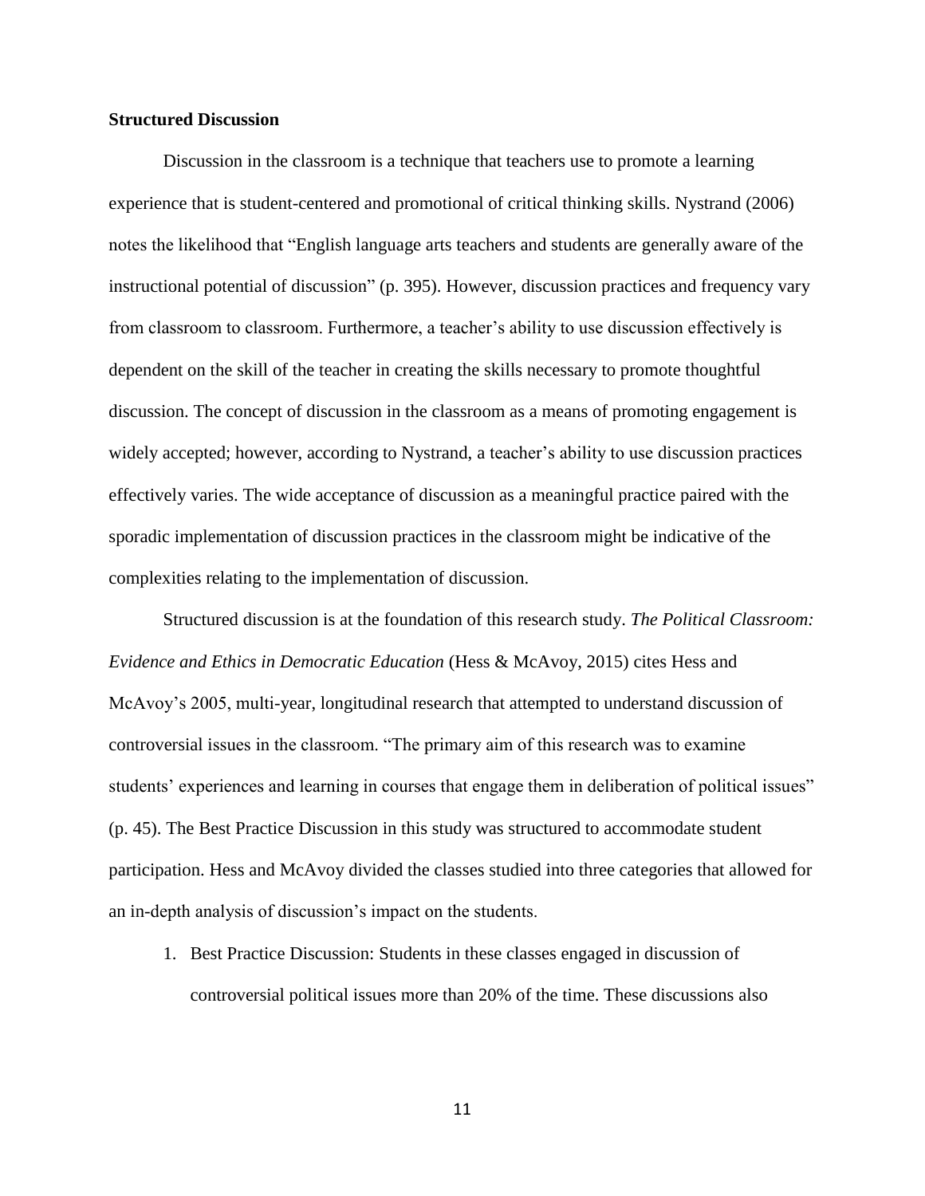### Structured Discussion

Discussion in the classroom is a technique that teachers use to promote a learning experience that is student-centered and promotional of critical thinking skills. Nystrand (2006) notes the likelihood that "English language arts teachers and students are generally aware of the instructional potential of discussion" (p. 395). However, discussion practices and frequency vary from classroom to classroom. Furthermore, a teacher's ability to use discussion effectively is dependent on the skill of the teacher in creating the skills necessary to promote thoughtful discussion. The concept of discussion in the classroom as a means of promoting engagement is widely accepted; however, according to Nystrand, a teacher's ability to use discussion practices effectively varies. The wide acceptance of discussion as a meaningful practice paired with the sporadic implementation of discussion practices in the classroom might be indicative of the complexities relating to the implementation of discussion.

Structured discussion is at the foundation of this research study. *The Political Classroom: Evidence and Ethics in Democratic Education* (Hess & McAvoy, 2015) cites Hess and McAvoy's 2005, multi-year, longitudinal research that attempted to understand discussion of controversial issues in the classroom. "The primary aim of this research was to examine students' experiences and learning in courses that engage them in deliberation of political issues" (p. 45). The Best Practice Discussion in this study was structured to accommodate student participation. Hess and McAvoy divided the classes studied into three categories that allowed for an in-depth analysis of discussion's impact on the students.

1. Best Practice Discussion: Students in these classes engaged in discussion of controversial political issues more than 20% of the time. These discussions also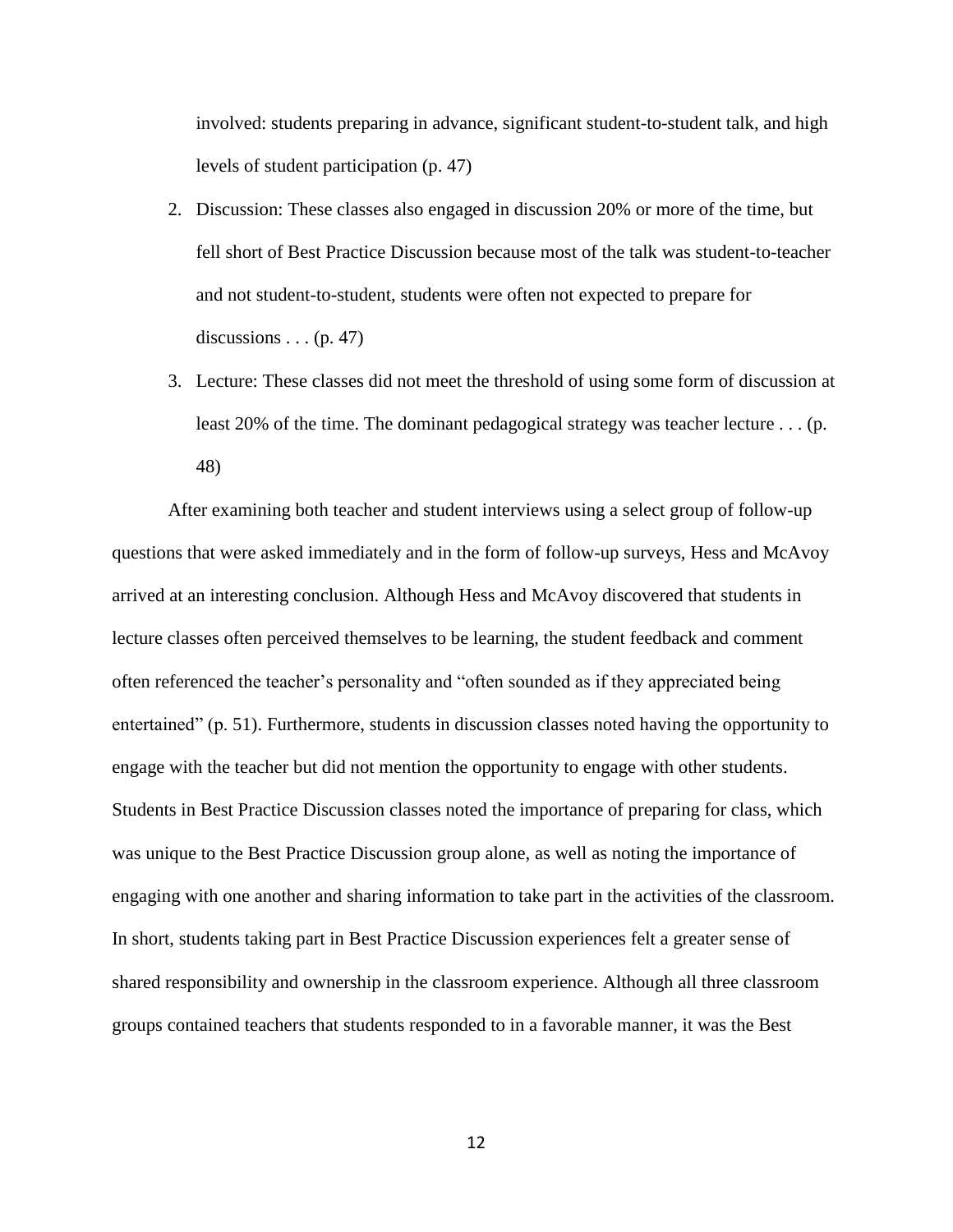involved: students preparing in advance, significant student-to-student talk, and high levels of student participation (p. 47)

2. Discussion: These classes also engaged in discussion 20% or more of the time, but fell short of Best Practice Discussion because most of the talk was student-to-teacher and not student-to-student, students were often not expected to prepare for discussions . . . (p. 47)
3. Lecture: These classes did not meet the threshold of using some form of discussion at least 20% of the time. The dominant pedagogical strategy was teacher lecture . . . (p. 48)

After examining both teacher and student interviews using a select group of follow-up questions that were asked immediately and in the form of follow-up surveys, Hess and McAvoy arrived at an interesting conclusion. Although Hess and McAvoy discovered that students in lecture classes often perceived themselves to be learning, the student feedback and comment often referenced the teacher's personality and "often sounded as if they appreciated being entertained" (p. 51). Furthermore, students in discussion classes noted having the opportunity to engage with the teacher but did not mention the opportunity to engage with other students. Students in Best Practice Discussion classes noted the importance of preparing for class, which was unique to the Best Practice Discussion group alone, as well as noting the importance of engaging with one another and sharing information to take part in the activities of the classroom. In short, students taking part in Best Practice Discussion experiences felt a greater sense of shared responsibility and ownership in the classroom experience. Although all three classroom groups contained teachers that students responded to in a favorable manner, it was the Best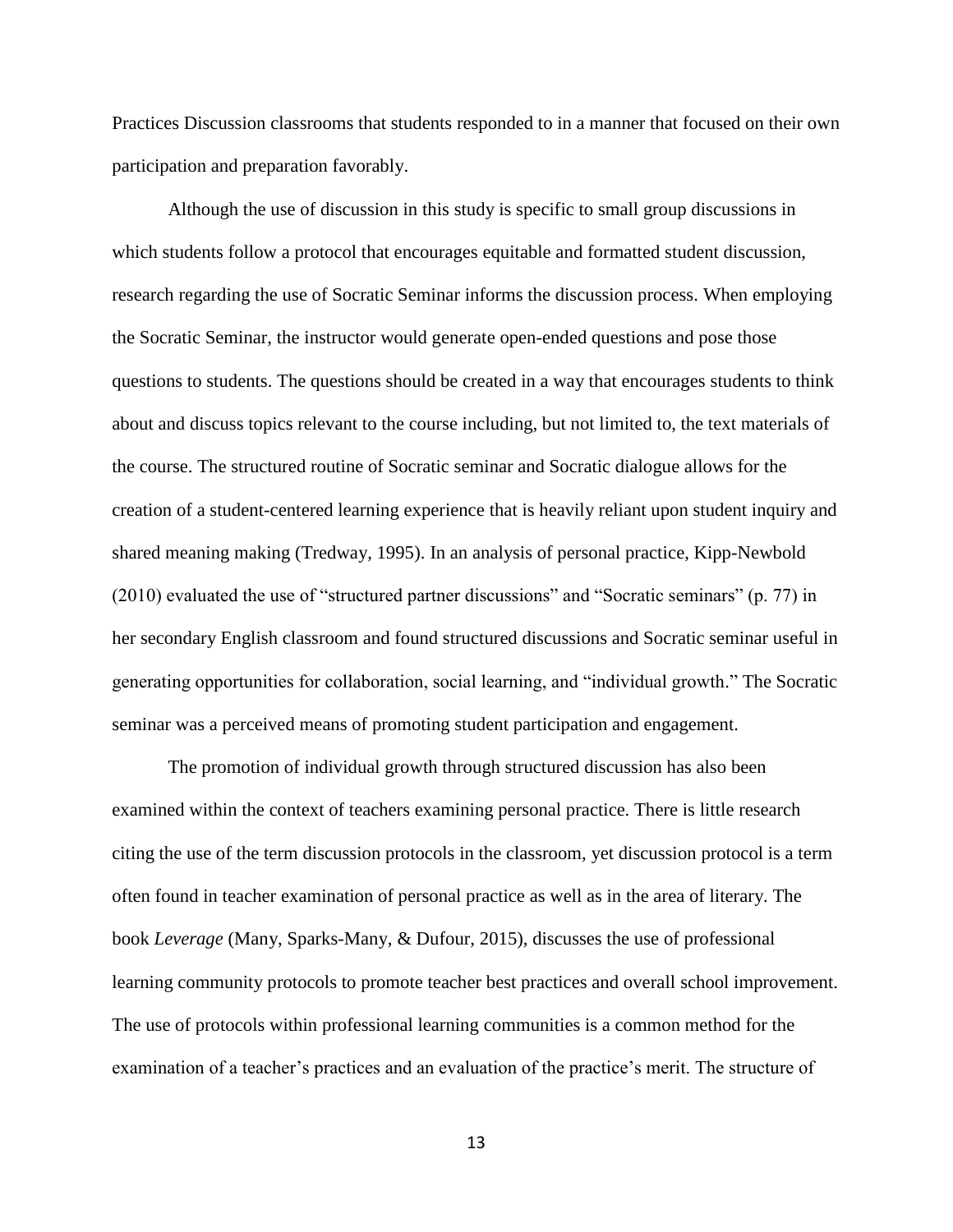Practices Discussion classrooms that students responded to in a manner that focused on their own participation and preparation favorably.

Although the use of discussion in this study is specific to small group discussions in which students follow a protocol that encourages equitable and formatted student discussion, research regarding the use of Socratic Seminar informs the discussion process. When employing the Socratic Seminar, the instructor would generate open-ended questions and pose those questions to students. The questions should be created in a way that encourages students to think about and discuss topics relevant to the course including, but not limited to, the text materials of the course. The structured routine of Socratic seminar and Socratic dialogue allows for the creation of a student-centered learning experience that is heavily reliant upon student inquiry and shared meaning making (Tredway, 1995). In an analysis of personal practice, Kipp-Newbold (2010) evaluated the use of "structured partner discussions" and "Socratic seminars" (p. 77) in her secondary English classroom and found structured discussions and Socratic seminar useful in generating opportunities for collaboration, social learning, and "individual growth." The Socratic seminar was a perceived means of promoting student participation and engagement.

The promotion of individual growth through structured discussion has also been examined within the context of teachers examining personal practice. There is little research citing the use of the term discussion protocols in the classroom, yet discussion protocol is a term often found in teacher examination of personal practice as well as in the area of literary. The book *Leverage* (Many, Sparks-Many, & Dufour, 2015), discusses the use of professional learning community protocols to promote teacher best practices and overall school improvement. The use of protocols within professional learning communities is a common method for the examination of a teacher's practices and an evaluation of the practice's merit. The structure of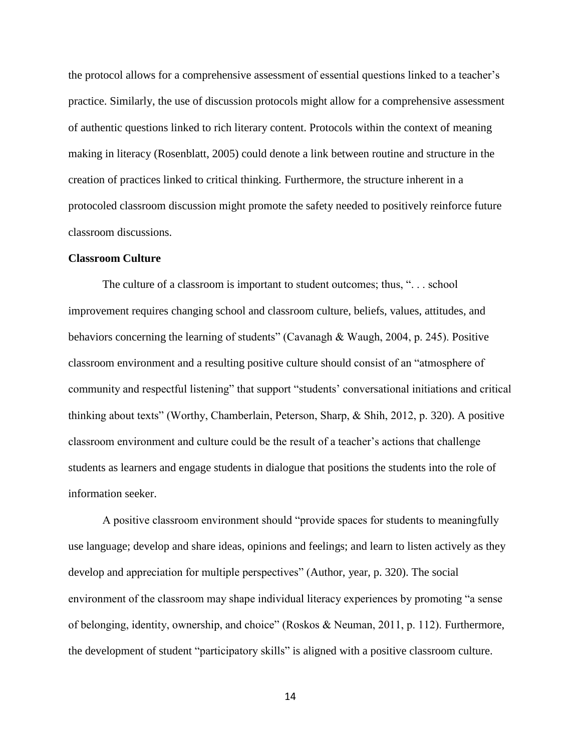the protocol allows for a comprehensive assessment of essential questions linked to a teacher's practice. Similarly, the use of discussion protocols might allow for a comprehensive assessment of authentic questions linked to rich literary content. Protocols within the context of meaning making in literacy (Rosenblatt, 2005) could denote a link between routine and structure in the creation of practices linked to critical thinking. Furthermore, the structure inherent in a protocoled classroom discussion might promote the safety needed to positively reinforce future classroom discussions.

**Classroom Culture**

The culture of a classroom is important to student outcomes; thus, ". . . school improvement requires changing school and classroom culture, beliefs, values, attitudes, and behaviors concerning the learning of students" (Cavanagh & Waugh, 2004, p. 245). Positive classroom environment and a resulting positive culture should consist of an "atmosphere of community and respectful listening" that support "students' conversational initiations and critical thinking about texts" (Worthy, Chamberlain, Peterson, Sharp, & Shih, 2012, p. 320). A positive classroom environment and culture could be the result of a teacher's actions that challenge students as learners and engage students in dialogue that positions the students into the role of information seeker.

A positive classroom environment should "provide spaces for students to meaningfully use language; develop and share ideas, opinions and feelings; and learn to listen actively as they develop and appreciation for multiple perspectives" (Author, year, p. 320). The social environment of the classroom may shape individual literacy experiences by promoting "a sense of belonging, identity, ownership, and choice" (Roskos & Neuman, 2011, p. 112). Furthermore, the development of student "participatory skills" is aligned with a positive classroom culture.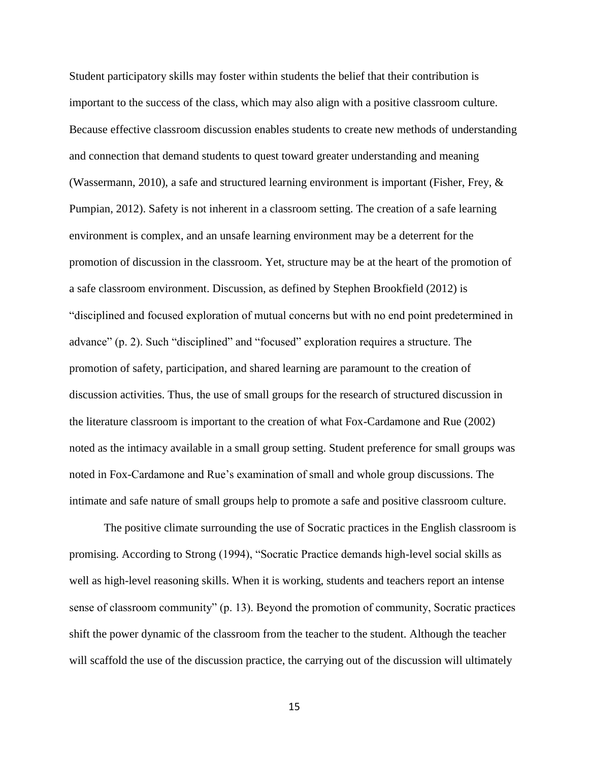Student participatory skills may foster within students the belief that their contribution is important to the success of the class, which may also align with a positive classroom culture. Because effective classroom discussion enables students to create new methods of understanding and connection that demand students to quest toward greater understanding and meaning (Wassermann, 2010), a safe and structured learning environment is important (Fisher, Frey, & Pumpian, 2012). Safety is not inherent in a classroom setting. The creation of a safe learning environment is complex, and an unsafe learning environment may be a deterrent for the promotion of discussion in the classroom. Yet, structure may be at the heart of the promotion of a safe classroom environment. Discussion, as defined by Stephen Brookfield (2012) is "disciplined and focused exploration of mutual concerns but with no end point predetermined in advance" (p. 2). Such "disciplined" and "focused" exploration requires a structure. The promotion of safety, participation, and shared learning are paramount to the creation of discussion activities. Thus, the use of small groups for the research of structured discussion in the literature classroom is important to the creation of what Fox-Cardamone and Rue (2002) noted as the intimacy available in a small group setting. Student preference for small groups was noted in Fox-Cardamone and Rue's examination of small and whole group discussions. The intimate and safe nature of small groups help to promote a safe and positive classroom culture.

The positive climate surrounding the use of Socratic practices in the English classroom is promising. According to Strong (1994), "Socratic Practice demands high-level social skills as well as high-level reasoning skills. When it is working, students and teachers report an intense sense of classroom community" (p. 13). Beyond the promotion of community, Socratic practices shift the power dynamic of the classroom from the teacher to the student. Although the teacher will scaffold the use of the discussion practice, the carrying out of the discussion will ultimately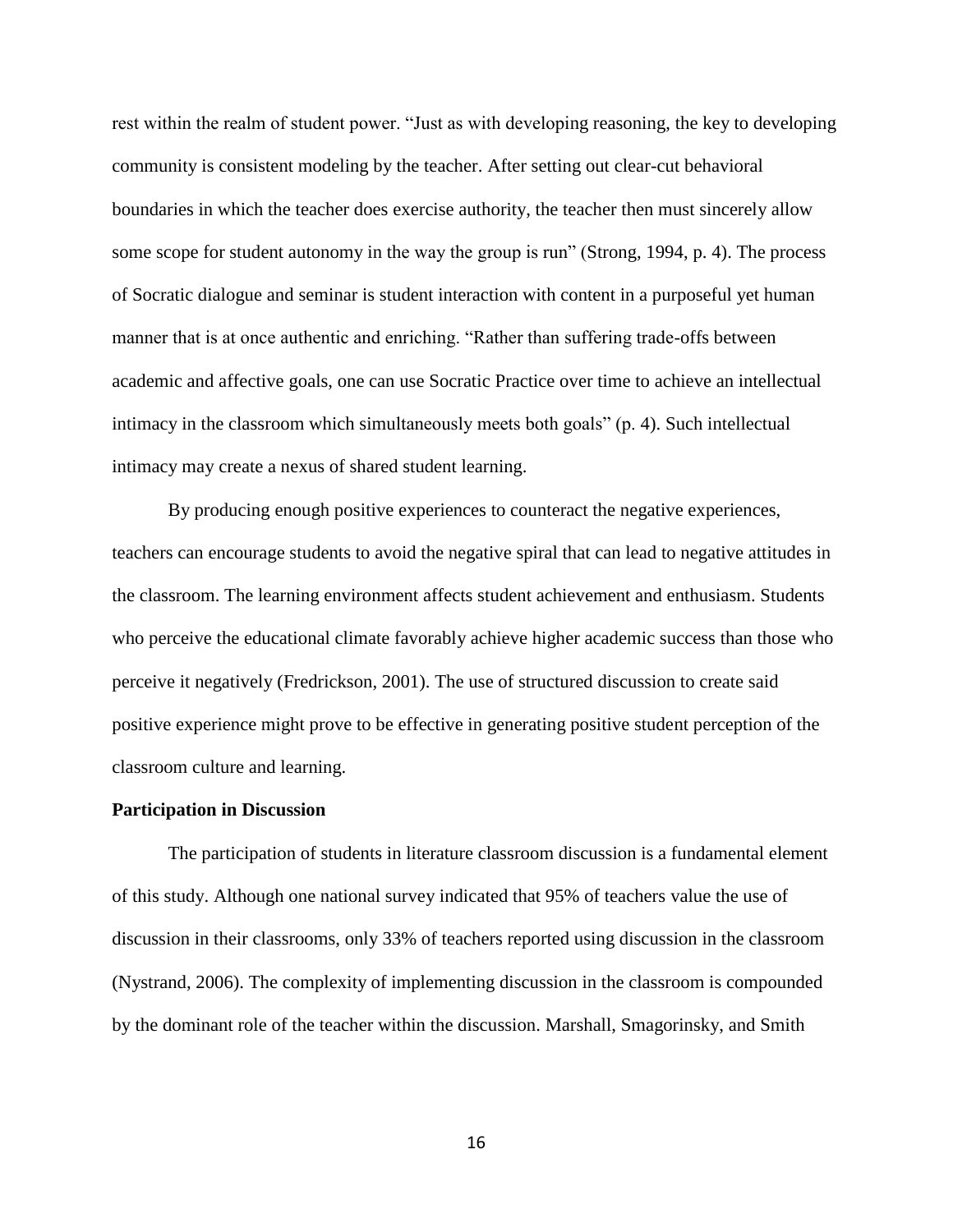rest within the realm of student power. "Just as with developing reasoning, the key to developing community is consistent modeling by the teacher. After setting out clear-cut behavioral boundaries in which the teacher does exercise authority, the teacher then must sincerely allow some scope for student autonomy in the way the group is run" (Strong, 1994, p. 4). The process of Socratic dialogue and seminar is student interaction with content in a purposeful yet human manner that is at once authentic and enriching. "Rather than suffering trade-offs between academic and affective goals, one can use Socratic Practice over time to achieve an intellectual intimacy in the classroom which simultaneously meets both goals" (p. 4). Such intellectual intimacy may create a nexus of shared student learning.

By producing enough positive experiences to counteract the negative experiences, teachers can encourage students to avoid the negative spiral that can lead to negative attitudes in the classroom. The learning environment affects student achievement and enthusiasm. Students who perceive the educational climate favorably achieve higher academic success than those who perceive it negatively (Fredrickson, 2001). The use of structured discussion to create said positive experience might prove to be effective in generating positive student perception of the classroom culture and learning.

**Participation in Discussion**

The participation of students in literature classroom discussion is a fundamental element of this study. Although one national survey indicated that 95% of teachers value the use of discussion in their classrooms, only 33% of teachers reported using discussion in the classroom (Nystrand, 2006). The complexity of implementing discussion in the classroom is compounded by the dominant role of the teacher within the discussion. Marshall, Smagorinsky, and Smith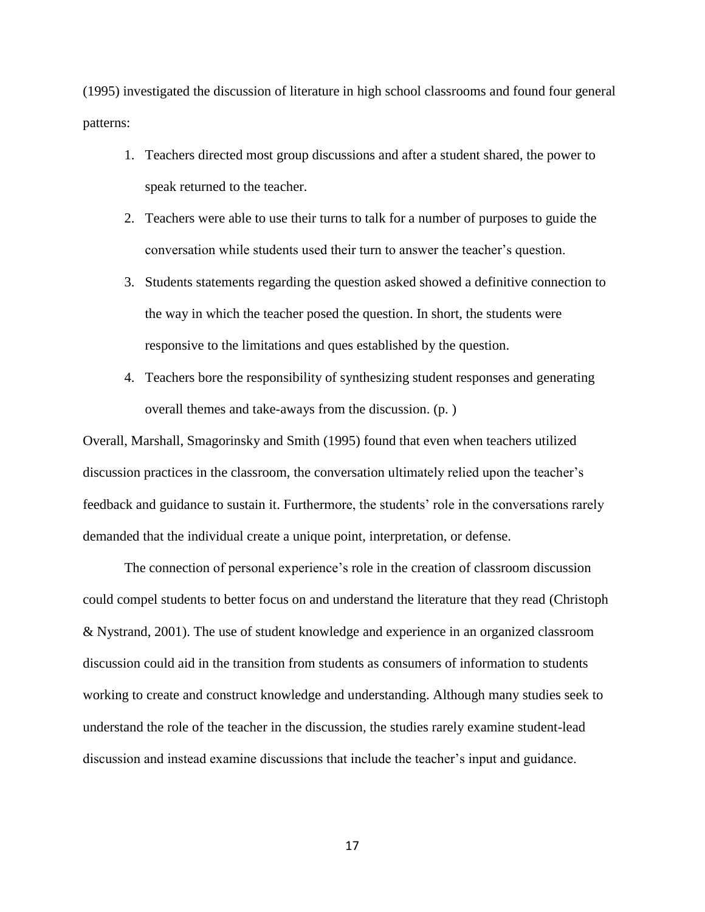(1995) investigated the discussion of literature in high school classrooms and found four general patterns:

1. Teachers directed most group discussions and after a student shared, the power to speak returned to the teacher.
2. Teachers were able to use their turns to talk for a number of purposes to guide the conversation while students used their turn to answer the teacher's question.
3. Students statements regarding the question asked showed a definitive connection to the way in which the teacher posed the question. In short, the students were responsive to the limitations and ques established by the question.
4. Teachers bore the responsibility of synthesizing student responses and generating overall themes and take-aways from the discussion. (p. )

Overall, Marshall, Smagorinsky and Smith (1995) found that even when teachers utilized discussion practices in the classroom, the conversation ultimately relied upon the teacher's feedback and guidance to sustain it. Furthermore, the students' role in the conversations rarely demanded that the individual create a unique point, interpretation, or defense.

The connection of personal experience's role in the creation of classroom discussion could compel students to better focus on and understand the literature that they read (Christoph & Nystrand, 2001). The use of student knowledge and experience in an organized classroom discussion could aid in the transition from students as consumers of information to students working to create and construct knowledge and understanding. Although many studies seek to understand the role of the teacher in the discussion, the studies rarely examine student-lead discussion and instead examine discussions that include the teacher's input and guidance.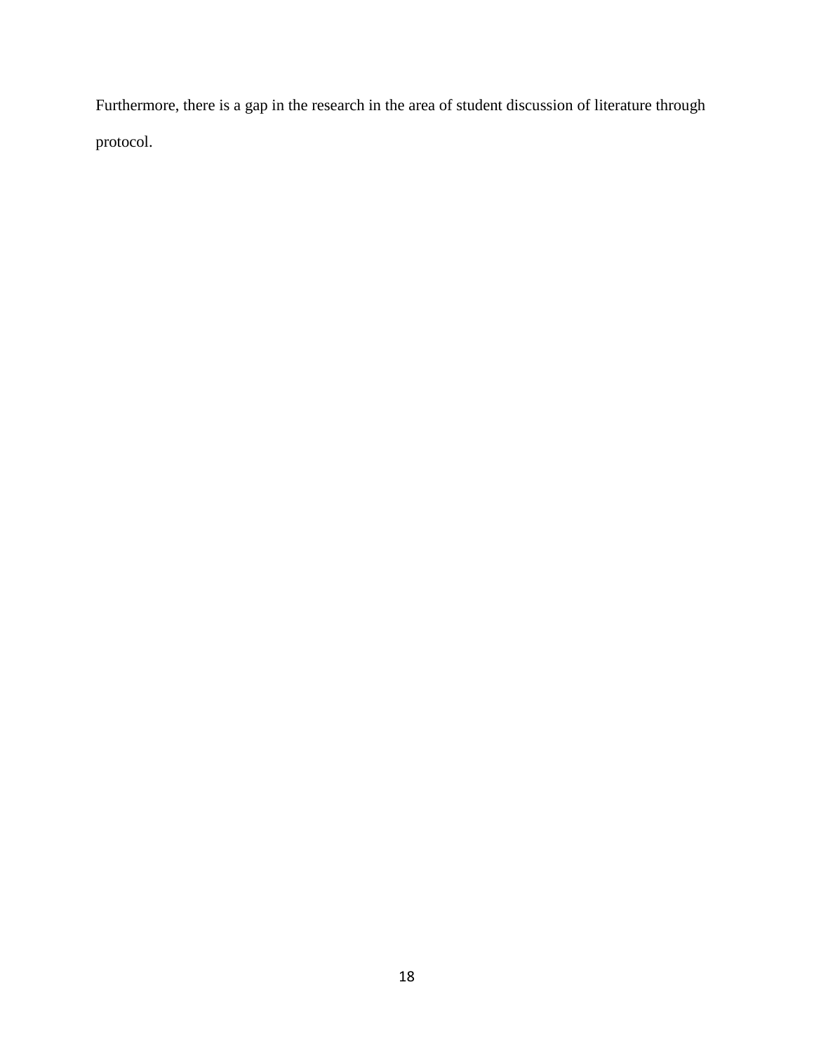Furthermore, there is a gap in the research in the area of student discussion of literature through protocol.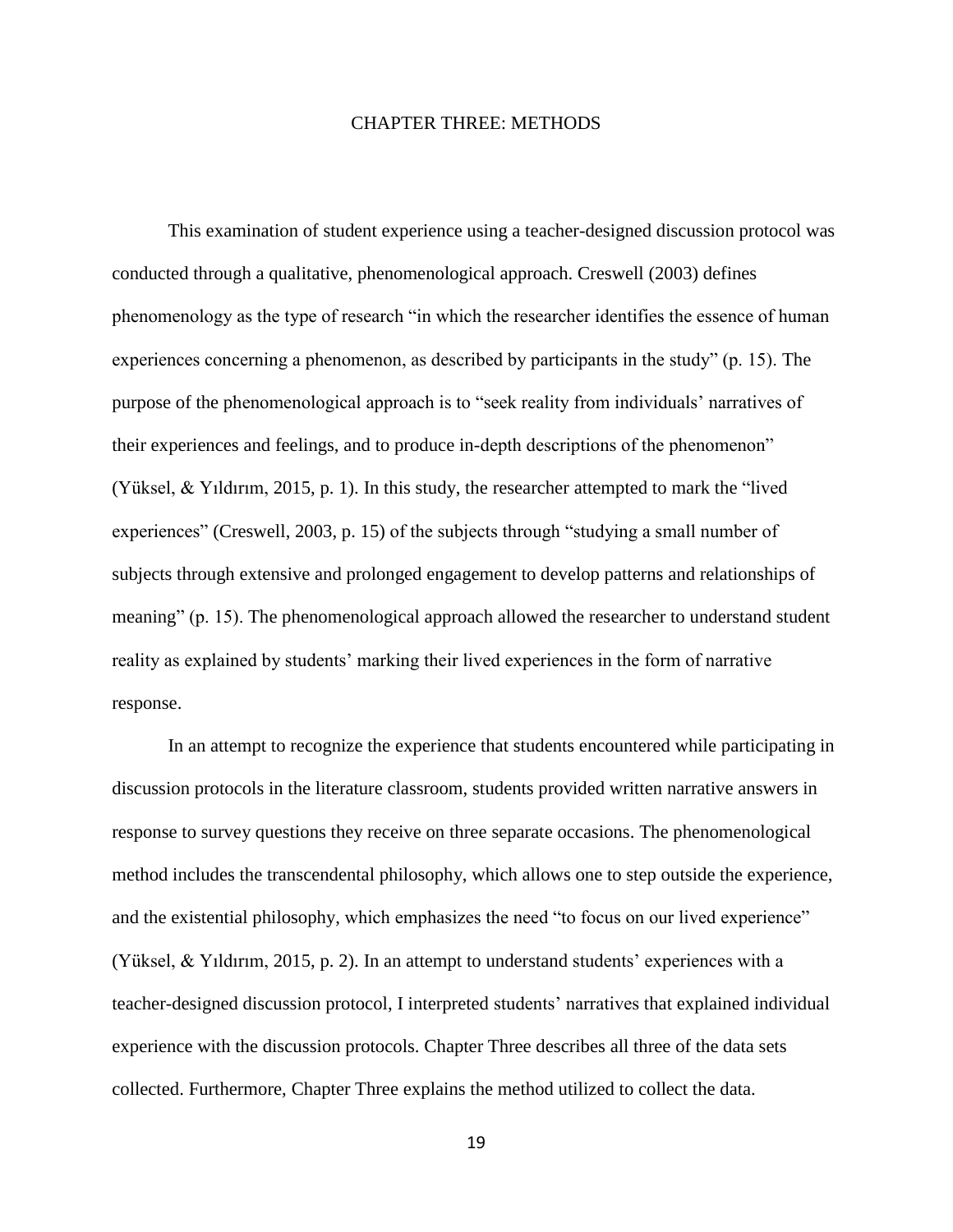# CHAPTER THREE: METHODS

This examination of student experience using a teacher-designed discussion protocol was conducted through a qualitative, phenomenological approach. Creswell (2003) defines phenomenology as the type of research "in which the researcher identifies the essence of human experiences concerning a phenomenon, as described by participants in the study" (p. 15). The purpose of the phenomenological approach is to "seek reality from individuals' narratives of their experiences and feelings, and to produce in-depth descriptions of the phenomenon" (Yüksel, & Yıldırım, 2015, p. 1). In this study, the researcher attempted to mark the "lived experiences" (Creswell, 2003, p. 15) of the subjects through "studying a small number of subjects through extensive and prolonged engagement to develop patterns and relationships of meaning" (p. 15). The phenomenological approach allowed the researcher to understand student reality as explained by students' marking their lived experiences in the form of narrative response.

In an attempt to recognize the experience that students encountered while participating in discussion protocols in the literature classroom, students provided written narrative answers in response to survey questions they receive on three separate occasions. The phenomenological method includes the transcendental philosophy, which allows one to step outside the experience, and the existential philosophy, which emphasizes the need "to focus on our lived experience" (Yüksel, & Yıldırım, 2015, p. 2). In an attempt to understand students' experiences with a teacher-designed discussion protocol, I interpreted students' narratives that explained individual experience with the discussion protocols. Chapter Three describes all three of the data sets collected. Furthermore, Chapter Three explains the method utilized to collect the data.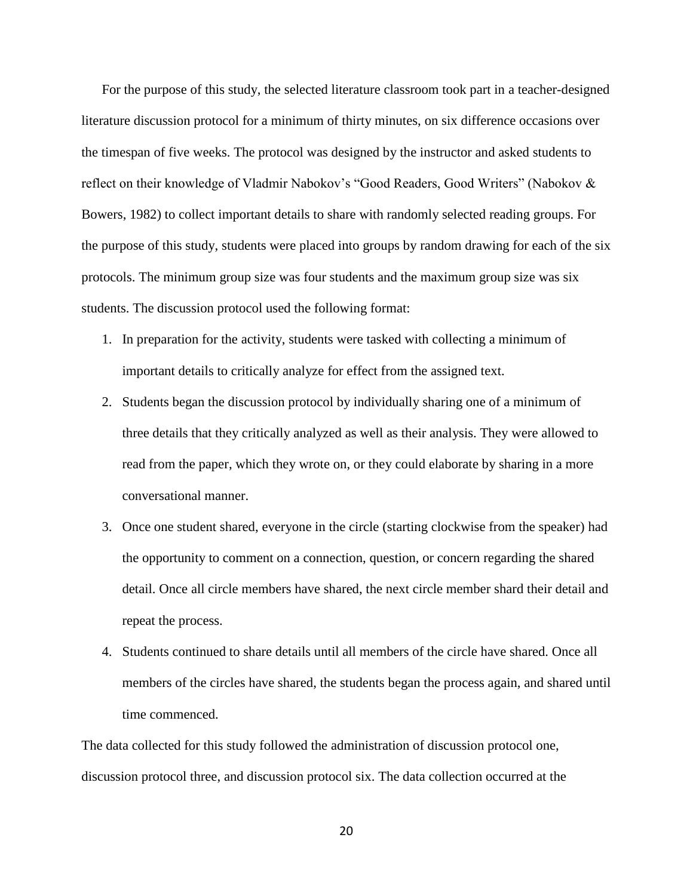For the purpose of this study, the selected literature classroom took part in a teacher-designed literature discussion protocol for a minimum of thirty minutes, on six difference occasions over the timespan of five weeks. The protocol was designed by the instructor and asked students to reflect on their knowledge of Vladmir Nabokov's "Good Readers, Good Writers" (Nabokov & Bowers, 1982) to collect important details to share with randomly selected reading groups. For the purpose of this study, students were placed into groups by random drawing for each of the six protocols. The minimum group size was four students and the maximum group size was six students. The discussion protocol used the following format:

1. In preparation for the activity, students were tasked with collecting a minimum of important details to critically analyze for effect from the assigned text.
2. Students began the discussion protocol by individually sharing one of a minimum of three details that they critically analyzed as well as their analysis. They were allowed to read from the paper, which they wrote on, or they could elaborate by sharing in a more conversational manner.
3. Once one student shared, everyone in the circle (starting clockwise from the speaker) had the opportunity to comment on a connection, question, or concern regarding the shared detail. Once all circle members have shared, the next circle member shard their detail and repeat the process.
4. Students continued to share details until all members of the circle have shared. Once all members of the circles have shared, the students began the process again, and shared until time commenced.

The data collected for this study followed the administration of discussion protocol one, discussion protocol three, and discussion protocol six. The data collection occurred at the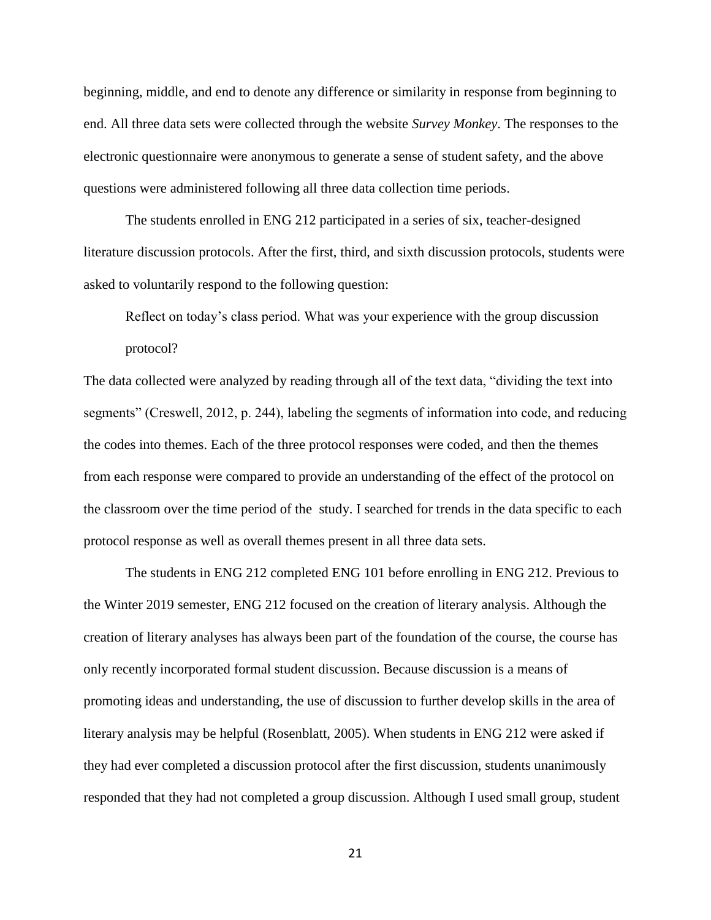beginning, middle, and end to denote any difference or similarity in response from beginning to end. All three data sets were collected through the website *Survey Monkey*. The responses to the electronic questionnaire were anonymous to generate a sense of student safety, and the above questions were administered following all three data collection time periods.

The students enrolled in ENG 212 participated in a series of six, teacher-designed literature discussion protocols. After the first, third, and sixth discussion protocols, students were asked to voluntarily respond to the following question:

> Reflect on today's class period. What was your experience with the group discussion protocol?

The data collected were analyzed by reading through all of the text data, "dividing the text into segments" (Creswell, 2012, p. 244), labeling the segments of information into code, and reducing the codes into themes. Each of the three protocol responses were coded, and then the themes from each response were compared to provide an understanding of the effect of the protocol on the classroom over the time period of the study. I searched for trends in the data specific to each protocol response as well as overall themes present in all three data sets.

The students in ENG 212 completed ENG 101 before enrolling in ENG 212. Previous to the Winter 2019 semester, ENG 212 focused on the creation of literary analysis. Although the creation of literary analyses has always been part of the foundation of the course, the course has only recently incorporated formal student discussion. Because discussion is a means of promoting ideas and understanding, the use of discussion to further develop skills in the area of literary analysis may be helpful (Rosenblatt, 2005). When students in ENG 212 were asked if they had ever completed a discussion protocol after the first discussion, students unanimously responded that they had not completed a group discussion. Although I used small group, student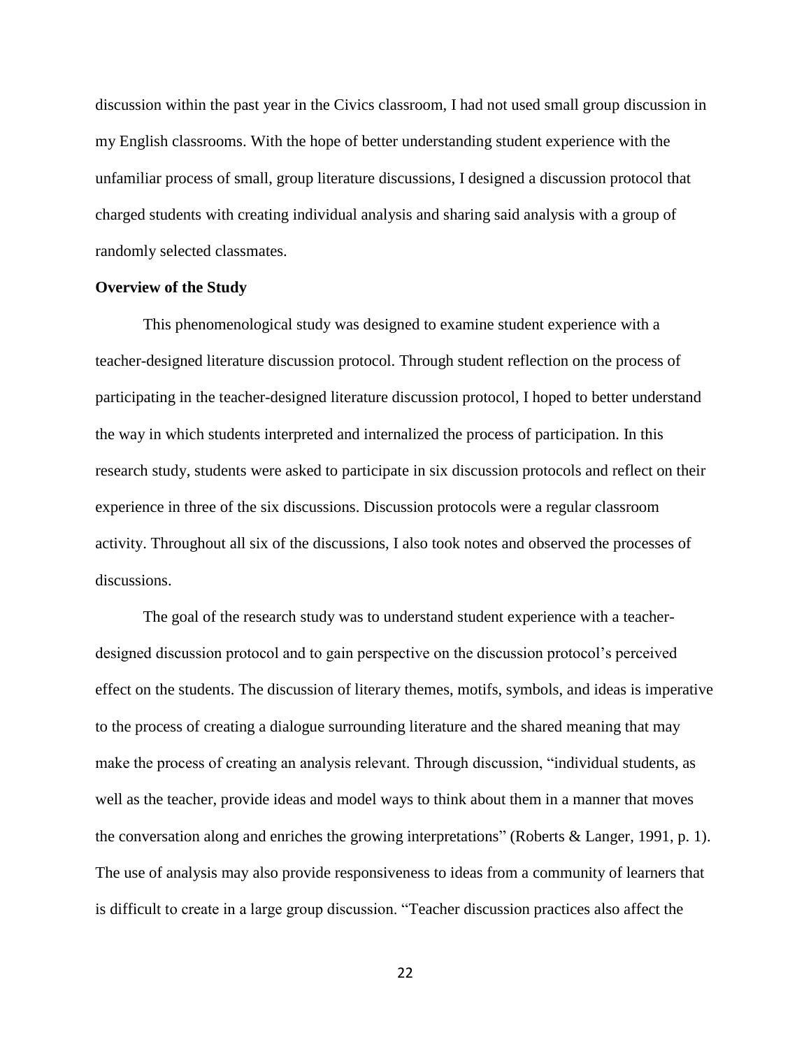discussion within the past year in the Civics classroom, I had not used small group discussion in my English classrooms. With the hope of better understanding student experience with the unfamiliar process of small, group literature discussions, I designed a discussion protocol that charged students with creating individual analysis and sharing said analysis with a group of randomly selected classmates.

**Overview of the Study**

This phenomenological study was designed to examine student experience with a teacher-designed literature discussion protocol. Through student reflection on the process of participating in the teacher-designed literature discussion protocol, I hoped to better understand the way in which students interpreted and internalized the process of participation. In this research study, students were asked to participate in six discussion protocols and reflect on their experience in three of the six discussions. Discussion protocols were a regular classroom activity. Throughout all six of the discussions, I also took notes and observed the processes of discussions.

The goal of the research study was to understand student experience with a teacher-designed discussion protocol and to gain perspective on the discussion protocol's perceived effect on the students. The discussion of literary themes, motifs, symbols, and ideas is imperative to the process of creating a dialogue surrounding literature and the shared meaning that may make the process of creating an analysis relevant. Through discussion, "individual students, as well as the teacher, provide ideas and model ways to think about them in a manner that moves the conversation along and enriches the growing interpretations" (Roberts & Langer, 1991, p. 1). The use of analysis may also provide responsiveness to ideas from a community of learners that is difficult to create in a large group discussion. "Teacher discussion practices also affect the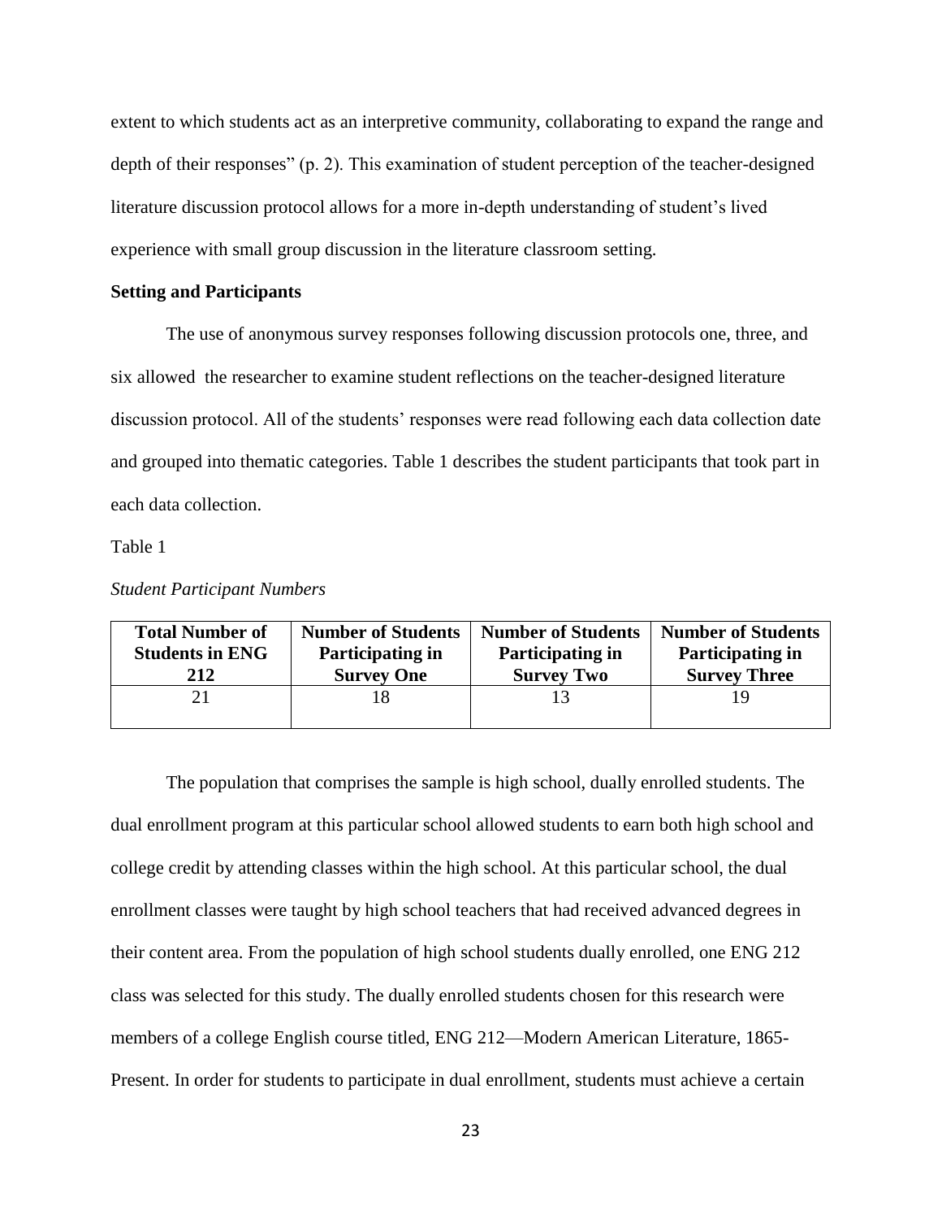extent to which students act as an interpretive community, collaborating to expand the range and depth of their responses" (p. 2). This examination of student perception of the teacher-designed literature discussion protocol allows for a more in-depth understanding of student's lived experience with small group discussion in the literature classroom setting.

**Setting and Participants**

The use of anonymous survey responses following discussion protocols one, three, and six allowed the researcher to examine student reflections on the teacher-designed literature discussion protocol. All of the students' responses were read following each data collection date and grouped into thematic categories. Table 1 describes the student participants that took part in each data collection.

Table 1

*Student Participant Numbers*

| Total Number of Students in ENG 212 | Number of Students Participating in Survey One | Number of Students Participating in Survey Two | Number of Students Participating in Survey Three |
|---|---|---|---|
| 21 | 18 | 13 | 19 |

The population that comprises the sample is high school, dually enrolled students. The dual enrollment program at this particular school allowed students to earn both high school and college credit by attending classes within the high school. At this particular school, the dual enrollment classes were taught by high school teachers that had received advanced degrees in their content area. From the population of high school students dually enrolled, one ENG 212 class was selected for this study. The dually enrolled students chosen for this research were members of a college English course titled, ENG 212—Modern American Literature, 1865-Present. In order for students to participate in dual enrollment, students must achieve a certain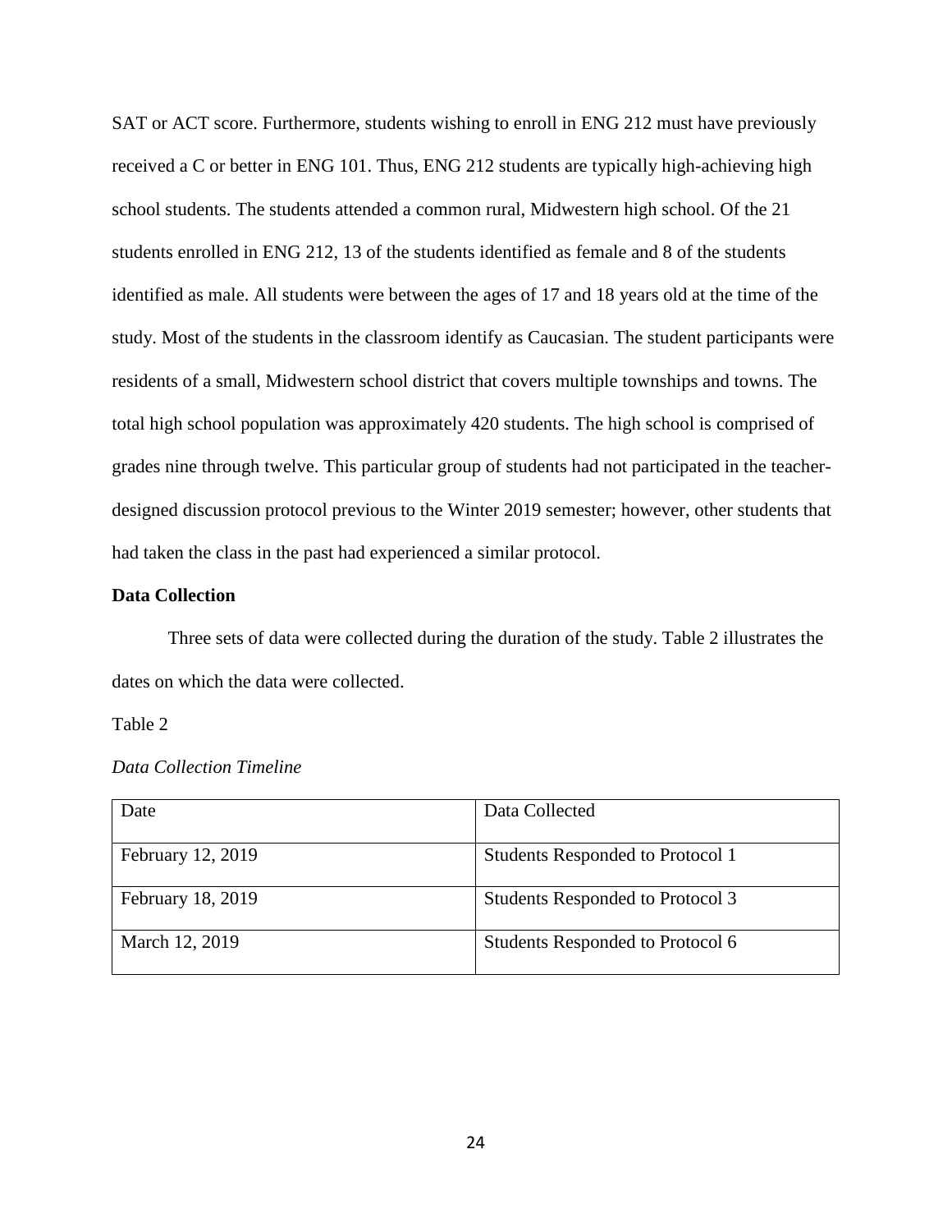SAT or ACT score. Furthermore, students wishing to enroll in ENG 212 must have previously received a C or better in ENG 101. Thus, ENG 212 students are typically high-achieving high school students. The students attended a common rural, Midwestern high school. Of the 21 students enrolled in ENG 212, 13 of the students identified as female and 8 of the students identified as male. All students were between the ages of 17 and 18 years old at the time of the study. Most of the students in the classroom identify as Caucasian. The student participants were residents of a small, Midwestern school district that covers multiple townships and towns. The total high school population was approximately 420 students. The high school is comprised of grades nine through twelve. This particular group of students had not participated in the teacher-designed discussion protocol previous to the Winter 2019 semester; however, other students that had taken the class in the past had experienced a similar protocol.

**Data Collection**

Three sets of data were collected during the duration of the study. Table 2 illustrates the dates on which the data were collected.

Table 2

*Data Collection Timeline*

| Date | Data Collected |
|---|---|
| February 12, 2019 | Students Responded to Protocol 1 |
| February 18, 2019 | Students Responded to Protocol 3 |
| March 12, 2019 | Students Responded to Protocol 6 |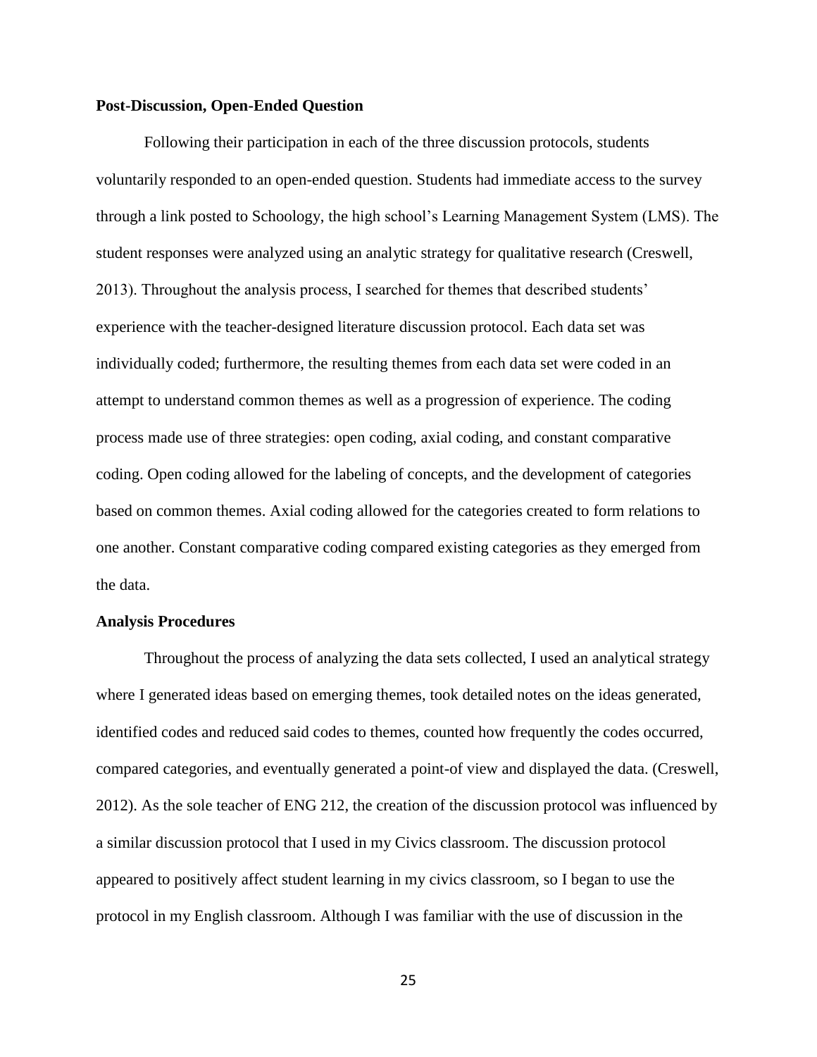**Post-Discussion, Open-Ended Question**

Following their participation in each of the three discussion protocols, students voluntarily responded to an open-ended question. Students had immediate access to the survey through a link posted to Schoology, the high school's Learning Management System (LMS). The student responses were analyzed using an analytic strategy for qualitative research (Creswell, 2013). Throughout the analysis process, I searched for themes that described students' experience with the teacher-designed literature discussion protocol. Each data set was individually coded; furthermore, the resulting themes from each data set were coded in an attempt to understand common themes as well as a progression of experience. The coding process made use of three strategies: open coding, axial coding, and constant comparative coding. Open coding allowed for the labeling of concepts, and the development of categories based on common themes. Axial coding allowed for the categories created to form relations to one another. Constant comparative coding compared existing categories as they emerged from the data.

**Analysis Procedures**

Throughout the process of analyzing the data sets collected, I used an analytical strategy where I generated ideas based on emerging themes, took detailed notes on the ideas generated, identified codes and reduced said codes to themes, counted how frequently the codes occurred, compared categories, and eventually generated a point-of view and displayed the data. (Creswell, 2012). As the sole teacher of ENG 212, the creation of the discussion protocol was influenced by a similar discussion protocol that I used in my Civics classroom. The discussion protocol appeared to positively affect student learning in my civics classroom, so I began to use the protocol in my English classroom. Although I was familiar with the use of discussion in the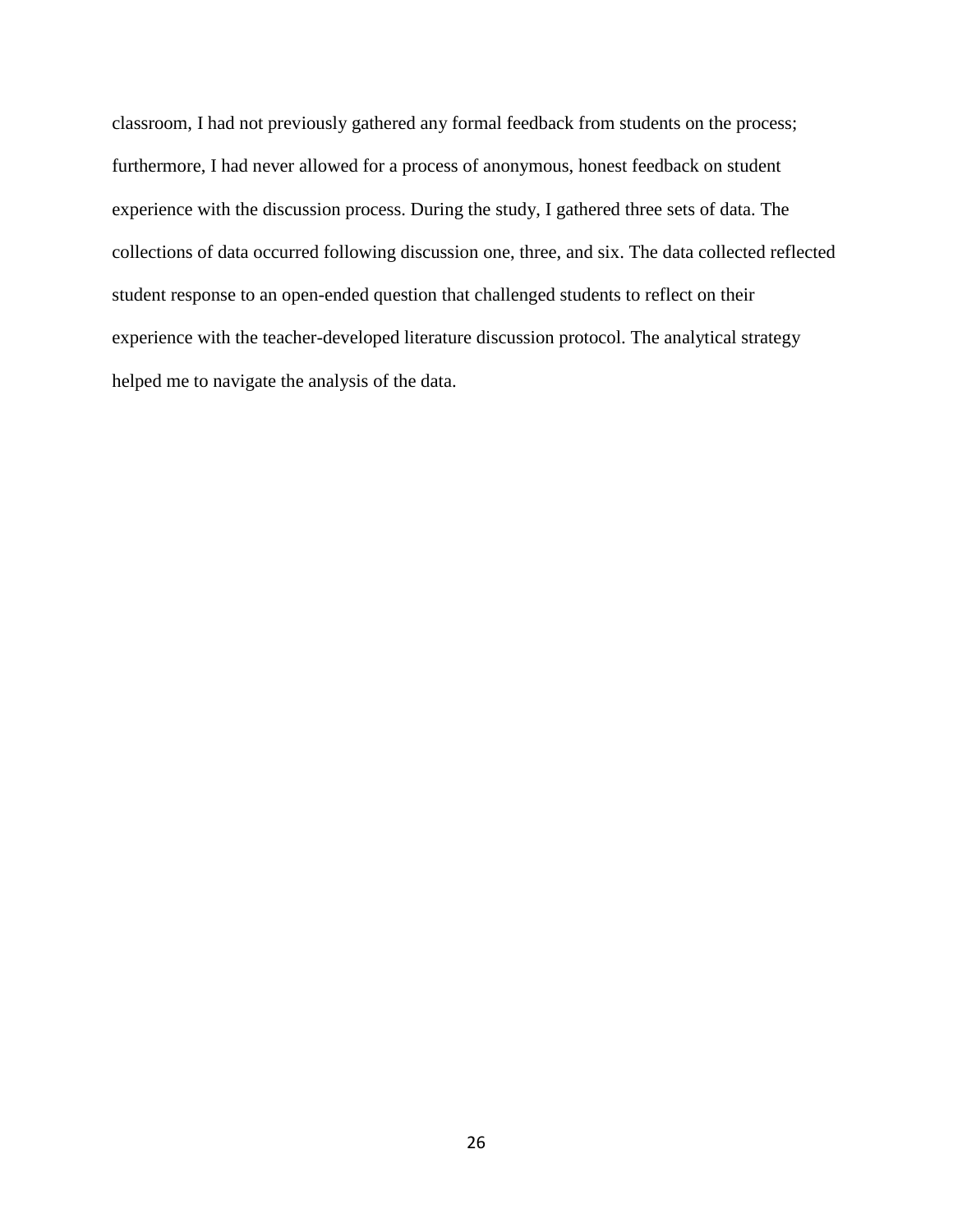classroom, I had not previously gathered any formal feedback from students on the process; furthermore, I had never allowed for a process of anonymous, honest feedback on student experience with the discussion process. During the study, I gathered three sets of data. The collections of data occurred following discussion one, three, and six. The data collected reflected student response to an open-ended question that challenged students to reflect on their experience with the teacher-developed literature discussion protocol. The analytical strategy helped me to navigate the analysis of the data.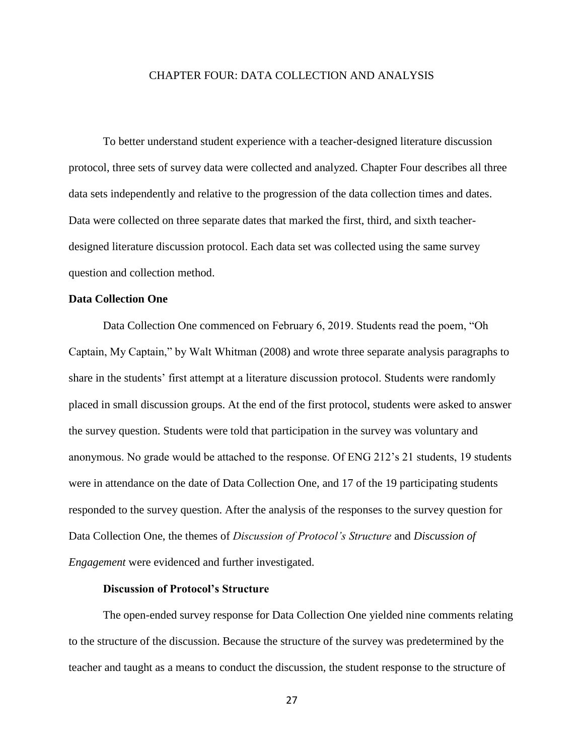# CHAPTER FOUR: DATA COLLECTION AND ANALYSIS

To better understand student experience with a teacher-designed literature discussion protocol, three sets of survey data were collected and analyzed. Chapter Four describes all three data sets independently and relative to the progression of the data collection times and dates. Data were collected on three separate dates that marked the first, third, and sixth teacher-designed literature discussion protocol. Each data set was collected using the same survey question and collection method.

## Data Collection One

Data Collection One commenced on February 6, 2019. Students read the poem, "Oh Captain, My Captain," by Walt Whitman (2008) and wrote three separate analysis paragraphs to share in the students' first attempt at a literature discussion protocol. Students were randomly placed in small discussion groups. At the end of the first protocol, students were asked to answer the survey question. Students were told that participation in the survey was voluntary and anonymous. No grade would be attached to the response. Of ENG 212's 21 students, 19 students were in attendance on the date of Data Collection One, and 17 of the 19 participating students responded to the survey question. After the analysis of the responses to the survey question for Data Collection One, the themes of *Discussion of Protocol's Structure* and *Discussion of Engagement* were evidenced and further investigated.

### Discussion of Protocol's Structure

The open-ended survey response for Data Collection One yielded nine comments relating to the structure of the discussion. Because the structure of the survey was predetermined by the teacher and taught as a means to conduct the discussion, the student response to the structure of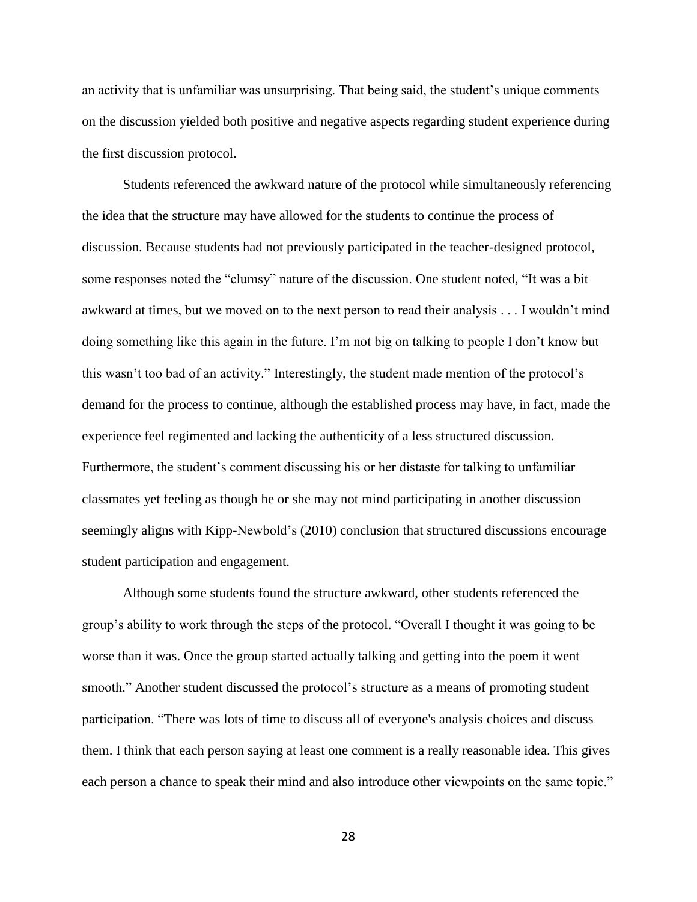an activity that is unfamiliar was unsurprising. That being said, the student's unique comments on the discussion yielded both positive and negative aspects regarding student experience during the first discussion protocol.

Students referenced the awkward nature of the protocol while simultaneously referencing the idea that the structure may have allowed for the students to continue the process of discussion. Because students had not previously participated in the teacher-designed protocol, some responses noted the "clumsy" nature of the discussion. One student noted, "It was a bit awkward at times, but we moved on to the next person to read their analysis . . . I wouldn't mind doing something like this again in the future. I'm not big on talking to people I don't know but this wasn't too bad of an activity." Interestingly, the student made mention of the protocol's demand for the process to continue, although the established process may have, in fact, made the experience feel regimented and lacking the authenticity of a less structured discussion. Furthermore, the student's comment discussing his or her distaste for talking to unfamiliar classmates yet feeling as though he or she may not mind participating in another discussion seemingly aligns with Kipp-Newbold's (2010) conclusion that structured discussions encourage student participation and engagement.

Although some students found the structure awkward, other students referenced the group's ability to work through the steps of the protocol. "Overall I thought it was going to be worse than it was. Once the group started actually talking and getting into the poem it went smooth." Another student discussed the protocol's structure as a means of promoting student participation. "There was lots of time to discuss all of everyone's analysis choices and discuss them. I think that each person saying at least one comment is a really reasonable idea. This gives each person a chance to speak their mind and also introduce other viewpoints on the same topic."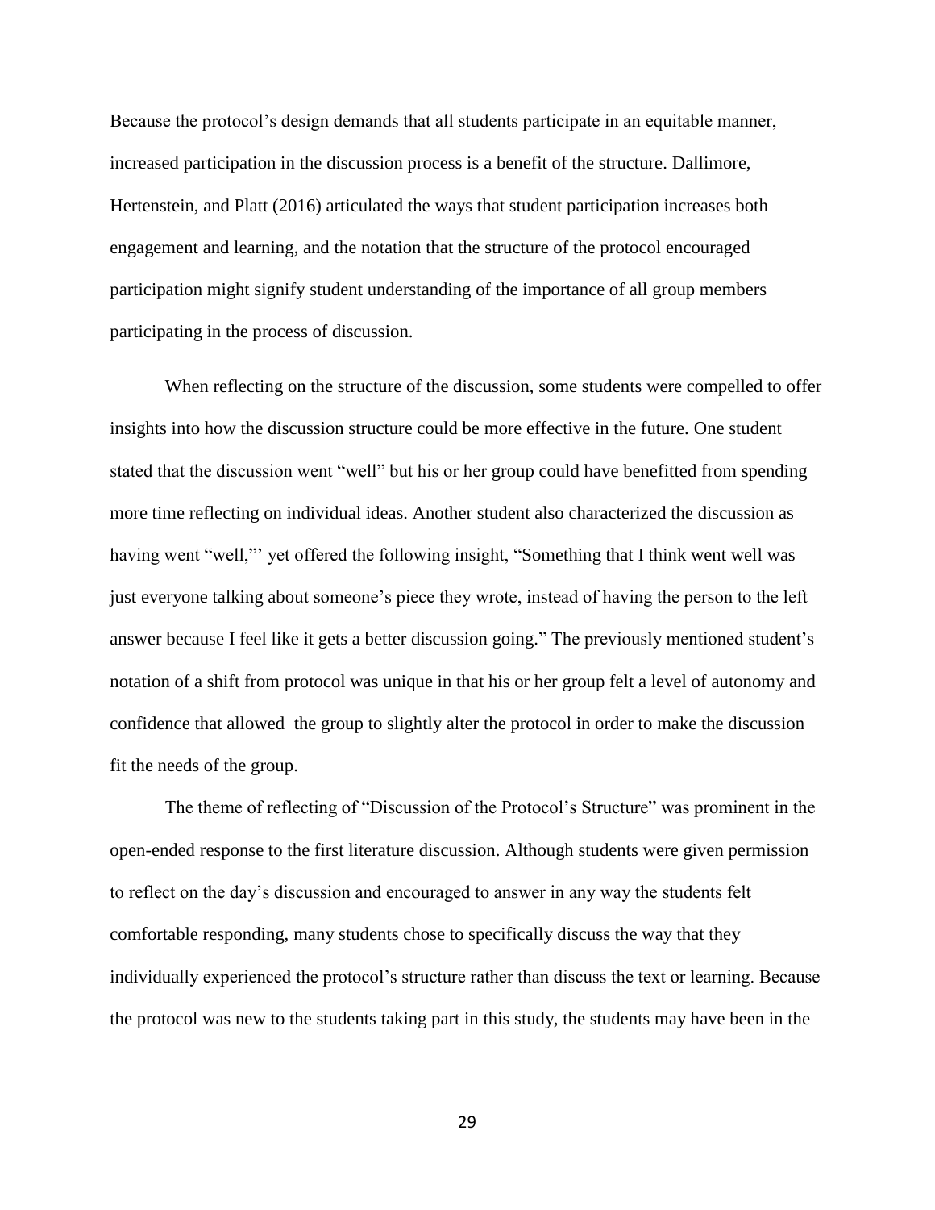Because the protocol's design demands that all students participate in an equitable manner, increased participation in the discussion process is a benefit of the structure. Dallimore, Hertenstein, and Platt (2016) articulated the ways that student participation increases both engagement and learning, and the notation that the structure of the protocol encouraged participation might signify student understanding of the importance of all group members participating in the process of discussion.

When reflecting on the structure of the discussion, some students were compelled to offer insights into how the discussion structure could be more effective in the future. One student stated that the discussion went "well" but his or her group could have benefitted from spending more time reflecting on individual ideas. Another student also characterized the discussion as having went "well,"' yet offered the following insight, "Something that I think went well was just everyone talking about someone's piece they wrote, instead of having the person to the left answer because I feel like it gets a better discussion going." The previously mentioned student's notation of a shift from protocol was unique in that his or her group felt a level of autonomy and confidence that allowed  the group to slightly alter the protocol in order to make the discussion fit the needs of the group.

The theme of reflecting of "Discussion of the Protocol's Structure" was prominent in the open-ended response to the first literature discussion. Although students were given permission to reflect on the day's discussion and encouraged to answer in any way the students felt comfortable responding, many students chose to specifically discuss the way that they individually experienced the protocol's structure rather than discuss the text or learning. Because the protocol was new to the students taking part in this study, the students may have been in the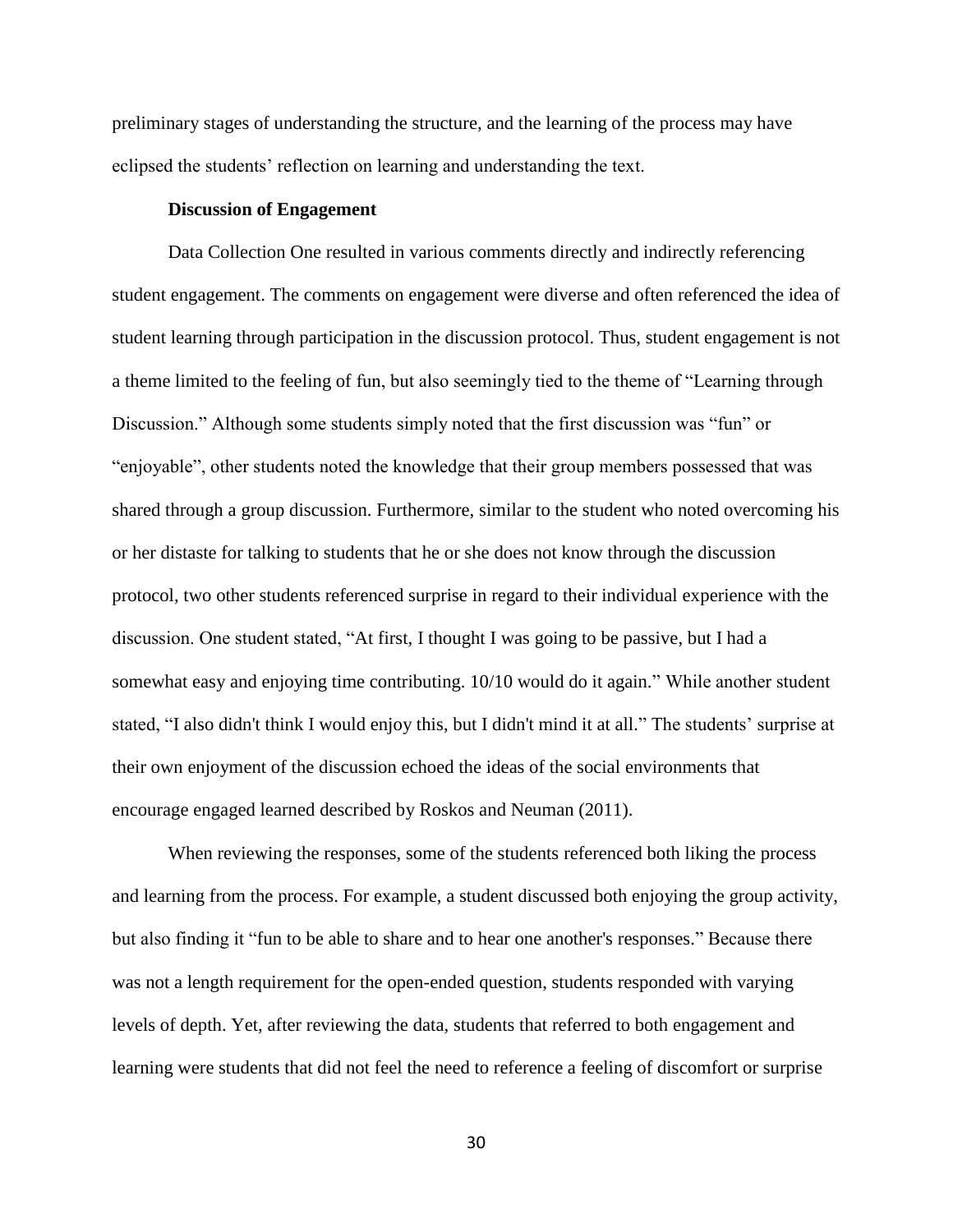preliminary stages of understanding the structure, and the learning of the process may have eclipsed the students' reflection on learning and understanding the text.

### Discussion of Engagement

Data Collection One resulted in various comments directly and indirectly referencing student engagement. The comments on engagement were diverse and often referenced the idea of student learning through participation in the discussion protocol. Thus, student engagement is not a theme limited to the feeling of fun, but also seemingly tied to the theme of "Learning through Discussion." Although some students simply noted that the first discussion was "fun" or "enjoyable", other students noted the knowledge that their group members possessed that was shared through a group discussion. Furthermore, similar to the student who noted overcoming his or her distaste for talking to students that he or she does not know through the discussion protocol, two other students referenced surprise in regard to their individual experience with the discussion. One student stated, "At first, I thought I was going to be passive, but I had a somewhat easy and enjoying time contributing. 10/10 would do it again." While another student stated, "I also didn't think I would enjoy this, but I didn't mind it at all." The students' surprise at their own enjoyment of the discussion echoed the ideas of the social environments that encourage engaged learned described by Roskos and Neuman (2011).

When reviewing the responses, some of the students referenced both liking the process and learning from the process. For example, a student discussed both enjoying the group activity, but also finding it "fun to be able to share and to hear one another's responses." Because there was not a length requirement for the open-ended question, students responded with varying levels of depth. Yet, after reviewing the data, students that referred to both engagement and learning were students that did not feel the need to reference a feeling of discomfort or surprise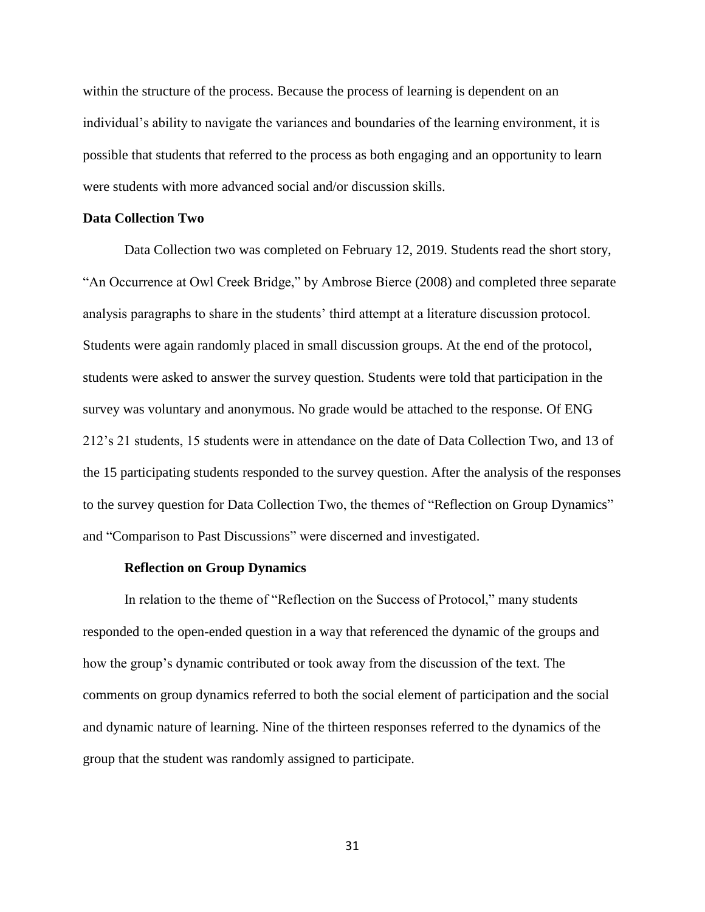within the structure of the process. Because the process of learning is dependent on an individual's ability to navigate the variances and boundaries of the learning environment, it is possible that students that referred to the process as both engaging and an opportunity to learn were students with more advanced social and/or discussion skills.

### Data Collection Two

Data Collection two was completed on February 12, 2019. Students read the short story, "An Occurrence at Owl Creek Bridge," by Ambrose Bierce (2008) and completed three separate analysis paragraphs to share in the students' third attempt at a literature discussion protocol. Students were again randomly placed in small discussion groups. At the end of the protocol, students were asked to answer the survey question. Students were told that participation in the survey was voluntary and anonymous. No grade would be attached to the response. Of ENG 212's 21 students, 15 students were in attendance on the date of Data Collection Two, and 13 of the 15 participating students responded to the survey question. After the analysis of the responses to the survey question for Data Collection Two, the themes of "Reflection on Group Dynamics" and "Comparison to Past Discussions" were discerned and investigated.

#### Reflection on Group Dynamics

In relation to the theme of "Reflection on the Success of Protocol," many students responded to the open-ended question in a way that referenced the dynamic of the groups and how the group's dynamic contributed or took away from the discussion of the text. The comments on group dynamics referred to both the social element of participation and the social and dynamic nature of learning. Nine of the thirteen responses referred to the dynamics of the group that the student was randomly assigned to participate.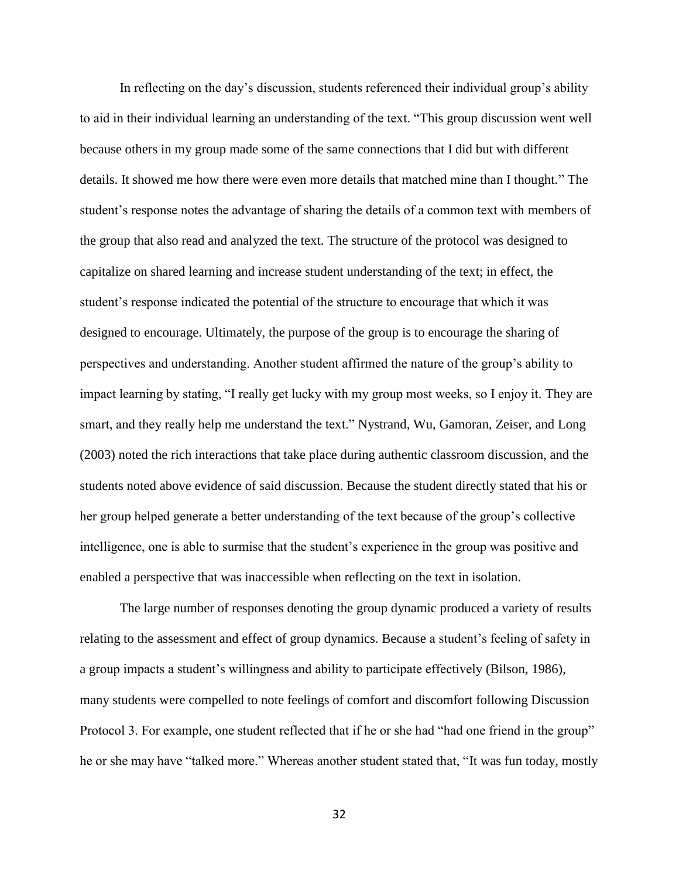In reflecting on the day's discussion, students referenced their individual group's ability to aid in their individual learning an understanding of the text. "This group discussion went well because others in my group made some of the same connections that I did but with different details. It showed me how there were even more details that matched mine than I thought." The student's response notes the advantage of sharing the details of a common text with members of the group that also read and analyzed the text. The structure of the protocol was designed to capitalize on shared learning and increase student understanding of the text; in effect, the student's response indicated the potential of the structure to encourage that which it was designed to encourage. Ultimately, the purpose of the group is to encourage the sharing of perspectives and understanding. Another student affirmed the nature of the group's ability to impact learning by stating, "I really get lucky with my group most weeks, so I enjoy it. They are smart, and they really help me understand the text." Nystrand, Wu, Gamoran, Zeiser, and Long (2003) noted the rich interactions that take place during authentic classroom discussion, and the students noted above evidence of said discussion. Because the student directly stated that his or her group helped generate a better understanding of the text because of the group's collective intelligence, one is able to surmise that the student's experience in the group was positive and enabled a perspective that was inaccessible when reflecting on the text in isolation.

The large number of responses denoting the group dynamic produced a variety of results relating to the assessment and effect of group dynamics. Because a student's feeling of safety in a group impacts a student's willingness and ability to participate effectively (Bilson, 1986), many students were compelled to note feelings of comfort and discomfort following Discussion Protocol 3. For example, one student reflected that if he or she had "had one friend in the group" he or she may have "talked more." Whereas another student stated that, "It was fun today, mostly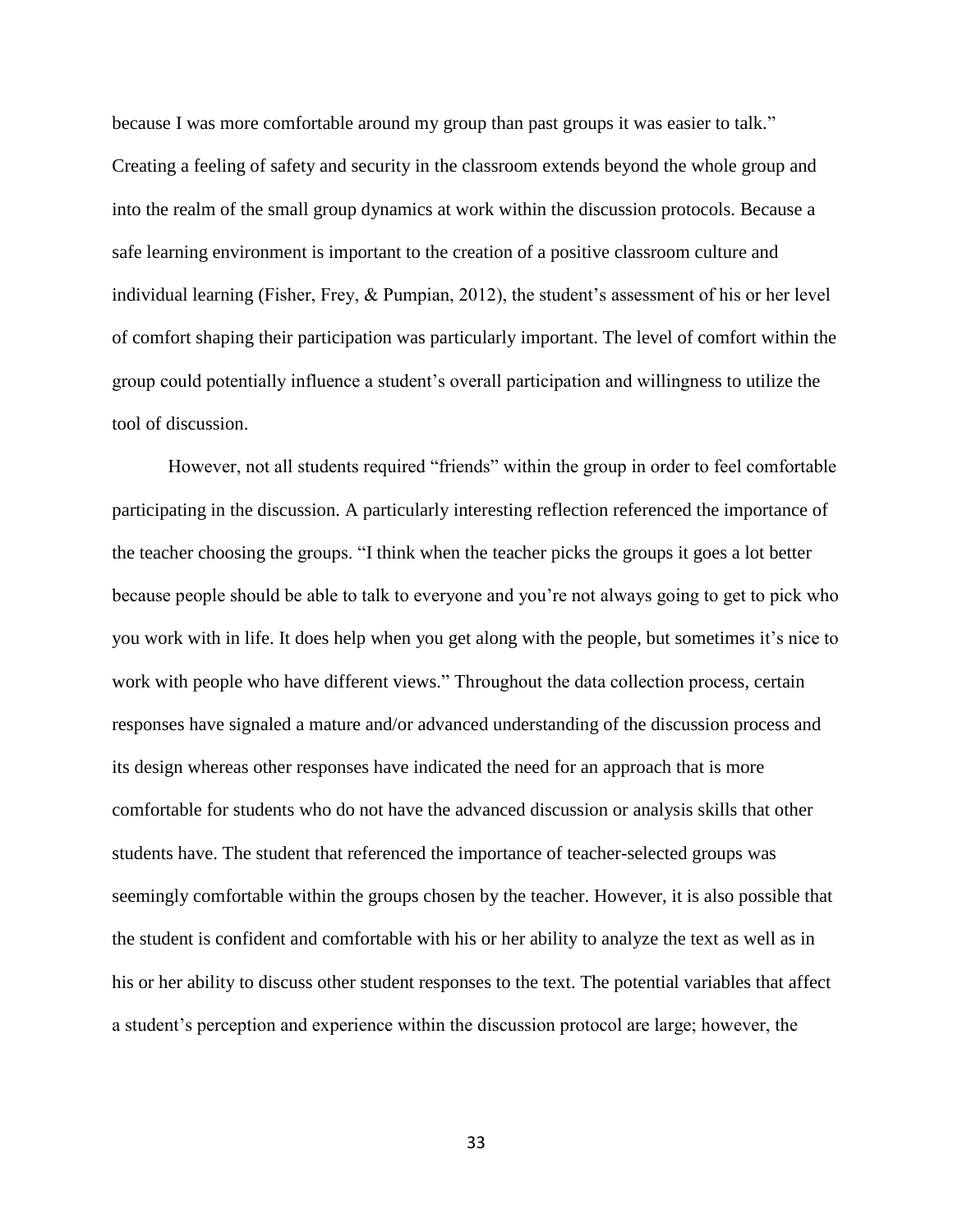because I was more comfortable around my group than past groups it was easier to talk." Creating a feeling of safety and security in the classroom extends beyond the whole group and into the realm of the small group dynamics at work within the discussion protocols. Because a safe learning environment is important to the creation of a positive classroom culture and individual learning (Fisher, Frey, & Pumpian, 2012), the student's assessment of his or her level of comfort shaping their participation was particularly important. The level of comfort within the group could potentially influence a student's overall participation and willingness to utilize the tool of discussion.

However, not all students required "friends" within the group in order to feel comfortable participating in the discussion. A particularly interesting reflection referenced the importance of the teacher choosing the groups. "I think when the teacher picks the groups it goes a lot better because people should be able to talk to everyone and you're not always going to get to pick who you work with in life. It does help when you get along with the people, but sometimes it's nice to work with people who have different views." Throughout the data collection process, certain responses have signaled a mature and/or advanced understanding of the discussion process and its design whereas other responses have indicated the need for an approach that is more comfortable for students who do not have the advanced discussion or analysis skills that other students have. The student that referenced the importance of teacher-selected groups was seemingly comfortable within the groups chosen by the teacher. However, it is also possible that the student is confident and comfortable with his or her ability to analyze the text as well as in his or her ability to discuss other student responses to the text. The potential variables that affect a student's perception and experience within the discussion protocol are large; however, the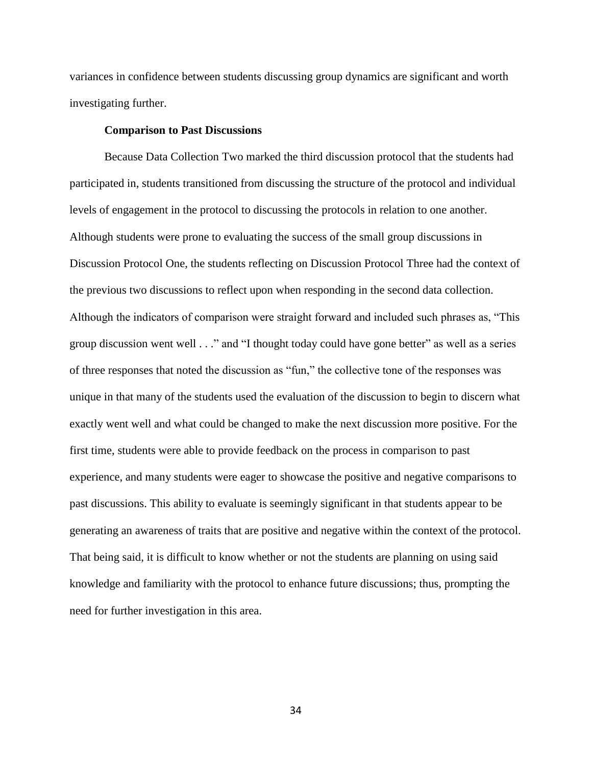variances in confidence between students discussing group dynamics are significant and worth investigating further.

### Comparison to Past Discussions

Because Data Collection Two marked the third discussion protocol that the students had participated in, students transitioned from discussing the structure of the protocol and individual levels of engagement in the protocol to discussing the protocols in relation to one another. Although students were prone to evaluating the success of the small group discussions in Discussion Protocol One, the students reflecting on Discussion Protocol Three had the context of the previous two discussions to reflect upon when responding in the second data collection. Although the indicators of comparison were straight forward and included such phrases as, "This group discussion went well . . ." and "I thought today could have gone better" as well as a series of three responses that noted the discussion as "fun," the collective tone of the responses was unique in that many of the students used the evaluation of the discussion to begin to discern what exactly went well and what could be changed to make the next discussion more positive. For the first time, students were able to provide feedback on the process in comparison to past experience, and many students were eager to showcase the positive and negative comparisons to past discussions. This ability to evaluate is seemingly significant in that students appear to be generating an awareness of traits that are positive and negative within the context of the protocol. That being said, it is difficult to know whether or not the students are planning on using said knowledge and familiarity with the protocol to enhance future discussions; thus, prompting the need for further investigation in this area.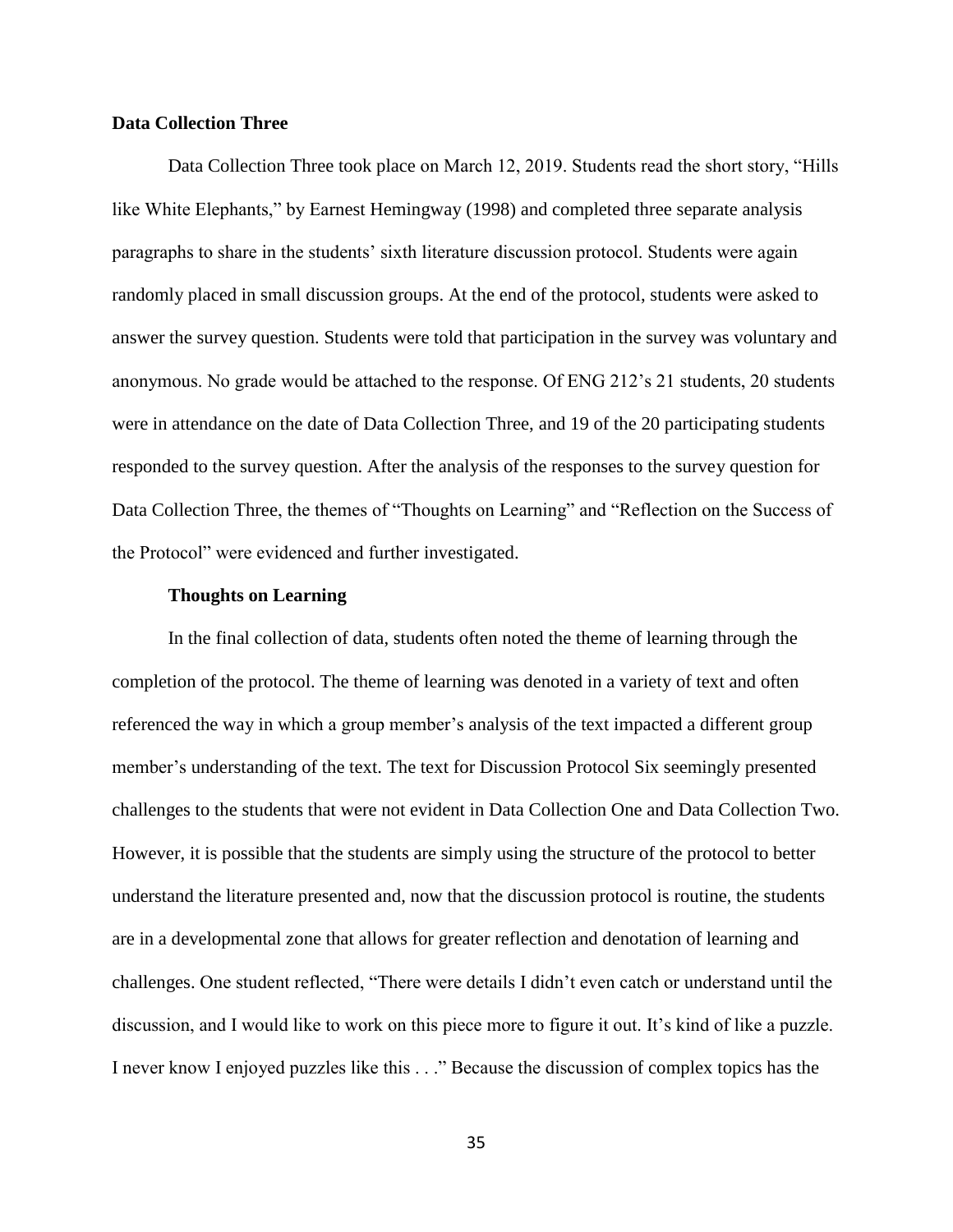### Data Collection Three

Data Collection Three took place on March 12, 2019. Students read the short story, "Hills like White Elephants," by Earnest Hemingway (1998) and completed three separate analysis paragraphs to share in the students' sixth literature discussion protocol. Students were again randomly placed in small discussion groups. At the end of the protocol, students were asked to answer the survey question. Students were told that participation in the survey was voluntary and anonymous. No grade would be attached to the response. Of ENG 212's 21 students, 20 students were in attendance on the date of Data Collection Three, and 19 of the 20 participating students responded to the survey question. After the analysis of the responses to the survey question for Data Collection Three, the themes of "Thoughts on Learning" and "Reflection on the Success of the Protocol" were evidenced and further investigated.

#### Thoughts on Learning

In the final collection of data, students often noted the theme of learning through the completion of the protocol. The theme of learning was denoted in a variety of text and often referenced the way in which a group member's analysis of the text impacted a different group member's understanding of the text. The text for Discussion Protocol Six seemingly presented challenges to the students that were not evident in Data Collection One and Data Collection Two. However, it is possible that the students are simply using the structure of the protocol to better understand the literature presented and, now that the discussion protocol is routine, the students are in a developmental zone that allows for greater reflection and denotation of learning and challenges. One student reflected, "There were details I didn't even catch or understand until the discussion, and I would like to work on this piece more to figure it out. It's kind of like a puzzle. I never know I enjoyed puzzles like this . . ." Because the discussion of complex topics has the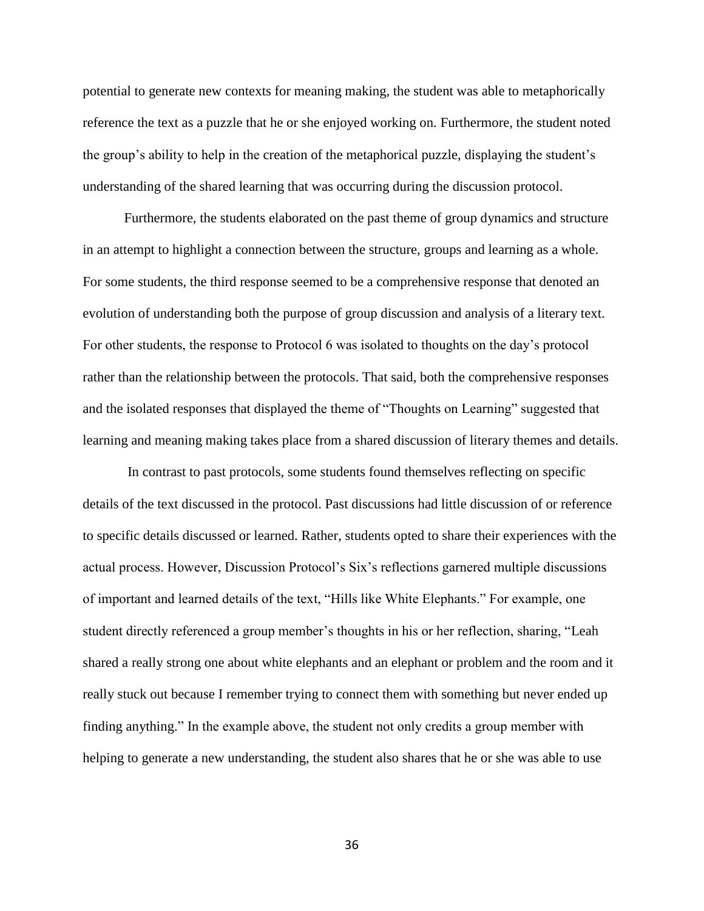potential to generate new contexts for meaning making, the student was able to metaphorically reference the text as a puzzle that he or she enjoyed working on. Furthermore, the student noted the group's ability to help in the creation of the metaphorical puzzle, displaying the student's understanding of the shared learning that was occurring during the discussion protocol.

Furthermore, the students elaborated on the past theme of group dynamics and structure in an attempt to highlight a connection between the structure, groups and learning as a whole. For some students, the third response seemed to be a comprehensive response that denoted an evolution of understanding both the purpose of group discussion and analysis of a literary text. For other students, the response to Protocol 6 was isolated to thoughts on the day's protocol rather than the relationship between the protocols. That said, both the comprehensive responses and the isolated responses that displayed the theme of "Thoughts on Learning" suggested that learning and meaning making takes place from a shared discussion of literary themes and details.

In contrast to past protocols, some students found themselves reflecting on specific details of the text discussed in the protocol. Past discussions had little discussion of or reference to specific details discussed or learned. Rather, students opted to share their experiences with the actual process. However, Discussion Protocol's Six's reflections garnered multiple discussions of important and learned details of the text, "Hills like White Elephants." For example, one student directly referenced a group member's thoughts in his or her reflection, sharing, "Leah shared a really strong one about white elephants and an elephant or problem and the room and it really stuck out because I remember trying to connect them with something but never ended up finding anything." In the example above, the student not only credits a group member with helping to generate a new understanding, the student also shares that he or she was able to use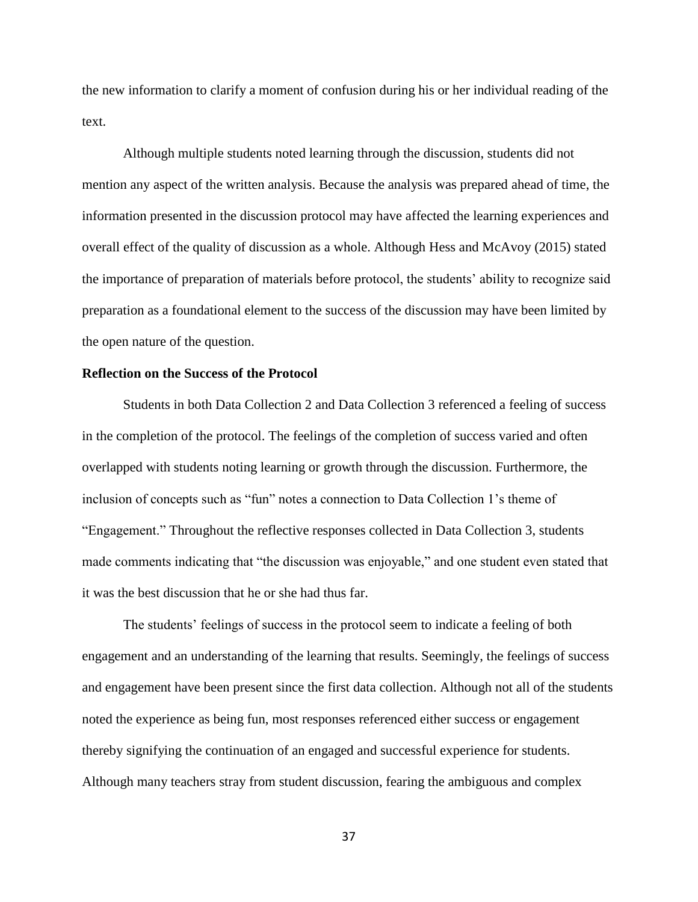the new information to clarify a moment of confusion during his or her individual reading of the text.

Although multiple students noted learning through the discussion, students did not mention any aspect of the written analysis. Because the analysis was prepared ahead of time, the information presented in the discussion protocol may have affected the learning experiences and overall effect of the quality of discussion as a whole. Although Hess and McAvoy (2015) stated the importance of preparation of materials before protocol, the students' ability to recognize said preparation as a foundational element to the success of the discussion may have been limited by the open nature of the question.

### Reflection on the Success of the Protocol

Students in both Data Collection 2 and Data Collection 3 referenced a feeling of success in the completion of the protocol. The feelings of the completion of success varied and often overlapped with students noting learning or growth through the discussion. Furthermore, the inclusion of concepts such as "fun" notes a connection to Data Collection 1's theme of "Engagement." Throughout the reflective responses collected in Data Collection 3, students made comments indicating that "the discussion was enjoyable," and one student even stated that it was the best discussion that he or she had thus far.

The students' feelings of success in the protocol seem to indicate a feeling of both engagement and an understanding of the learning that results. Seemingly, the feelings of success and engagement have been present since the first data collection. Although not all of the students noted the experience as being fun, most responses referenced either success or engagement thereby signifying the continuation of an engaged and successful experience for students. Although many teachers stray from student discussion, fearing the ambiguous and complex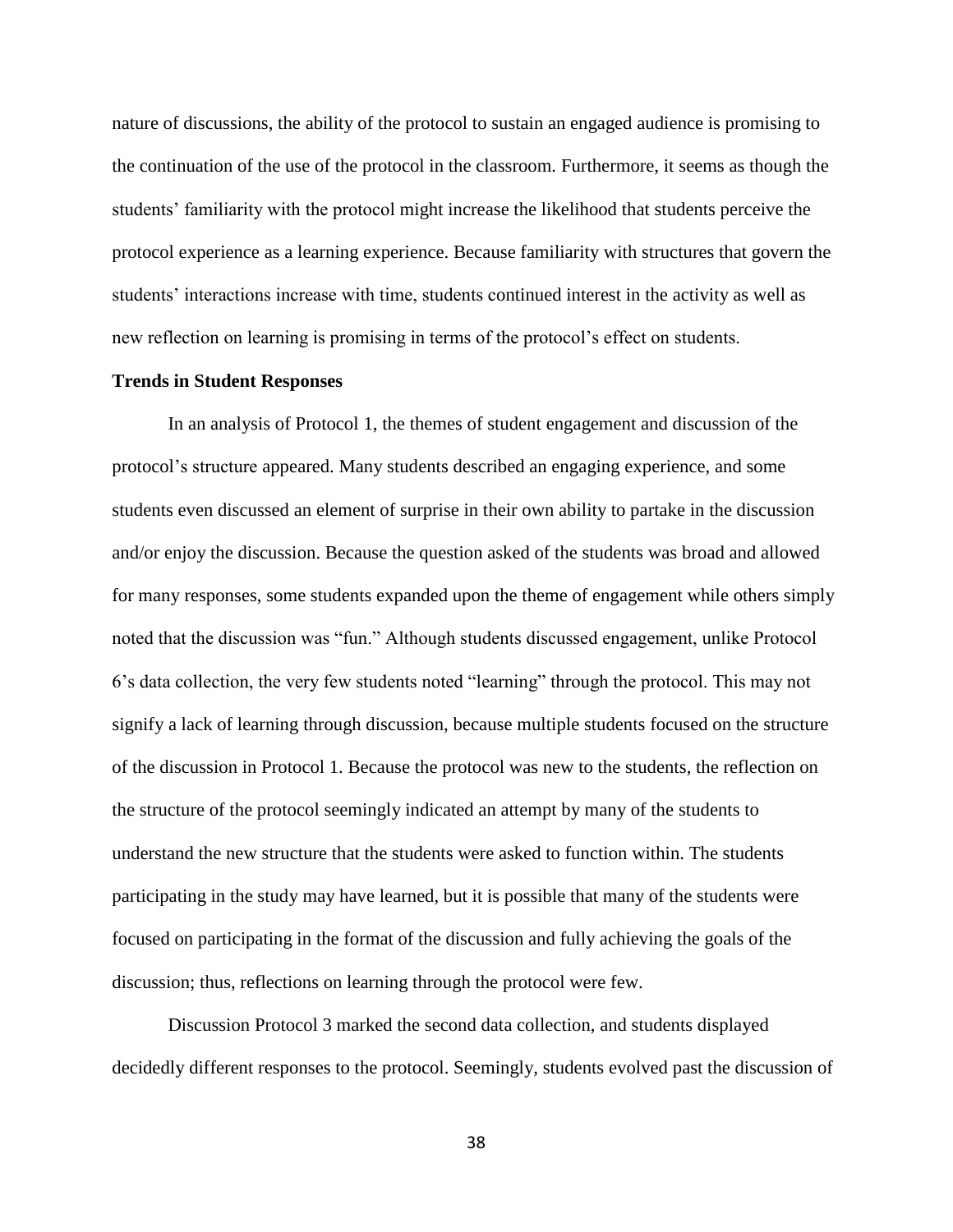nature of discussions, the ability of the protocol to sustain an engaged audience is promising to the continuation of the use of the protocol in the classroom. Furthermore, it seems as though the students' familiarity with the protocol might increase the likelihood that students perceive the protocol experience as a learning experience. Because familiarity with structures that govern the students' interactions increase with time, students continued interest in the activity as well as new reflection on learning is promising in terms of the protocol's effect on students.

**Trends in Student Responses**

In an analysis of Protocol 1, the themes of student engagement and discussion of the protocol's structure appeared. Many students described an engaging experience, and some students even discussed an element of surprise in their own ability to partake in the discussion and/or enjoy the discussion. Because the question asked of the students was broad and allowed for many responses, some students expanded upon the theme of engagement while others simply noted that the discussion was "fun." Although students discussed engagement, unlike Protocol 6's data collection, the very few students noted "learning" through the protocol. This may not signify a lack of learning through discussion, because multiple students focused on the structure of the discussion in Protocol 1. Because the protocol was new to the students, the reflection on the structure of the protocol seemingly indicated an attempt by many of the students to understand the new structure that the students were asked to function within. The students participating in the study may have learned, but it is possible that many of the students were focused on participating in the format of the discussion and fully achieving the goals of the discussion; thus, reflections on learning through the protocol were few.

Discussion Protocol 3 marked the second data collection, and students displayed decidedly different responses to the protocol. Seemingly, students evolved past the discussion of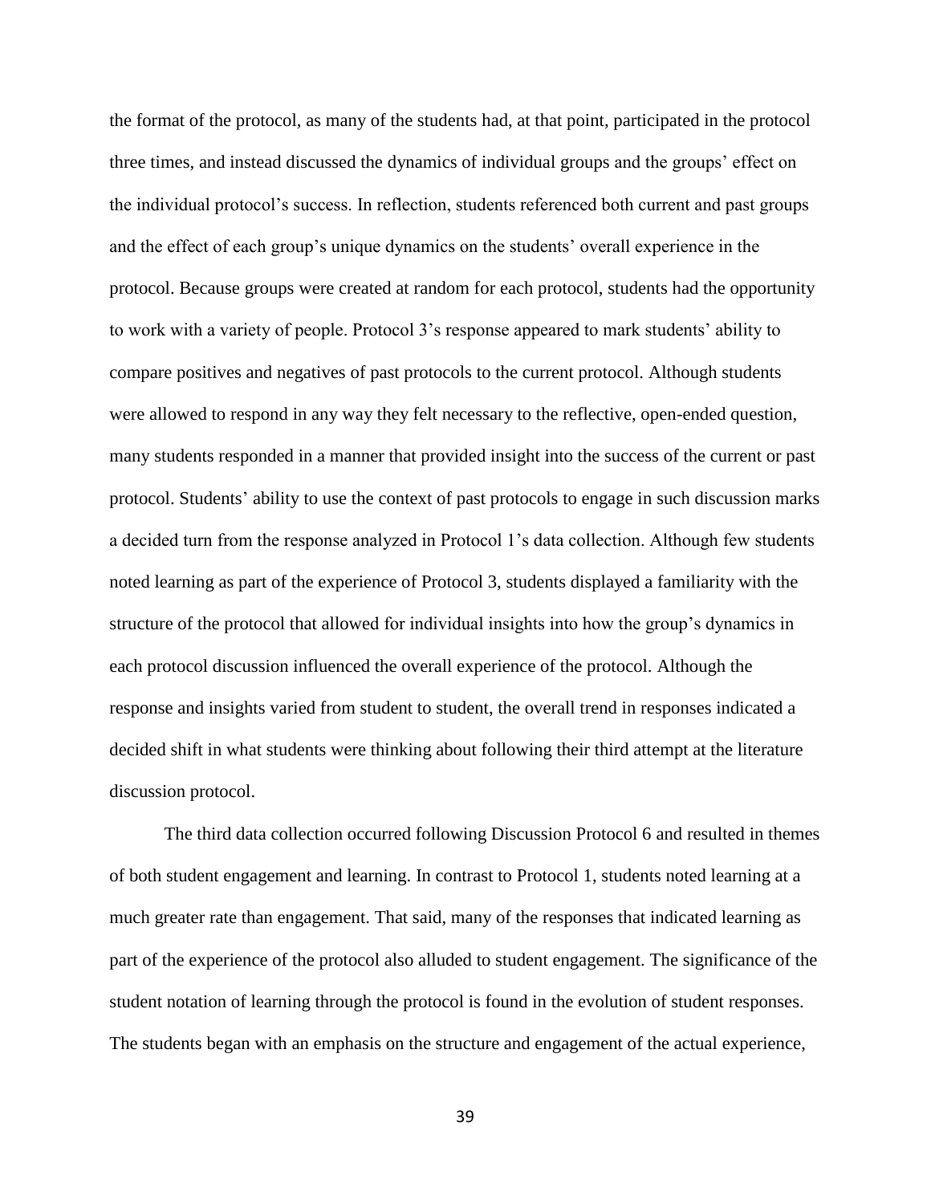the format of the protocol, as many of the students had, at that point, participated in the protocol three times, and instead discussed the dynamics of individual groups and the groups' effect on the individual protocol's success. In reflection, students referenced both current and past groups and the effect of each group's unique dynamics on the students' overall experience in the protocol. Because groups were created at random for each protocol, students had the opportunity to work with a variety of people. Protocol 3's response appeared to mark students' ability to compare positives and negatives of past protocols to the current protocol. Although students were allowed to respond in any way they felt necessary to the reflective, open-ended question, many students responded in a manner that provided insight into the success of the current or past protocol. Students' ability to use the context of past protocols to engage in such discussion marks a decided turn from the response analyzed in Protocol 1's data collection. Although few students noted learning as part of the experience of Protocol 3, students displayed a familiarity with the structure of the protocol that allowed for individual insights into how the group's dynamics in each protocol discussion influenced the overall experience of the protocol. Although the response and insights varied from student to student, the overall trend in responses indicated a decided shift in what students were thinking about following their third attempt at the literature discussion protocol.

The third data collection occurred following Discussion Protocol 6 and resulted in themes of both student engagement and learning. In contrast to Protocol 1, students noted learning at a much greater rate than engagement. That said, many of the responses that indicated learning as part of the experience of the protocol also alluded to student engagement. The significance of the student notation of learning through the protocol is found in the evolution of student responses. The students began with an emphasis on the structure and engagement of the actual experience,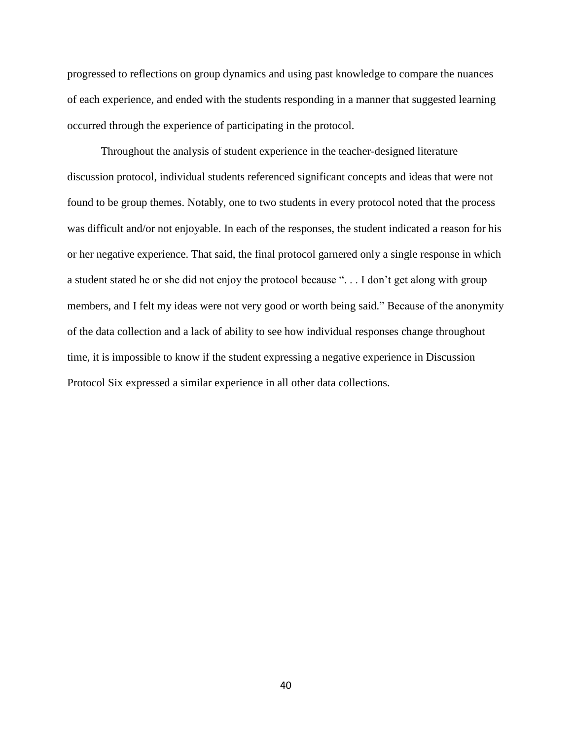progressed to reflections on group dynamics and using past knowledge to compare the nuances of each experience, and ended with the students responding in a manner that suggested learning occurred through the experience of participating in the protocol.

Throughout the analysis of student experience in the teacher-designed literature discussion protocol, individual students referenced significant concepts and ideas that were not found to be group themes. Notably, one to two students in every protocol noted that the process was difficult and/or not enjoyable. In each of the responses, the student indicated a reason for his or her negative experience. That said, the final protocol garnered only a single response in which a student stated he or she did not enjoy the protocol because ". . . I don't get along with group members, and I felt my ideas were not very good or worth being said." Because of the anonymity of the data collection and a lack of ability to see how individual responses change throughout time, it is impossible to know if the student expressing a negative experience in Discussion Protocol Six expressed a similar experience in all other data collections.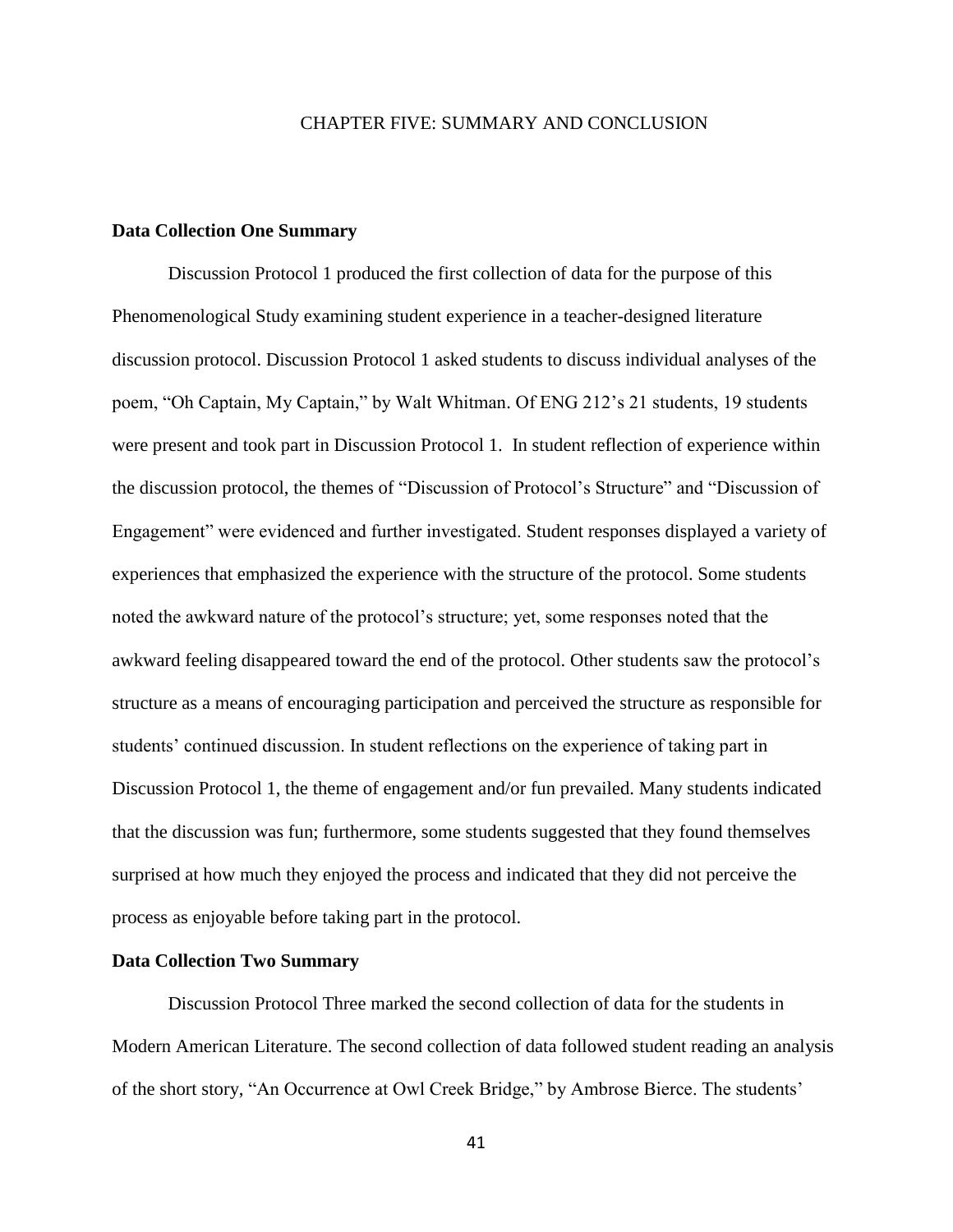# CHAPTER FIVE: SUMMARY AND CONCLUSION

## Data Collection One Summary

Discussion Protocol 1 produced the first collection of data for the purpose of this Phenomenological Study examining student experience in a teacher-designed literature discussion protocol. Discussion Protocol 1 asked students to discuss individual analyses of the poem, "Oh Captain, My Captain," by Walt Whitman. Of ENG 212's 21 students, 19 students were present and took part in Discussion Protocol 1. In student reflection of experience within the discussion protocol, the themes of "Discussion of Protocol's Structure" and "Discussion of Engagement" were evidenced and further investigated. Student responses displayed a variety of experiences that emphasized the experience with the structure of the protocol. Some students noted the awkward nature of the protocol's structure; yet, some responses noted that the awkward feeling disappeared toward the end of the protocol. Other students saw the protocol's structure as a means of encouraging participation and perceived the structure as responsible for students' continued discussion. In student reflections on the experience of taking part in Discussion Protocol 1, the theme of engagement and/or fun prevailed. Many students indicated that the discussion was fun; furthermore, some students suggested that they found themselves surprised at how much they enjoyed the process and indicated that they did not perceive the process as enjoyable before taking part in the protocol.

## Data Collection Two Summary

Discussion Protocol Three marked the second collection of data for the students in Modern American Literature. The second collection of data followed student reading an analysis of the short story, "An Occurrence at Owl Creek Bridge," by Ambrose Bierce. The students'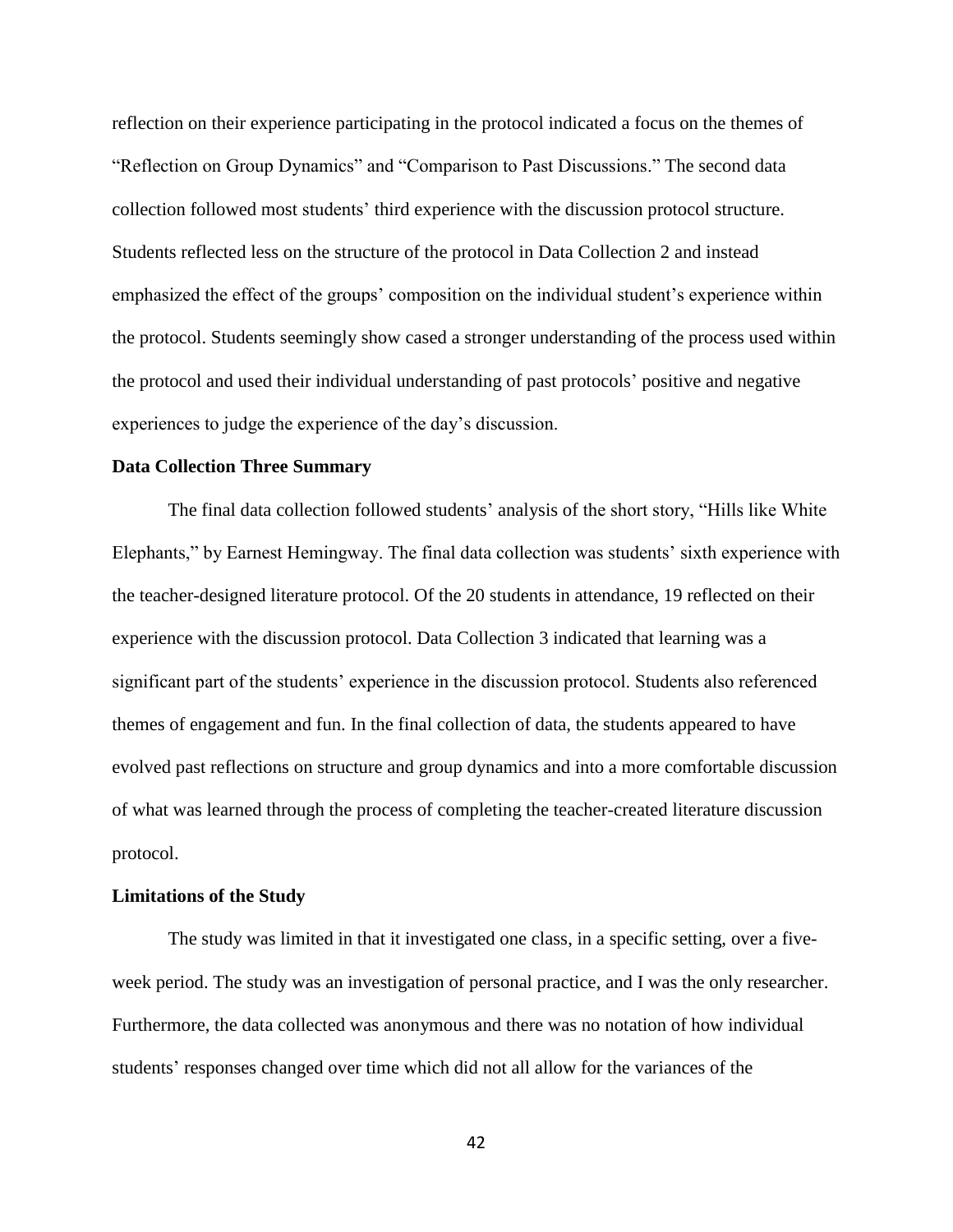reflection on their experience participating in the protocol indicated a focus on the themes of "Reflection on Group Dynamics" and "Comparison to Past Discussions." The second data collection followed most students' third experience with the discussion protocol structure. Students reflected less on the structure of the protocol in Data Collection 2 and instead emphasized the effect of the groups' composition on the individual student's experience within the protocol. Students seemingly show cased a stronger understanding of the process used within the protocol and used their individual understanding of past protocols' positive and negative experiences to judge the experience of the day's discussion.

**Data Collection Three Summary**

The final data collection followed students' analysis of the short story, "Hills like White Elephants," by Earnest Hemingway. The final data collection was students' sixth experience with the teacher-designed literature protocol. Of the 20 students in attendance, 19 reflected on their experience with the discussion protocol. Data Collection 3 indicated that learning was a significant part of the students' experience in the discussion protocol. Students also referenced themes of engagement and fun. In the final collection of data, the students appeared to have evolved past reflections on structure and group dynamics and into a more comfortable discussion of what was learned through the process of completing the teacher-created literature discussion protocol.

**Limitations of the Study**

The study was limited in that it investigated one class, in a specific setting, over a five-week period. The study was an investigation of personal practice, and I was the only researcher. Furthermore, the data collected was anonymous and there was no notation of how individual students' responses changed over time which did not all allow for the variances of the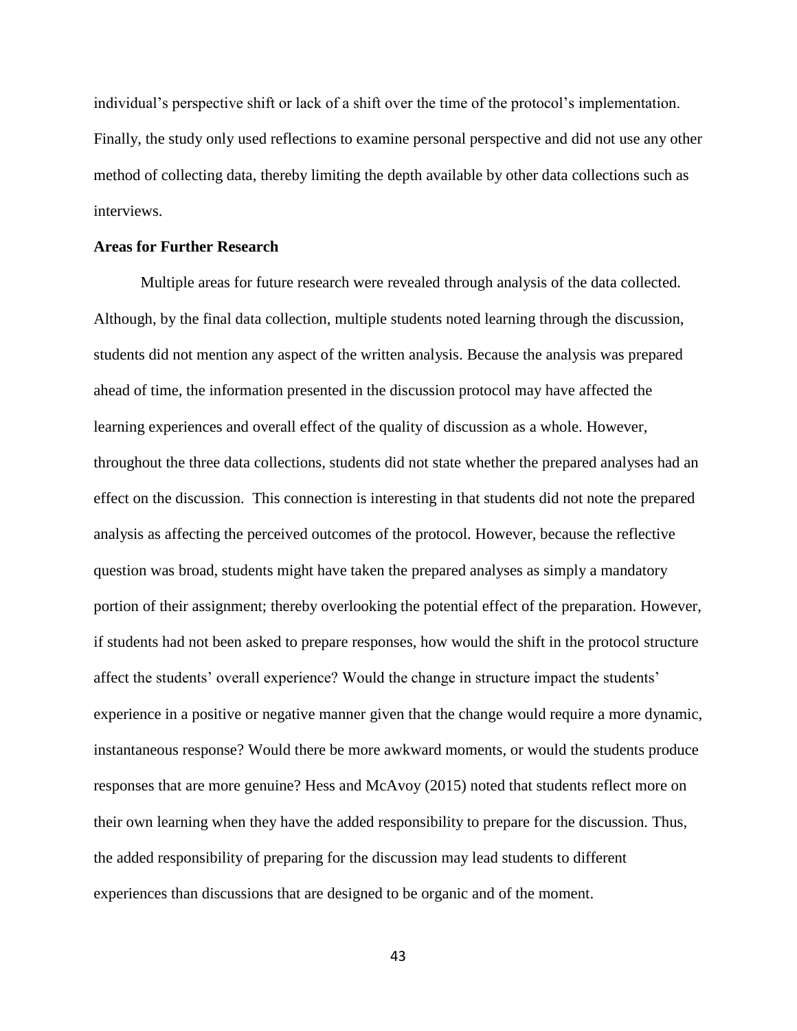individual's perspective shift or lack of a shift over the time of the protocol's implementation. Finally, the study only used reflections to examine personal perspective and did not use any other method of collecting data, thereby limiting the depth available by other data collections such as interviews.

**Areas for Further Research**

Multiple areas for future research were revealed through analysis of the data collected. Although, by the final data collection, multiple students noted learning through the discussion, students did not mention any aspect of the written analysis. Because the analysis was prepared ahead of time, the information presented in the discussion protocol may have affected the learning experiences and overall effect of the quality of discussion as a whole. However, throughout the three data collections, students did not state whether the prepared analyses had an effect on the discussion. This connection is interesting in that students did not note the prepared analysis as affecting the perceived outcomes of the protocol. However, because the reflective question was broad, students might have taken the prepared analyses as simply a mandatory portion of their assignment; thereby overlooking the potential effect of the preparation. However, if students had not been asked to prepare responses, how would the shift in the protocol structure affect the students' overall experience? Would the change in structure impact the students' experience in a positive or negative manner given that the change would require a more dynamic, instantaneous response? Would there be more awkward moments, or would the students produce responses that are more genuine? Hess and McAvoy (2015) noted that students reflect more on their own learning when they have the added responsibility to prepare for the discussion. Thus, the added responsibility of preparing for the discussion may lead students to different experiences than discussions that are designed to be organic and of the moment.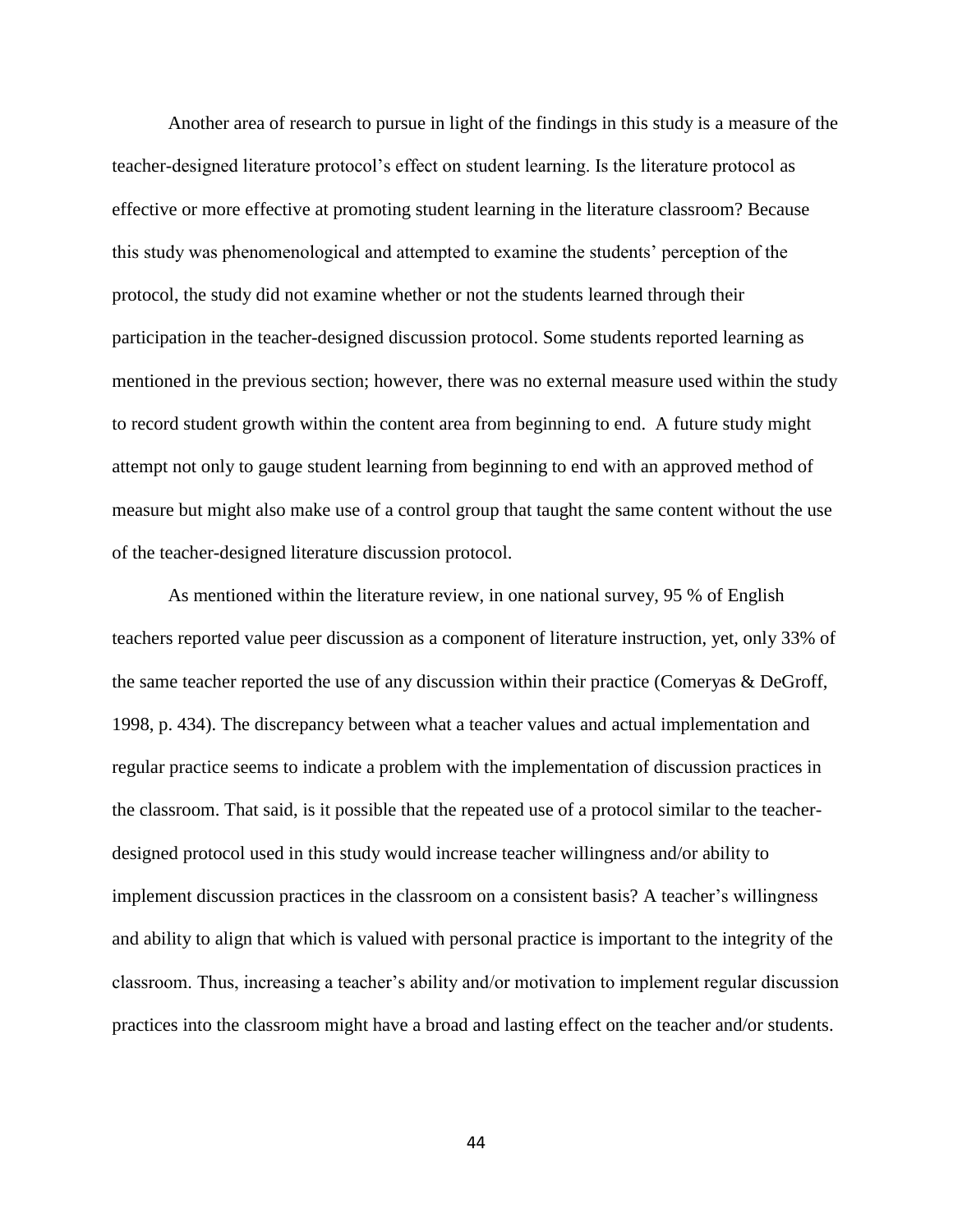Another area of research to pursue in light of the findings in this study is a measure of the teacher-designed literature protocol's effect on student learning. Is the literature protocol as effective or more effective at promoting student learning in the literature classroom? Because this study was phenomenological and attempted to examine the students' perception of the protocol, the study did not examine whether or not the students learned through their participation in the teacher-designed discussion protocol. Some students reported learning as mentioned in the previous section; however, there was no external measure used within the study to record student growth within the content area from beginning to end. A future study might attempt not only to gauge student learning from beginning to end with an approved method of measure but might also make use of a control group that taught the same content without the use of the teacher-designed literature discussion protocol.

As mentioned within the literature review, in one national survey, 95 % of English teachers reported value peer discussion as a component of literature instruction, yet, only 33% of the same teacher reported the use of any discussion within their practice (Comeryas & DeGroff, 1998, p. 434). The discrepancy between what a teacher values and actual implementation and regular practice seems to indicate a problem with the implementation of discussion practices in the classroom. That said, is it possible that the repeated use of a protocol similar to the teacher-designed protocol used in this study would increase teacher willingness and/or ability to implement discussion practices in the classroom on a consistent basis? A teacher's willingness and ability to align that which is valued with personal practice is important to the integrity of the classroom. Thus, increasing a teacher's ability and/or motivation to implement regular discussion practices into the classroom might have a broad and lasting effect on the teacher and/or students.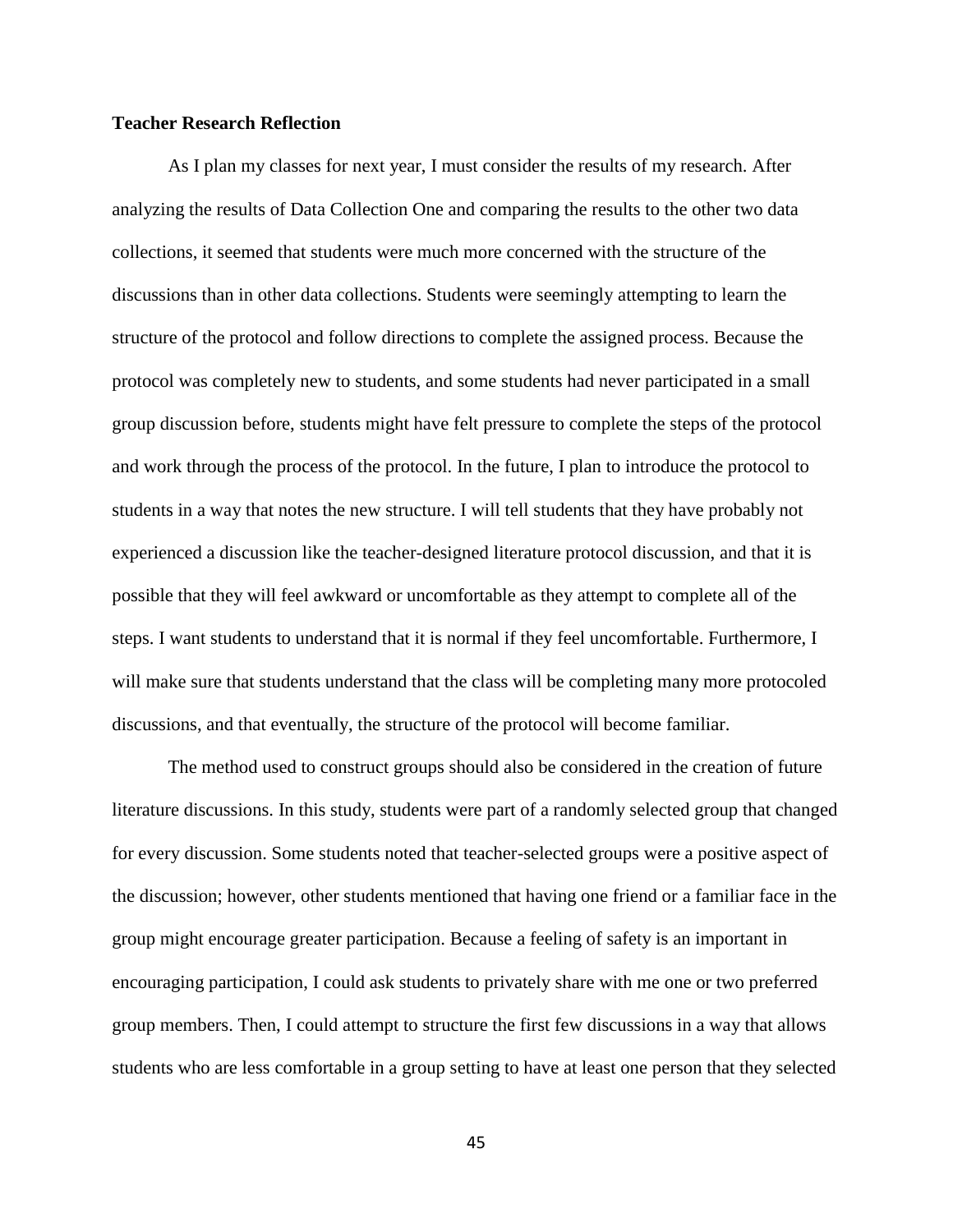**Teacher Research Reflection**

As I plan my classes for next year, I must consider the results of my research. After analyzing the results of Data Collection One and comparing the results to the other two data collections, it seemed that students were much more concerned with the structure of the discussions than in other data collections. Students were seemingly attempting to learn the structure of the protocol and follow directions to complete the assigned process. Because the protocol was completely new to students, and some students had never participated in a small group discussion before, students might have felt pressure to complete the steps of the protocol and work through the process of the protocol. In the future, I plan to introduce the protocol to students in a way that notes the new structure. I will tell students that they have probably not experienced a discussion like the teacher-designed literature protocol discussion, and that it is possible that they will feel awkward or uncomfortable as they attempt to complete all of the steps. I want students to understand that it is normal if they feel uncomfortable. Furthermore, I will make sure that students understand that the class will be completing many more protocoled discussions, and that eventually, the structure of the protocol will become familiar.

The method used to construct groups should also be considered in the creation of future literature discussions. In this study, students were part of a randomly selected group that changed for every discussion. Some students noted that teacher-selected groups were a positive aspect of the discussion; however, other students mentioned that having one friend or a familiar face in the group might encourage greater participation. Because a feeling of safety is an important in encouraging participation, I could ask students to privately share with me one or two preferred group members. Then, I could attempt to structure the first few discussions in a way that allows students who are less comfortable in a group setting to have at least one person that they selected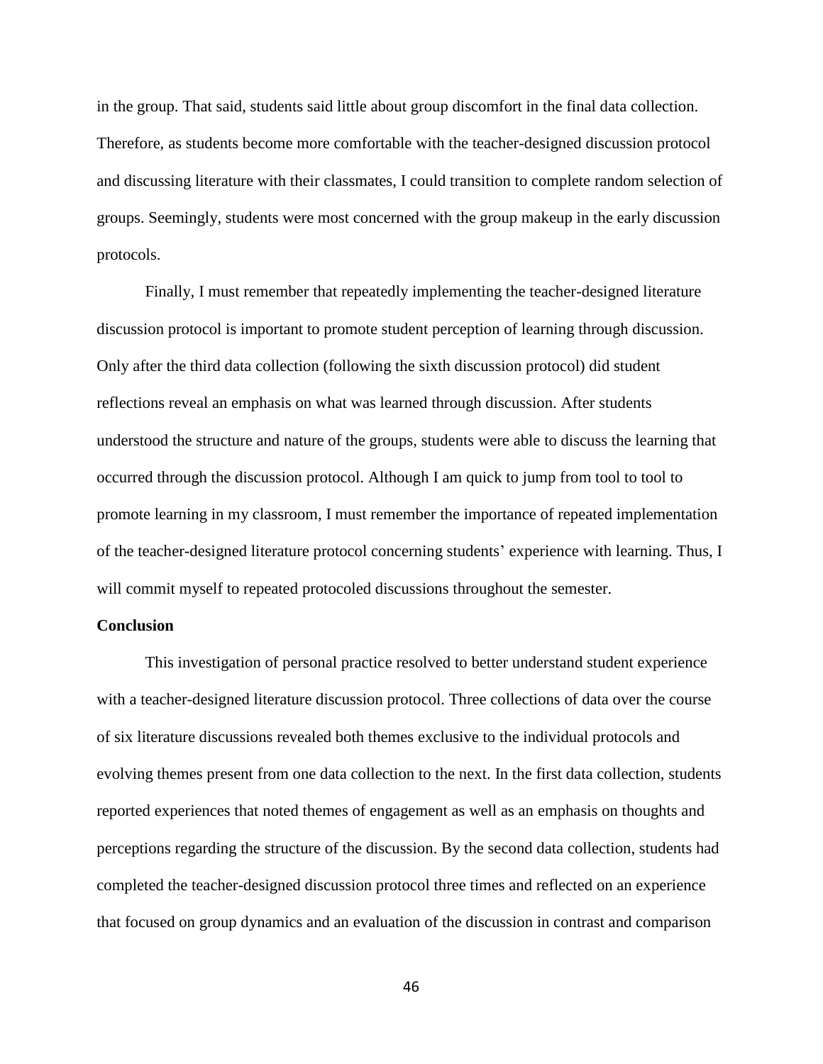in the group. That said, students said little about group discomfort in the final data collection. Therefore, as students become more comfortable with the teacher-designed discussion protocol and discussing literature with their classmates, I could transition to complete random selection of groups. Seemingly, students were most concerned with the group makeup in the early discussion protocols.

Finally, I must remember that repeatedly implementing the teacher-designed literature discussion protocol is important to promote student perception of learning through discussion. Only after the third data collection (following the sixth discussion protocol) did student reflections reveal an emphasis on what was learned through discussion. After students understood the structure and nature of the groups, students were able to discuss the learning that occurred through the discussion protocol. Although I am quick to jump from tool to tool to promote learning in my classroom, I must remember the importance of repeated implementation of the teacher-designed literature protocol concerning students' experience with learning. Thus, I will commit myself to repeated protocoled discussions throughout the semester.

## Conclusion

This investigation of personal practice resolved to better understand student experience with a teacher-designed literature discussion protocol. Three collections of data over the course of six literature discussions revealed both themes exclusive to the individual protocols and evolving themes present from one data collection to the next. In the first data collection, students reported experiences that noted themes of engagement as well as an emphasis on thoughts and perceptions regarding the structure of the discussion. By the second data collection, students had completed the teacher-designed discussion protocol three times and reflected on an experience that focused on group dynamics and an evaluation of the discussion in contrast and comparison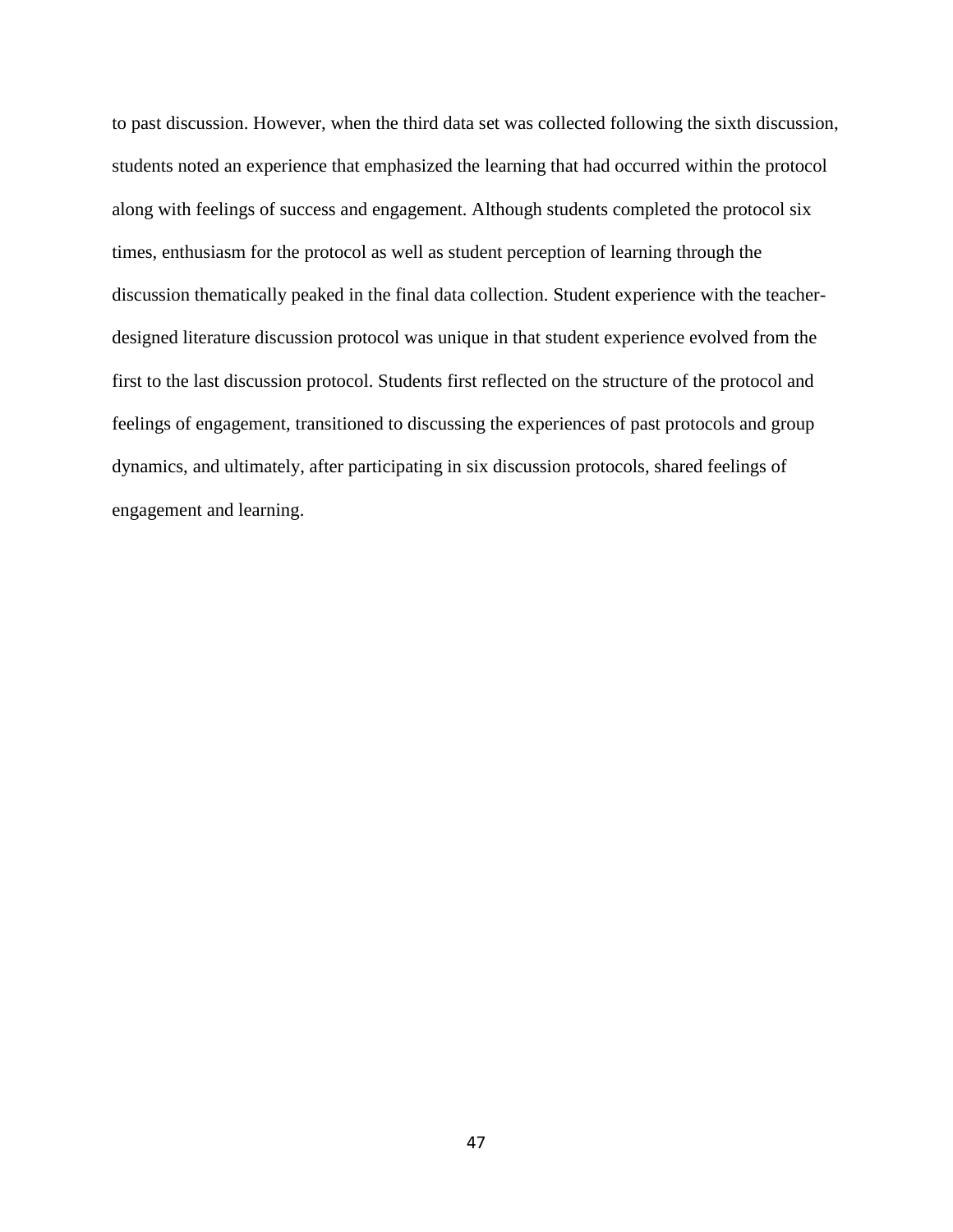to past discussion. However, when the third data set was collected following the sixth discussion, students noted an experience that emphasized the learning that had occurred within the protocol along with feelings of success and engagement. Although students completed the protocol six times, enthusiasm for the protocol as well as student perception of learning through the discussion thematically peaked in the final data collection. Student experience with the teacher-designed literature discussion protocol was unique in that student experience evolved from the first to the last discussion protocol. Students first reflected on the structure of the protocol and feelings of engagement, transitioned to discussing the experiences of past protocols and group dynamics, and ultimately, after participating in six discussion protocols, shared feelings of engagement and learning.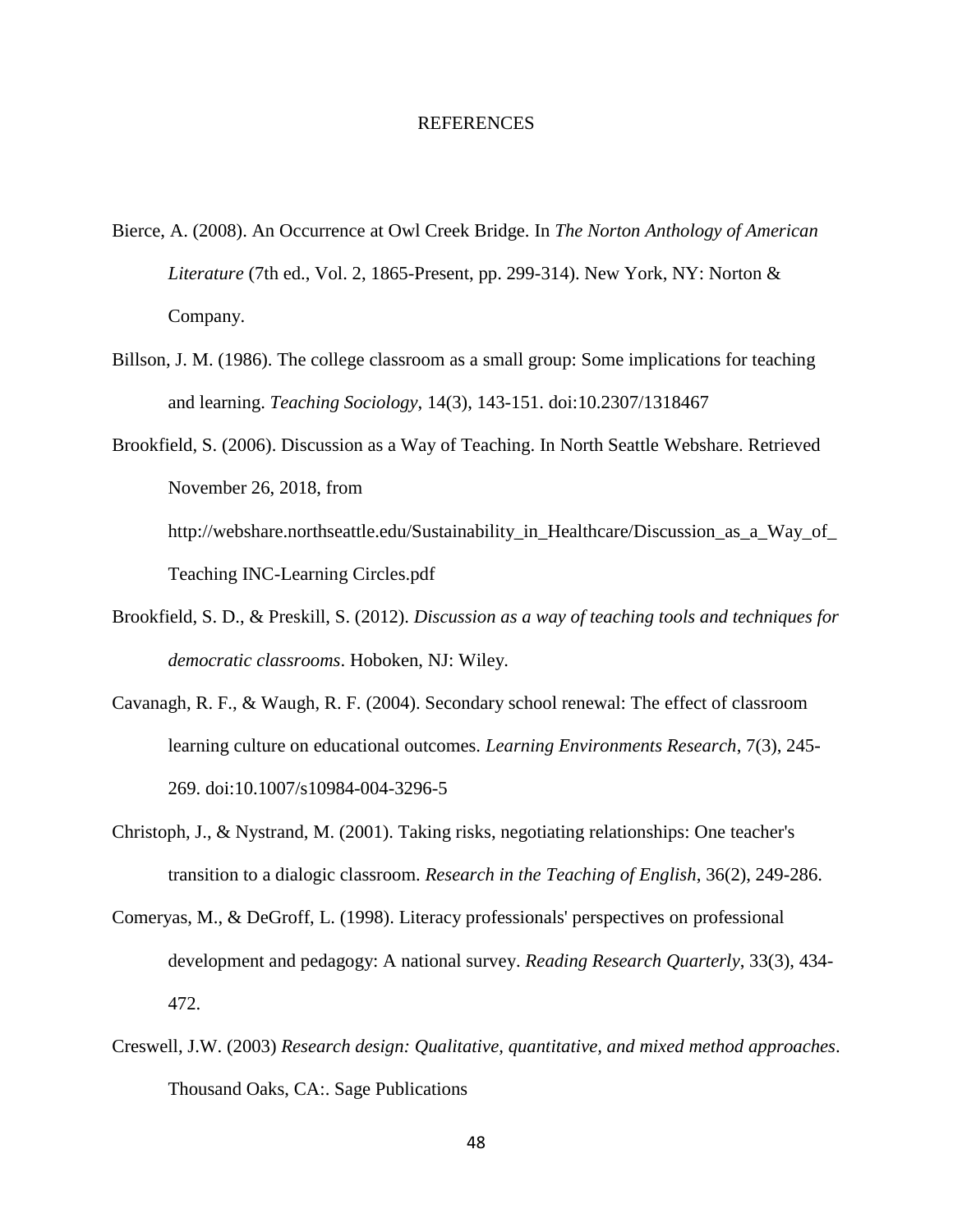# REFERENCES

Bierce, A. (2008). An Occurrence at Owl Creek Bridge. In *The Norton Anthology of American Literature* (7th ed., Vol. 2, 1865-Present, pp. 299-314). New York, NY: Norton & Company.

Billson, J. M. (1986). The college classroom as a small group: Some implications for teaching and learning. *Teaching Sociology*, 14(3), 143-151. doi:10.2307/1318467

Brookfield, S. (2006). Discussion as a Way of Teaching. In North Seattle Webshare. Retrieved November 26, 2018, from http://webshare.northseattle.edu/Sustainability_in_Healthcare/Discussion_as_a_Way_of_Teaching INC-Learning Circles.pdf

Brookfield, S. D., & Preskill, S. (2012). *Discussion as a way of teaching tools and techniques for democratic classrooms*. Hoboken, NJ: Wiley.

Cavanagh, R. F., & Waugh, R. F. (2004). Secondary school renewal: The effect of classroom learning culture on educational outcomes. *Learning Environments Research*, 7(3), 245-269. doi:10.1007/s10984-004-3296-5

Christoph, J., & Nystrand, M. (2001). Taking risks, negotiating relationships: One teacher's transition to a dialogic classroom. *Research in the Teaching of English*, 36(2), 249-286.

Comeryas, M., & DeGroff, L. (1998). Literacy professionals' perspectives on professional development and pedagogy: A national survey. *Reading Research Quarterly*, 33(3), 434-472.

Creswell, J.W. (2003) *Research design: Qualitative, quantitative, and mixed method approaches*. Thousand Oaks, CA:. Sage Publications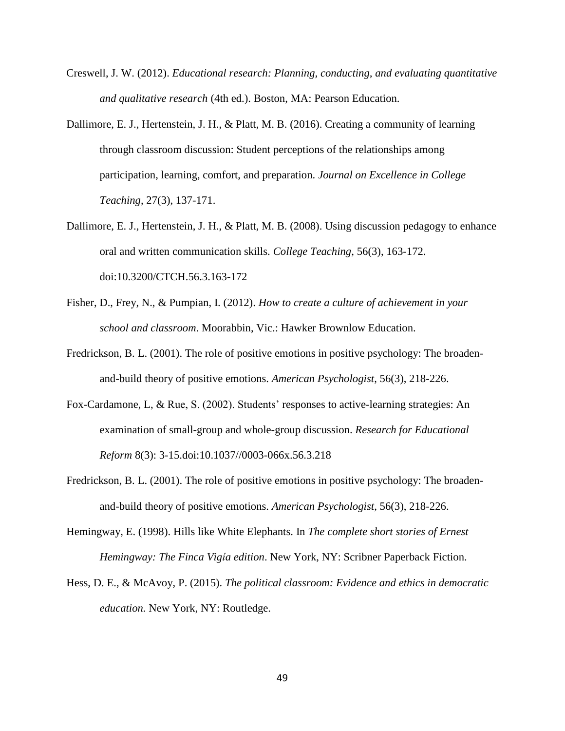Creswell, J. W. (2012). *Educational research: Planning, conducting, and evaluating quantitative and qualitative research* (4th ed.). Boston, MA: Pearson Education.

Dallimore, E. J., Hertenstein, J. H., & Platt, M. B. (2016). Creating a community of learning through classroom discussion: Student perceptions of the relationships among participation, learning, comfort, and preparation. *Journal on Excellence in College Teaching*, 27(3), 137-171.

Dallimore, E. J., Hertenstein, J. H., & Platt, M. B. (2008). Using discussion pedagogy to enhance oral and written communication skills. *College Teaching*, 56(3), 163-172. doi:10.3200/CTCH.56.3.163-172

Fisher, D., Frey, N., & Pumpian, I. (2012). *How to create a culture of achievement in your school and classroom*. Moorabbin, Vic.: Hawker Brownlow Education.

Fredrickson, B. L. (2001). The role of positive emotions in positive psychology: The broaden-and-build theory of positive emotions. *American Psychologist*, 56(3), 218-226.

Fox-Cardamone, L, & Rue, S. (2002). Students' responses to active-learning strategies: An examination of small-group and whole-group discussion. *Research for Educational Reform* 8(3): 3-15.doi:10.1037//0003-066x.56.3.218

Fredrickson, B. L. (2001). The role of positive emotions in positive psychology: The broaden-and-build theory of positive emotions. *American Psychologist*, 56(3), 218-226.

Hemingway, E. (1998). Hills like White Elephants. In *The complete short stories of Ernest Hemingway: The Finca Vigía edition*. New York, NY: Scribner Paperback Fiction.

Hess, D. E., & McAvoy, P. (2015). *The political classroom: Evidence and ethics in democratic education.* New York, NY: Routledge.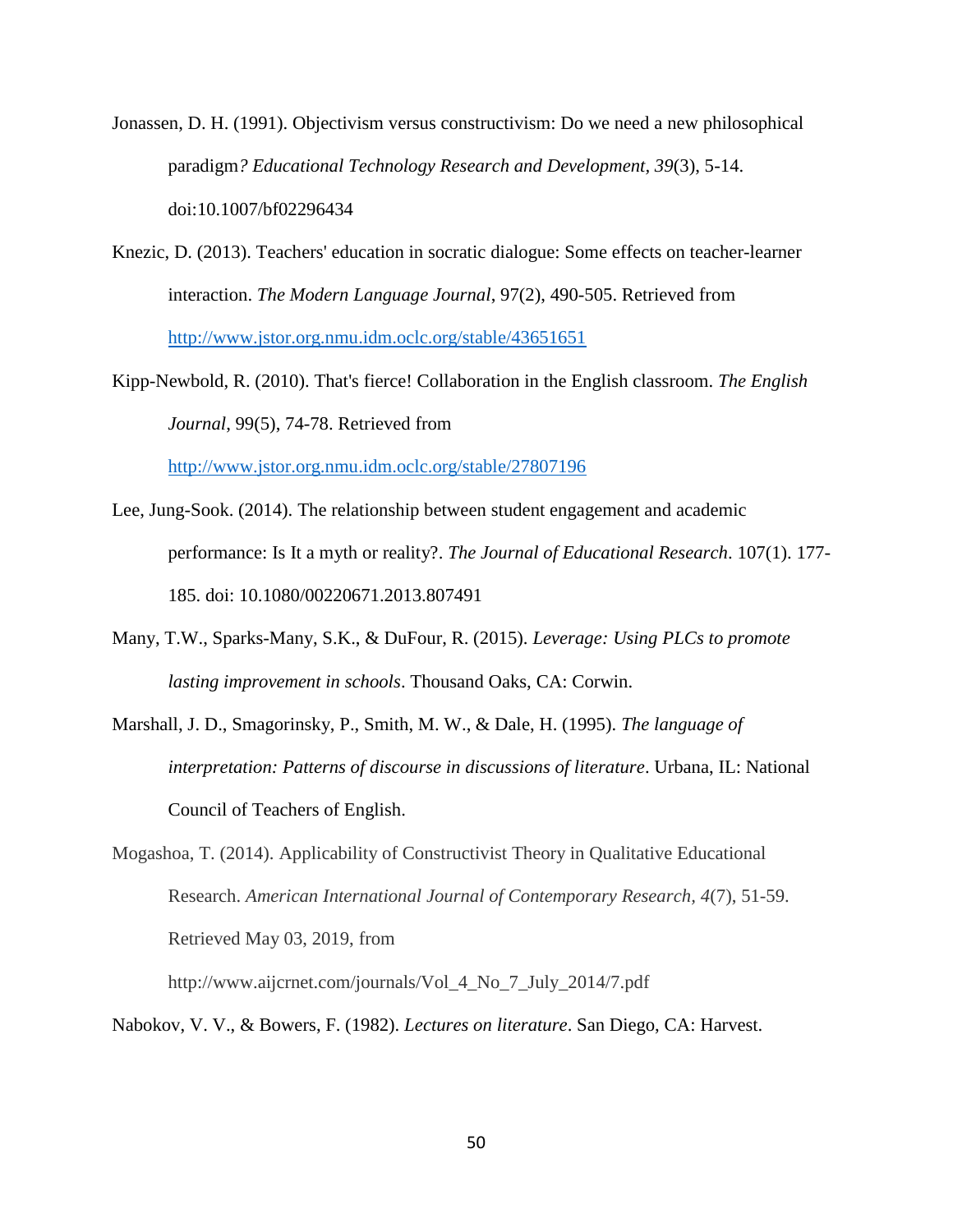Jonassen, D. H. (1991). Objectivism versus constructivism: Do we need a new philosophical paradigm*? Educational Technology Research and Development, 39*(3), 5-14. doi:10.1007/bf02296434

Knezic, D. (2013). Teachers' education in socratic dialogue: Some effects on teacher-learner interaction. *The Modern Language Journal*, 97(2), 490-505. Retrieved from http://www.jstor.org.nmu.idm.oclc.org/stable/43651651

Kipp-Newbold, R. (2010). That's fierce! Collaboration in the English classroom. *The English Journal*, 99(5), 74-78. Retrieved from http://www.jstor.org.nmu.idm.oclc.org/stable/27807196

Lee, Jung-Sook. (2014). The relationship between student engagement and academic performance: Is It a myth or reality?. *The Journal of Educational Research*. 107(1). 177-185. doi: 10.1080/00220671.2013.807491

Many, T.W., Sparks-Many, S.K., & DuFour, R. (2015). *Leverage: Using PLCs to promote lasting improvement in schools*. Thousand Oaks, CA: Corwin.

Marshall, J. D., Smagorinsky, P., Smith, M. W., & Dale, H. (1995). *The language of interpretation: Patterns of discourse in discussions of literature*. Urbana, IL: National Council of Teachers of English.

Mogashoa, T. (2014). Applicability of Constructivist Theory in Qualitative Educational Research. *American International Journal of Contemporary Research, 4*(7), 51-59. Retrieved May 03, 2019, from http://www.aijcrnet.com/journals/Vol_4_No_7_July_2014/7.pdf

Nabokov, V. V., & Bowers, F. (1982). *Lectures on literature*. San Diego, CA: Harvest.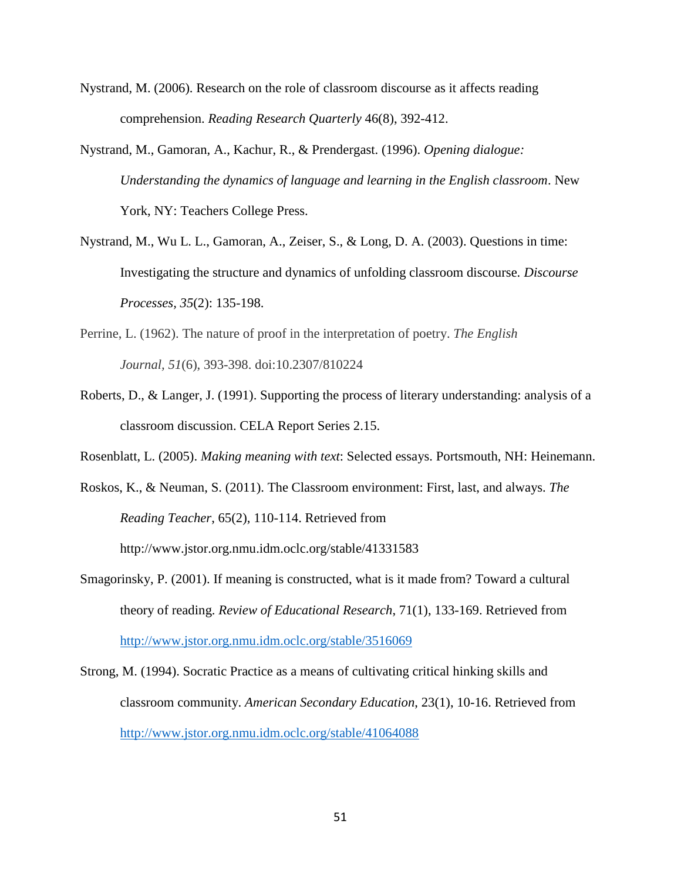Nystrand, M. (2006). Research on the role of classroom discourse as it affects reading comprehension. *Reading Research Quarterly* 46(8), 392-412.

Nystrand, M., Gamoran, A., Kachur, R., & Prendergast. (1996). *Opening dialogue: Understanding the dynamics of language and learning in the English classroom*. New York, NY: Teachers College Press.

Nystrand, M., Wu L. L., Gamoran, A., Zeiser, S., & Long, D. A. (2003). Questions in time: Investigating the structure and dynamics of unfolding classroom discourse. *Discourse Processes*, *35*(2): 135-198.

Perrine, L. (1962). The nature of proof in the interpretation of poetry. *The English Journal*, *51*(6), 393-398. doi:10.2307/810224

Roberts, D., & Langer, J. (1991). Supporting the process of literary understanding: analysis of a classroom discussion. CELA Report Series 2.15.

Rosenblatt, L. (2005). *Making meaning with text*: Selected essays. Portsmouth, NH: Heinemann.

Roskos, K., & Neuman, S. (2011). The Classroom environment: First, last, and always. *The Reading Teacher*, 65(2), 110-114. Retrieved from http://www.jstor.org.nmu.idm.oclc.org/stable/41331583

Smagorinsky, P. (2001). If meaning is constructed, what is it made from? Toward a cultural theory of reading. *Review of Educational Research*, 71(1), 133-169. Retrieved from http://www.jstor.org.nmu.idm.oclc.org/stable/3516069

Strong, M. (1994). Socratic Practice as a means of cultivating critical hinking skills and classroom community. *American Secondary Education*, 23(1), 10-16. Retrieved from http://www.jstor.org.nmu.idm.oclc.org/stable/41064088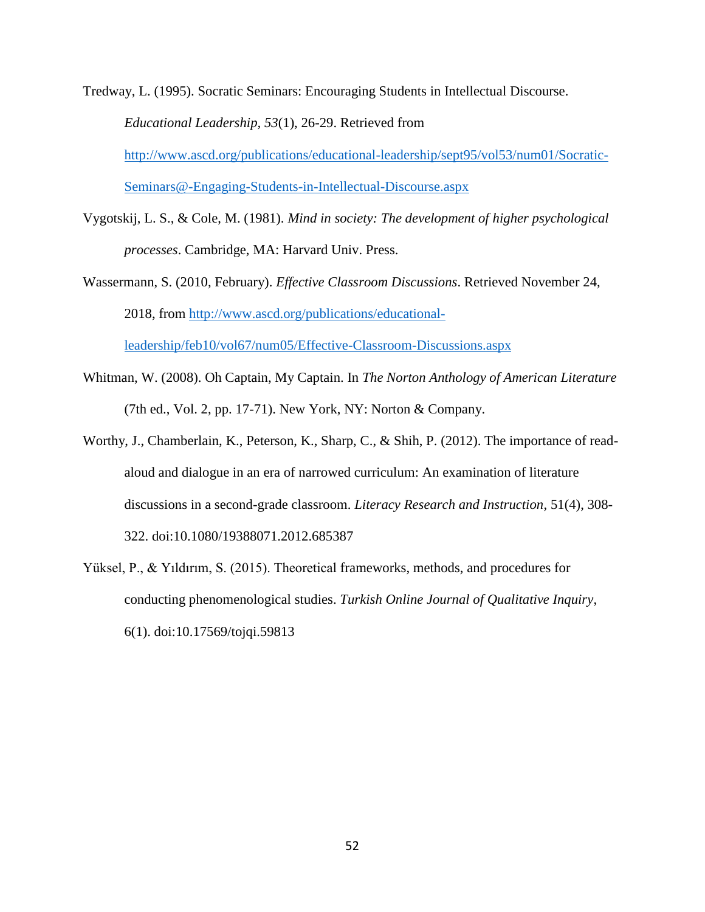Tredway, L. (1995). Socratic Seminars: Encouraging Students in Intellectual Discourse. *Educational Leadership*, *53*(1), 26-29. Retrieved from http://www.ascd.org/publications/educational-leadership/sept95/vol53/num01/Socratic-Seminars@-Engaging-Students-in-Intellectual-Discourse.aspx

Vygotskij, L. S., & Cole, M. (1981). *Mind in society: The development of higher psychological processes*. Cambridge, MA: Harvard Univ. Press.

Wassermann, S. (2010, February). *Effective Classroom Discussions*. Retrieved November 24, 2018, from http://www.ascd.org/publications/educational-leadership/feb10/vol67/num05/Effective-Classroom-Discussions.aspx

Whitman, W. (2008). Oh Captain, My Captain. In *The Norton Anthology of American Literature* (7th ed., Vol. 2, pp. 17-71). New York, NY: Norton & Company.

Worthy, J., Chamberlain, K., Peterson, K., Sharp, C., & Shih, P. (2012). The importance of read-aloud and dialogue in an era of narrowed curriculum: An examination of literature discussions in a second-grade classroom. *Literacy Research and Instruction*, 51(4), 308-322. doi:10.1080/19388071.2012.685387

Yüksel, P., & Yıldırım, S. (2015). Theoretical frameworks, methods, and procedures for conducting phenomenological studies. *Turkish Online Journal of Qualitative Inquiry*, 6(1). doi:10.17569/tojqi.59813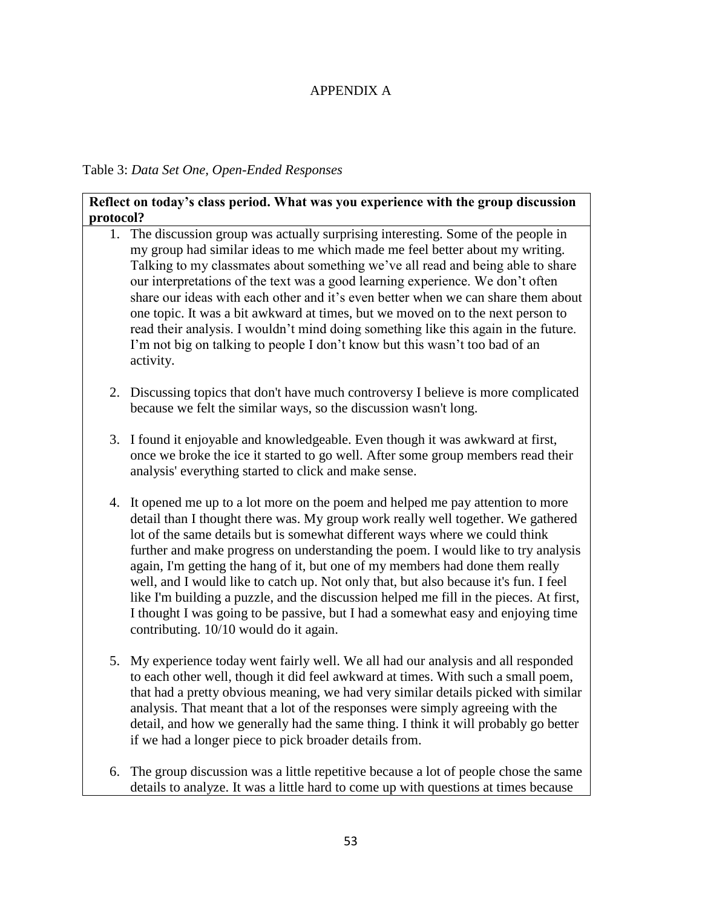APPENDIX A

Table 3: *Data Set One, Open-Ended Responses*

**Reflect on today's class period. What was you experience with the group discussion protocol?**

1. The discussion group was actually surprising interesting. Some of the people in my group had similar ideas to me which made me feel better about my writing. Talking to my classmates about something we've all read and being able to share our interpretations of the text was a good learning experience. We don't often share our ideas with each other and it's even better when we can share them about one topic. It was a bit awkward at times, but we moved on to the next person to read their analysis. I wouldn't mind doing something like this again in the future. I'm not big on talking to people I don't know but this wasn't too bad of an activity.

2. Discussing topics that don't have much controversy I believe is more complicated because we felt the similar ways, so the discussion wasn't long.

3. I found it enjoyable and knowledgeable. Even though it was awkward at first, once we broke the ice it started to go well. After some group members read their analysis' everything started to click and make sense.

4. It opened me up to a lot more on the poem and helped me pay attention to more detail than I thought there was. My group work really well together. We gathered lot of the same details but is somewhat different ways where we could think further and make progress on understanding the poem. I would like to try analysis again, I'm getting the hang of it, but one of my members had done them really well, and I would like to catch up. Not only that, but also because it's fun. I feel like I'm building a puzzle, and the discussion helped me fill in the pieces. At first, I thought I was going to be passive, but I had a somewhat easy and enjoying time contributing. 10/10 would do it again.

5. My experience today went fairly well. We all had our analysis and all responded to each other well, though it did feel awkward at times. With such a small poem, that had a pretty obvious meaning, we had very similar details picked with similar analysis. That meant that a lot of the responses were simply agreeing with the detail, and how we generally had the same thing. I think it will probably go better if we had a longer piece to pick broader details from.

6. The group discussion was a little repetitive because a lot of people chose the same details to analyze. It was a little hard to come up with questions at times because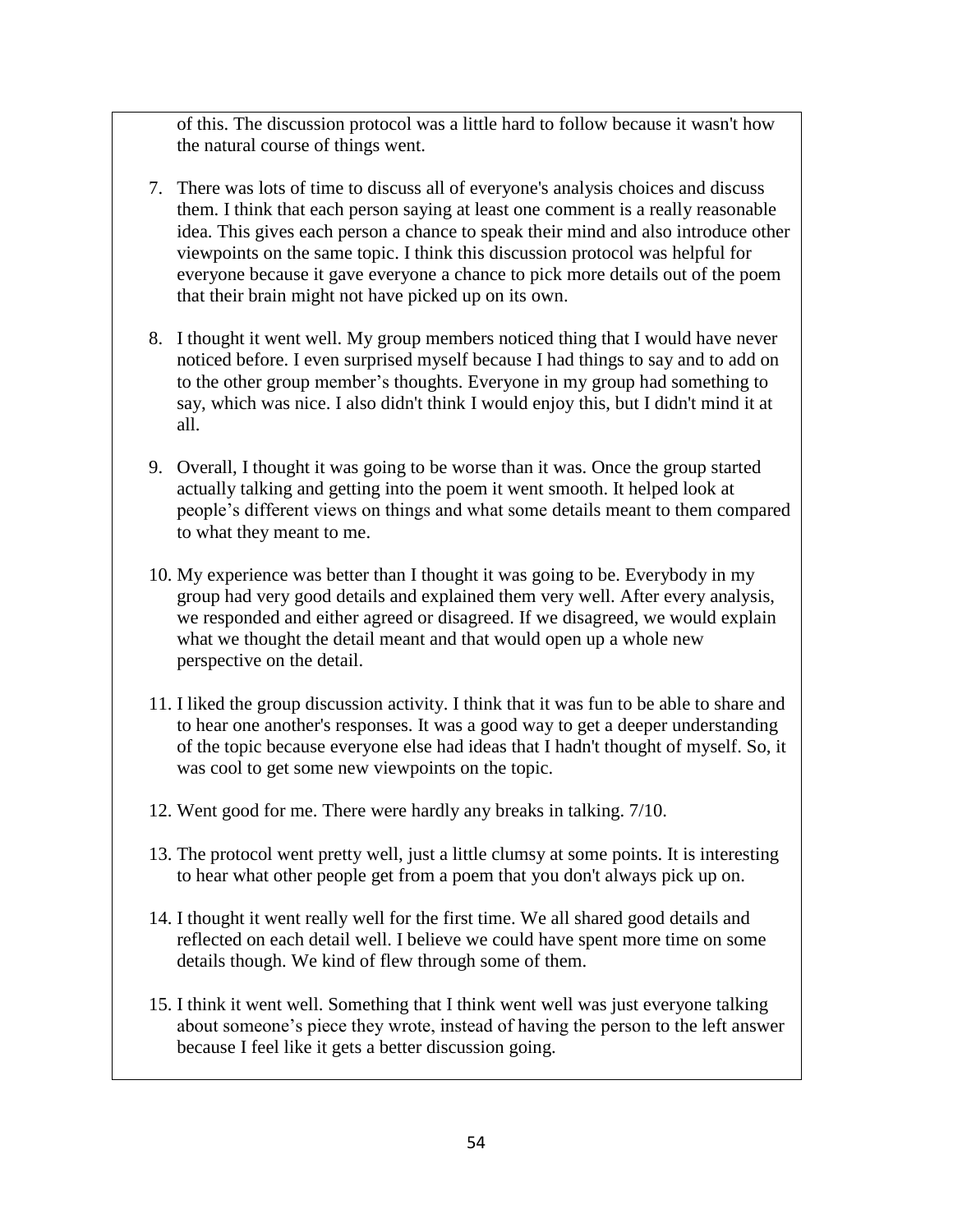of this. The discussion protocol was a little hard to follow because it wasn't how the natural course of things went.

7. There was lots of time to discuss all of everyone's analysis choices and discuss them. I think that each person saying at least one comment is a really reasonable idea. This gives each person a chance to speak their mind and also introduce other viewpoints on the same topic. I think this discussion protocol was helpful for everyone because it gave everyone a chance to pick more details out of the poem that their brain might not have picked up on its own.

8. I thought it went well. My group members noticed thing that I would have never noticed before. I even surprised myself because I had things to say and to add on to the other group member's thoughts. Everyone in my group had something to say, which was nice. I also didn't think I would enjoy this, but I didn't mind it at all.

9. Overall, I thought it was going to be worse than it was. Once the group started actually talking and getting into the poem it went smooth. It helped look at people's different views on things and what some details meant to them compared to what they meant to me.

10. My experience was better than I thought it was going to be. Everybody in my group had very good details and explained them very well. After every analysis, we responded and either agreed or disagreed. If we disagreed, we would explain what we thought the detail meant and that would open up a whole new perspective on the detail.

11. I liked the group discussion activity. I think that it was fun to be able to share and to hear one another's responses. It was a good way to get a deeper understanding of the topic because everyone else had ideas that I hadn't thought of myself. So, it was cool to get some new viewpoints on the topic.

12. Went good for me. There were hardly any breaks in talking. 7/10.

13. The protocol went pretty well, just a little clumsy at some points. It is interesting to hear what other people get from a poem that you don't always pick up on.

14. I thought it went really well for the first time. We all shared good details and reflected on each detail well. I believe we could have spent more time on some details though. We kind of flew through some of them.

15. I think it went well. Something that I think went well was just everyone talking about someone's piece they wrote, instead of having the person to the left answer because I feel like it gets a better discussion going.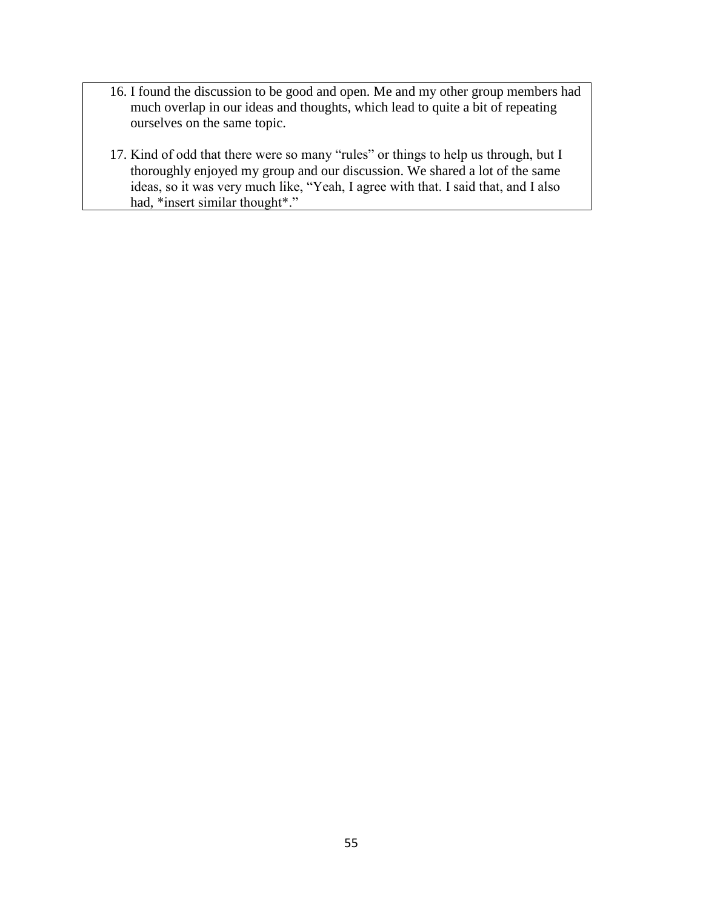16. I found the discussion to be good and open. Me and my other group members had much overlap in our ideas and thoughts, which lead to quite a bit of repeating ourselves on the same topic.

17. Kind of odd that there were so many "rules" or things to help us through, but I thoroughly enjoyed my group and our discussion. We shared a lot of the same ideas, so it was very much like, "Yeah, I agree with that. I said that, and I also had, *insert similar thought*."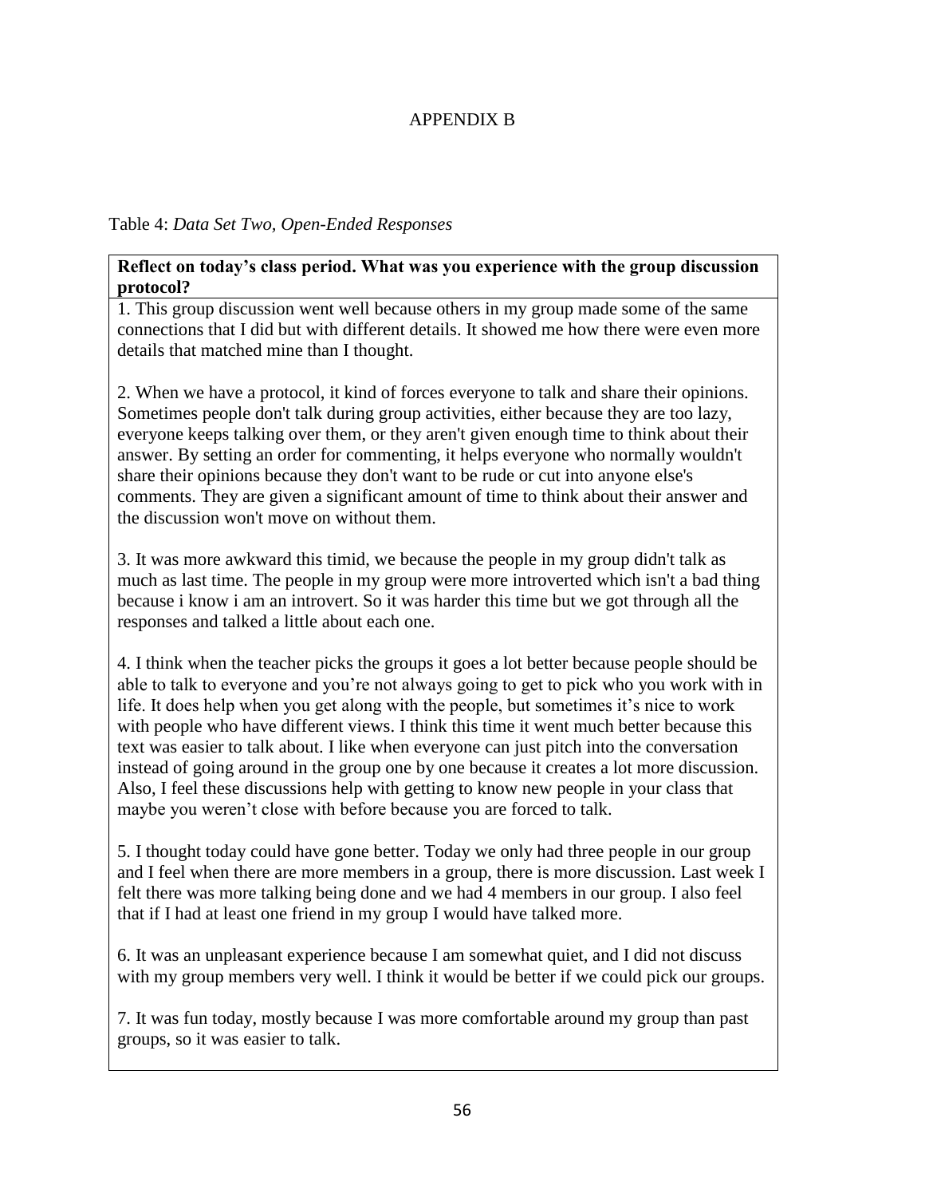# APPENDIX B

Table 4: *Data Set Two, Open-Ended Responses*

| **Reflect on today's class period. What was you experience with the group discussion protocol?** |
|---|
| 1. This group discussion went well because others in my group made some of the same connections that I did but with different details. It showed me how there were even more details that matched mine than I thought.<br><br>2. When we have a protocol, it kind of forces everyone to talk and share their opinions. Sometimes people don't talk during group activities, either because they are too lazy, everyone keeps talking over them, or they aren't given enough time to think about their answer. By setting an order for commenting, it helps everyone who normally wouldn't share their opinions because they don't want to be rude or cut into anyone else's comments. They are given a significant amount of time to think about their answer and the discussion won't move on without them.<br><br>3. It was more awkward this timid, we because the people in my group didn't talk as much as last time. The people in my group were more introverted which isn't a bad thing because i know i am an introvert. So it was harder this time but we got through all the responses and talked a little about each one.<br><br>4. I think when the teacher picks the groups it goes a lot better because people should be able to talk to everyone and you're not always going to get to pick who you work with in life. It does help when you get along with the people, but sometimes it's nice to work with people who have different views. I think this time it went much better because this text was easier to talk about. I like when everyone can just pitch into the conversation instead of going around in the group one by one because it creates a lot more discussion. Also, I feel these discussions help with getting to know new people in your class that maybe you weren't close with before because you are forced to talk.<br><br>5. I thought today could have gone better. Today we only had three people in our group and I feel when there are more members in a group, there is more discussion. Last week I felt there was more talking being done and we had 4 members in our group. I also feel that if I had at least one friend in my group I would have talked more.<br><br>6. It was an unpleasant experience because I am somewhat quiet, and I did not discuss with my group members very well. I think it would be better if we could pick our groups.<br><br>7. It was fun today, mostly because I was more comfortable around my group than past groups, so it was easier to talk. |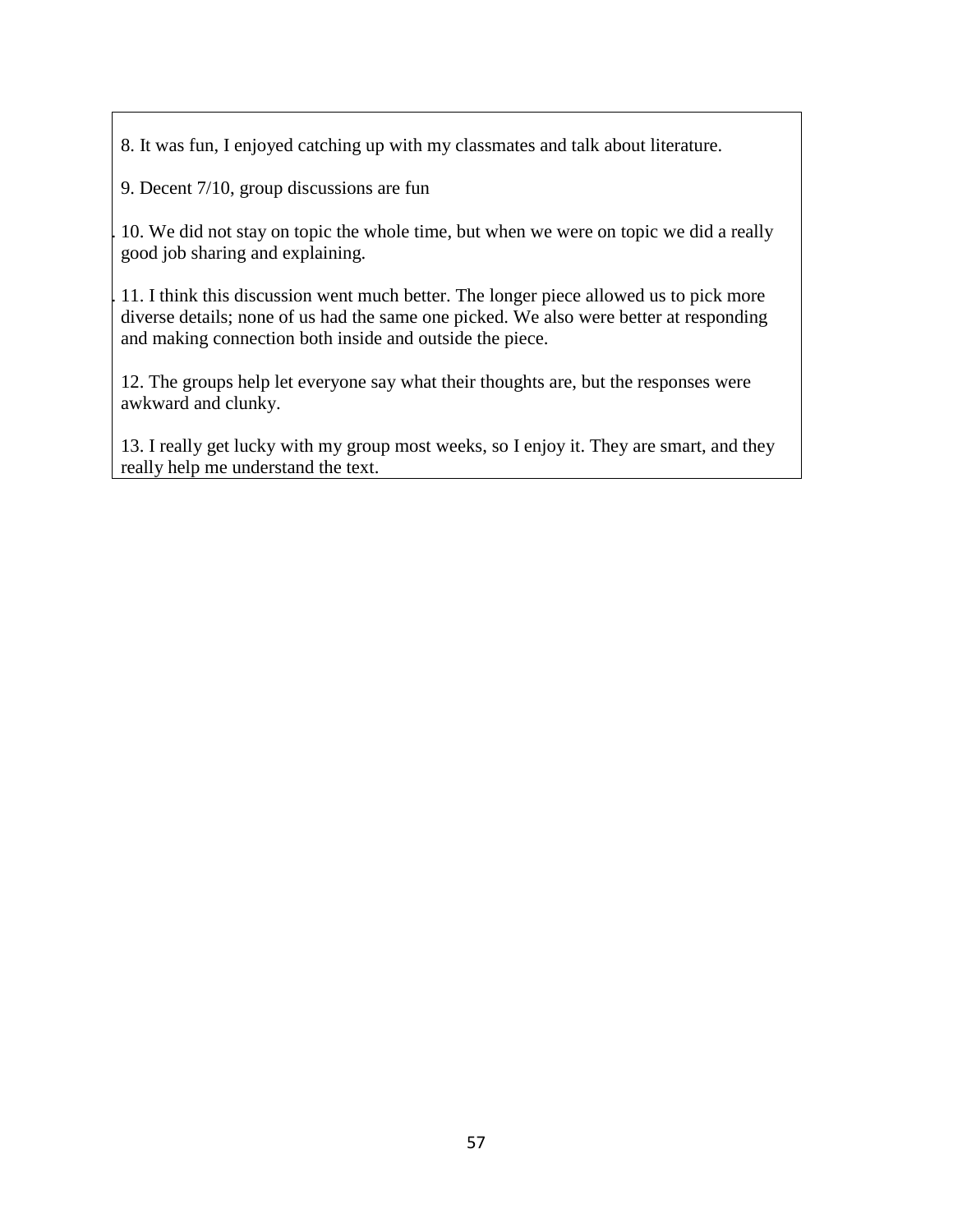8. It was fun, I enjoyed catching up with my classmates and talk about literature.

9. Decent 7/10, group discussions are fun

10. We did not stay on topic the whole time, but when we were on topic we did a really good job sharing and explaining.

11. I think this discussion went much better. The longer piece allowed us to pick more diverse details; none of us had the same one picked. We also were better at responding and making connection both inside and outside the piece.

12. The groups help let everyone say what their thoughts are, but the responses were awkward and clunky.

13. I really get lucky with my group most weeks, so I enjoy it. They are smart, and they really help me understand the text.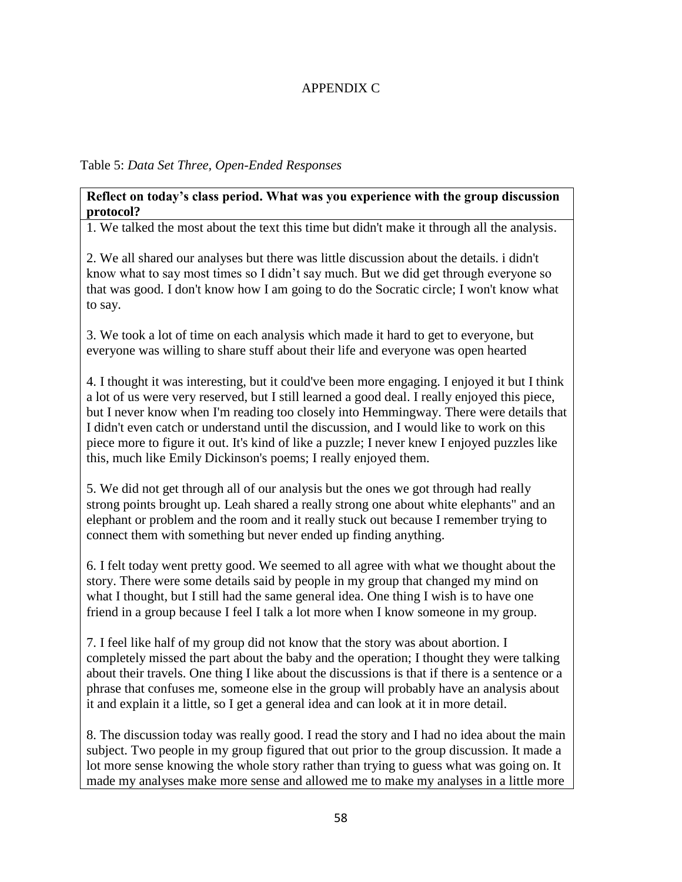APPENDIX C

Table 5: *Data Set Three, Open-Ended Responses*

| **Reflect on today's class period. What was you experience with the group discussion protocol?** |
|---|
| 1. We talked the most about the text this time but didn't make it through all the analysis.<br><br>2. We all shared our analyses but there was little discussion about the details. i didn't know what to say most times so I didn't say much. But we did get through everyone so that was good. I don't know how I am going to do the Socratic circle; I won't know what to say.<br><br>3. We took a lot of time on each analysis which made it hard to get to everyone, but everyone was willing to share stuff about their life and everyone was open hearted<br><br>4. I thought it was interesting, but it could've been more engaging. I enjoyed it but I think a lot of us were very reserved, but I still learned a good deal. I really enjoyed this piece, but I never know when I'm reading too closely into Hemmingway. There were details that I didn't even catch or understand until the discussion, and I would like to work on this piece more to figure it out. It's kind of like a puzzle; I never knew I enjoyed puzzles like this, much like Emily Dickinson's poems; I really enjoyed them.<br><br>5. We did not get through all of our analysis but the ones we got through had really strong points brought up. Leah shared a really strong one about white elephants" and an elephant or problem and the room and it really stuck out because I remember trying to connect them with something but never ended up finding anything.<br><br>6. I felt today went pretty good. We seemed to all agree with what we thought about the story. There were some details said by people in my group that changed my mind on what I thought, but I still had the same general idea. One thing I wish is to have one friend in a group because I feel I talk a lot more when I know someone in my group.<br><br>7. I feel like half of my group did not know that the story was about abortion. I completely missed the part about the baby and the operation; I thought they were talking about their travels. One thing I like about the discussions is that if there is a sentence or a phrase that confuses me, someone else in the group will probably have an analysis about it and explain it a little, so I get a general idea and can look at it in more detail.<br><br>8. The discussion today was really good. I read the story and I had no idea about the main subject. Two people in my group figured that out prior to the group discussion. It made a lot more sense knowing the whole story rather than trying to guess what was going on. It made my analyses make more sense and allowed me to make my analyses in a little more |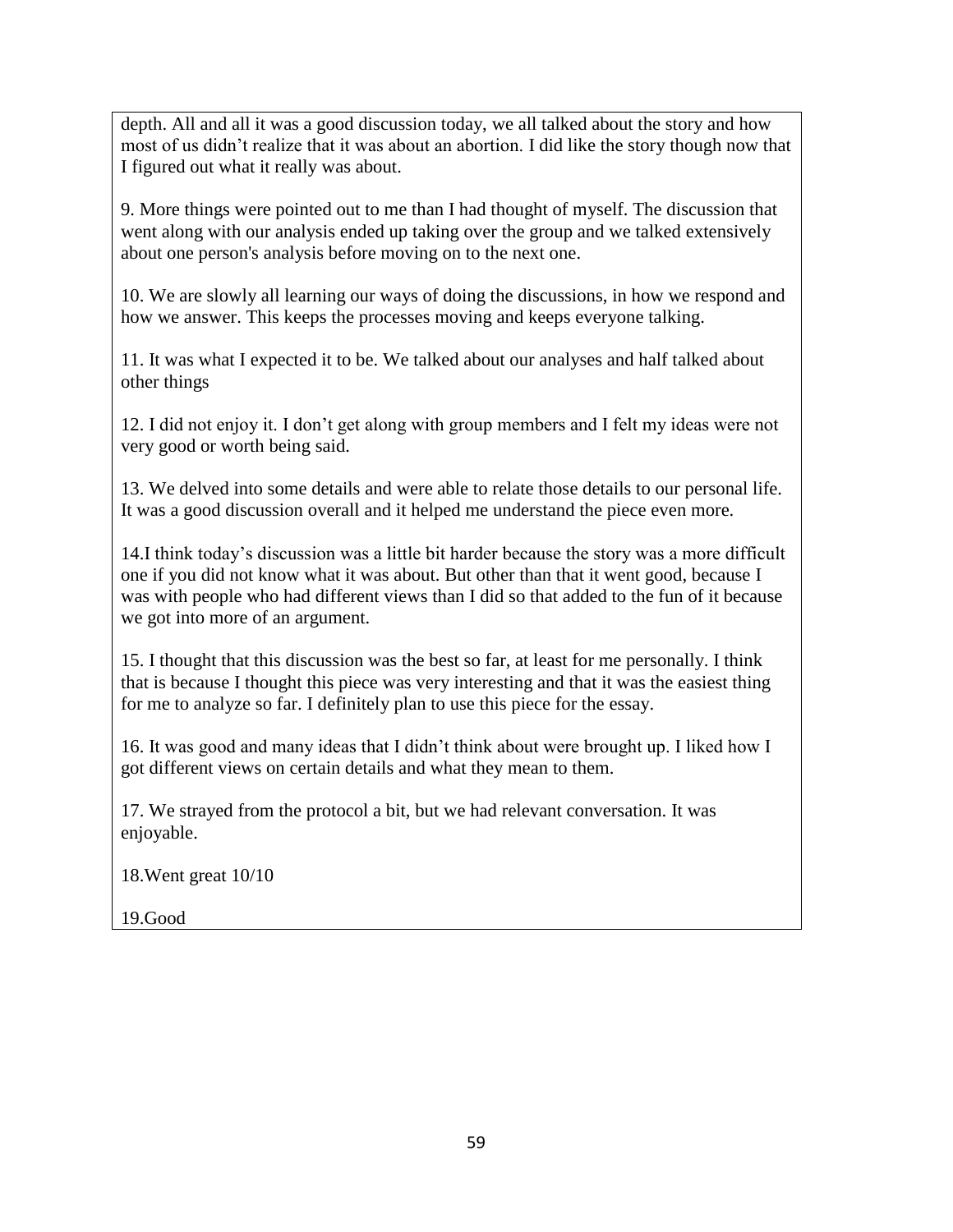depth. All and all it was a good discussion today, we all talked about the story and how most of us didn't realize that it was about an abortion. I did like the story though now that I figured out what it really was about.

9. More things were pointed out to me than I had thought of myself. The discussion that went along with our analysis ended up taking over the group and we talked extensively about one person's analysis before moving on to the next one.

10. We are slowly all learning our ways of doing the discussions, in how we respond and how we answer. This keeps the processes moving and keeps everyone talking.

11. It was what I expected it to be. We talked about our analyses and half talked about other things

12. I did not enjoy it. I don't get along with group members and I felt my ideas were not very good or worth being said.

13. We delved into some details and were able to relate those details to our personal life. It was a good discussion overall and it helped me understand the piece even more.

14.I think today's discussion was a little bit harder because the story was a more difficult one if you did not know what it was about. But other than that it went good, because I was with people who had different views than I did so that added to the fun of it because we got into more of an argument.

15. I thought that this discussion was the best so far, at least for me personally. I think that is because I thought this piece was very interesting and that it was the easiest thing for me to analyze so far. I definitely plan to use this piece for the essay.

16. It was good and many ideas that I didn't think about were brought up. I liked how I got different views on certain details and what they mean to them.

17. We strayed from the protocol a bit, but we had relevant conversation. It was enjoyable.

18.Went great 10/10

19.Good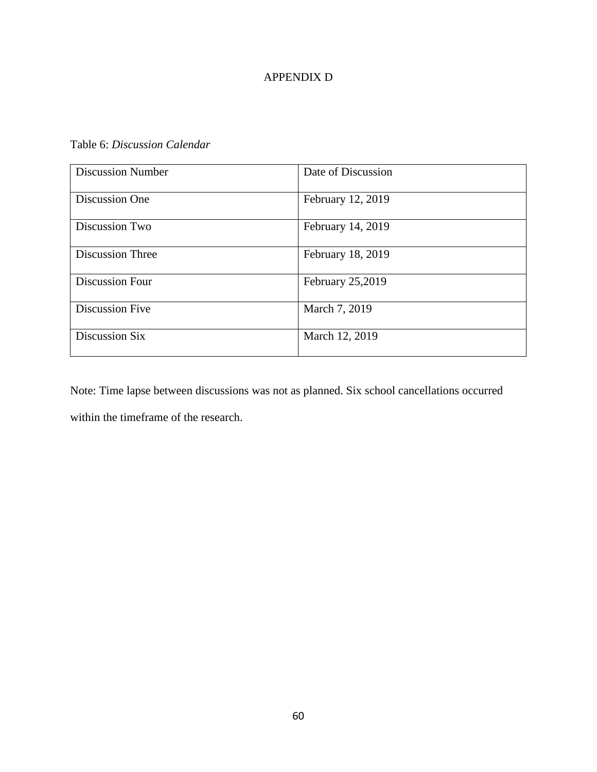# APPENDIX D

Table 6: *Discussion Calendar*

| Discussion Number | Date of Discussion |
|---|---|
| Discussion One | February 12, 2019 |
| Discussion Two | February 14, 2019 |
| Discussion Three | February 18, 2019 |
| Discussion Four | February 25,2019 |
| Discussion Five | March 7, 2019 |
| Discussion Six | March 12, 2019 |

Note: Time lapse between discussions was not as planned. Six school cancellations occurred within the timeframe of the research.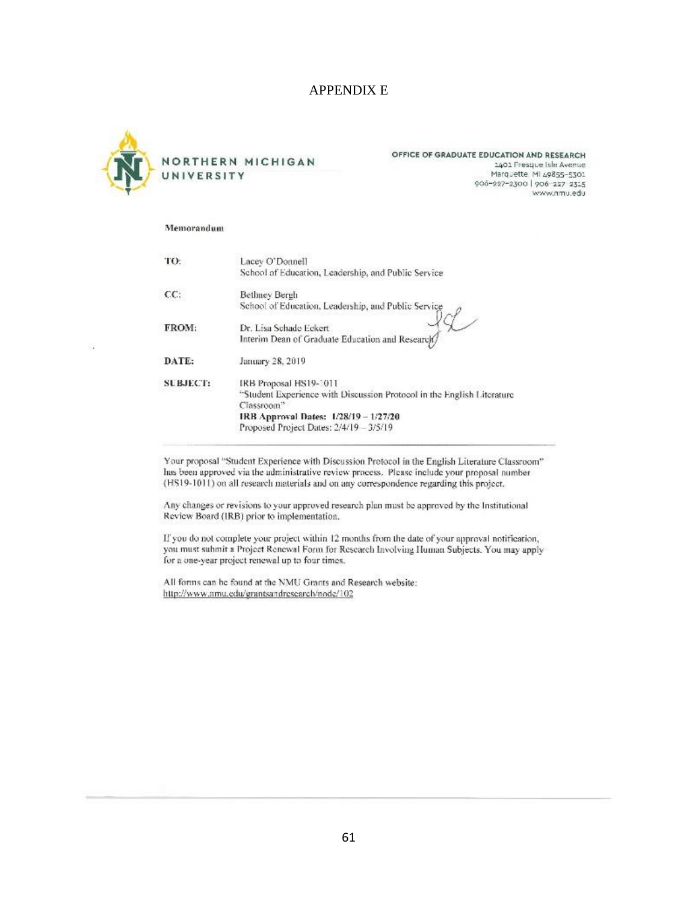# APPENDIX E

NORTHERN MICHIGAN UNIVERSITY

OFFICE OF GRADUATE EDUCATION AND RESEARCH
1401 Presque Isle Avenue
Marquette, MI 49855-5301
906-227-2300 | 906-227-2315
www.nmu.edu

**Memorandum**

| | |
|---|---|
| **TO:** | Lacey O'Donnell<br>School of Education, Leadership, and Public Service |
| **CC:** | Bethney Bergh<br>School of Education, Leadership, and Public Service |
| **FROM:** | Dr. Lisa Schade Eckert<br>Interim Dean of Graduate Education and Research |
| **DATE:** | January 28, 2019 |
| **SUBJECT:** | IRB Proposal HS19-1011<br>"Student Experience with Discussion Protocol in the English Literature Classroom"<br>**IRB Approval Dates: 1/28/19 – 1/27/20**<br>Proposed Project Dates: 2/4/19 – 3/5/19 |

Your proposal "Student Experience with Discussion Protocol in the English Literature Classroom" has been approved via the administrative review process. Please include your proposal number (HS19-1011) on all research materials and on any correspondence regarding this project.

Any changes or revisions to your approved research plan must be approved by the Institutional Review Board (IRB) prior to implementation.

If you do not complete your project within 12 months from the date of your approval notification, you must submit a Project Renewal Form for Research Involving Human Subjects. You may apply for a one-year project renewal up to four times.

All forms can be found at the NMU Grants and Research website:
http://www.nmu.edu/grantsandresearch/node/102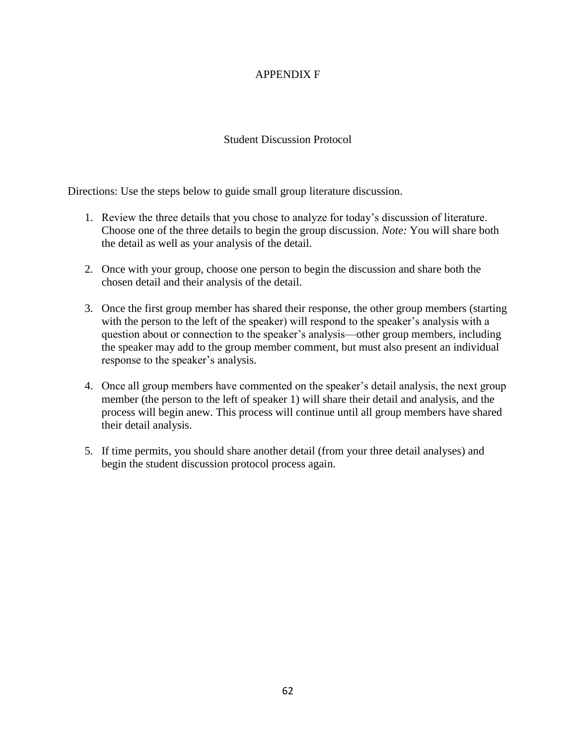# APPENDIX F

## Student Discussion Protocol

Directions: Use the steps below to guide small group literature discussion.

1. Review the three details that you chose to analyze for today's discussion of literature. Choose one of the three details to begin the group discussion. *Note:* You will share both the detail as well as your analysis of the detail.

2. Once with your group, choose one person to begin the discussion and share both the chosen detail and their analysis of the detail.

3. Once the first group member has shared their response, the other group members (starting with the person to the left of the speaker) will respond to the speaker's analysis with a question about or connection to the speaker's analysis—other group members, including the speaker may add to the group member comment, but must also present an individual response to the speaker's analysis.

4. Once all group members have commented on the speaker's detail analysis, the next group member (the person to the left of speaker 1) will share their detail and analysis, and the process will begin anew. This process will continue until all group members have shared their detail analysis.

5. If time permits, you should share another detail (from your three detail analyses) and begin the student discussion protocol process again.